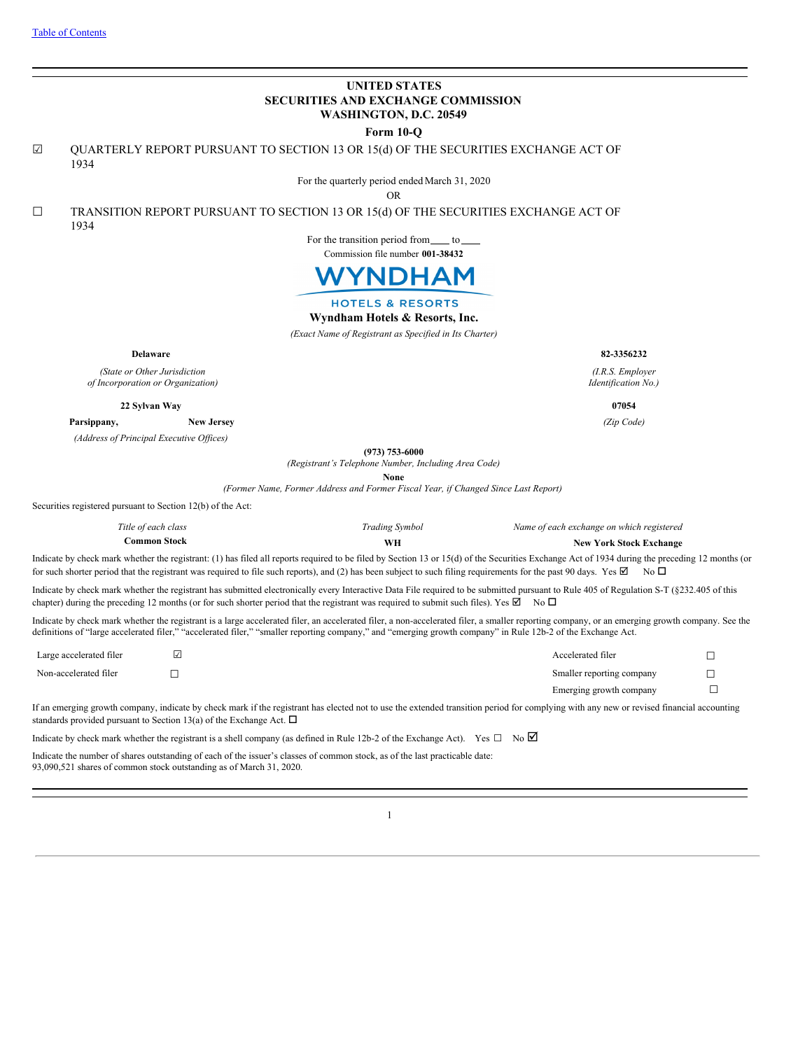[Table of Contents](#)

# UNITED STATES
# SECURITIES AND EXCHANGE COMMISSION
## WASHINGTON, D.C. 20549

**Form 10-Q**

☑ QUARTERLY REPORT PURSUANT TO SECTION 13 OR 15(d) OF THE SECURITIES EXCHANGE ACT OF 1934

For the quarterly period ended March 31, 2020

OR

☐ TRANSITION REPORT PURSUANT TO SECTION 13 OR 15(d) OF THE SECURITIES EXCHANGE ACT OF 1934

For the transition period from\_\_\_\_ to\_\_\_\_

Commission file number **001-38432**

WYNDHAM
HOTELS & RESORTS

**Wyndham Hotels & Resorts, Inc.**

*(Exact Name of Registrant as Specified in Its Charter)*

| **Delaware** | **82-3356232** |
|---|---|
| *(State or Other Jurisdiction of Incorporation or Organization)* | *(I.R.S. Employer Identification No.)* |
| **22 Sylvan Way** | **07054** |
| **Parsippany, New Jersey** | *(Zip Code)* |
| *(Address of Principal Executive Offices)* | |

**(973) 753-6000**

*(Registrant's Telephone Number, Including Area Code)*

**None**

*(Former Name, Former Address and Former Fiscal Year, if Changed Since Last Report)*

Securities registered pursuant to Section 12(b) of the Act:

| *Title of each class* | *Trading Symbol* | *Name of each exchange on which registered* |
|---|---|---|
| **Common Stock** | **WH** | **New York Stock Exchange** |

Indicate by check mark whether the registrant: (1) has filed all reports required to be filed by Section 13 or 15(d) of the Securities Exchange Act of 1934 during the preceding 12 months (or for such shorter period that the registrant was required to file such reports), and (2) has been subject to such filing requirements for the past 90 days. Yes ☑ No ☐

Indicate by check mark whether the registrant has submitted electronically every Interactive Data File required to be submitted pursuant to Rule 405 of Regulation S-T (§232.405 of this chapter) during the preceding 12 months (or for such shorter period that the registrant was required to submit such files). Yes ☑ No ☐

Indicate by check mark whether the registrant is a large accelerated filer, an accelerated filer, a non-accelerated filer, a smaller reporting company, or an emerging growth company. See the definitions of "large accelerated filer," "accelerated filer," "smaller reporting company," and "emerging growth company" in Rule 12b-2 of the Exchange Act.

| | | | |
|---|---|---|---|
| Large accelerated filer | ☑ | Accelerated filer | ☐ |
| Non-accelerated filer | ☐ | Smaller reporting company | ☐ |
| | | Emerging growth company | ☐ |

If an emerging growth company, indicate by check mark if the registrant has elected not to use the extended transition period for complying with any new or revised financial accounting standards provided pursuant to Section 13(a) of the Exchange Act. ☐

Indicate by check mark whether the registrant is a shell company (as defined in Rule 12b-2 of the Exchange Act). Yes ☐ No ☑

Indicate the number of shares outstanding of each of the issuer's classes of common stock, as of the last practicable date:
93,090,521 shares of common stock outstanding as of March 31, 2020.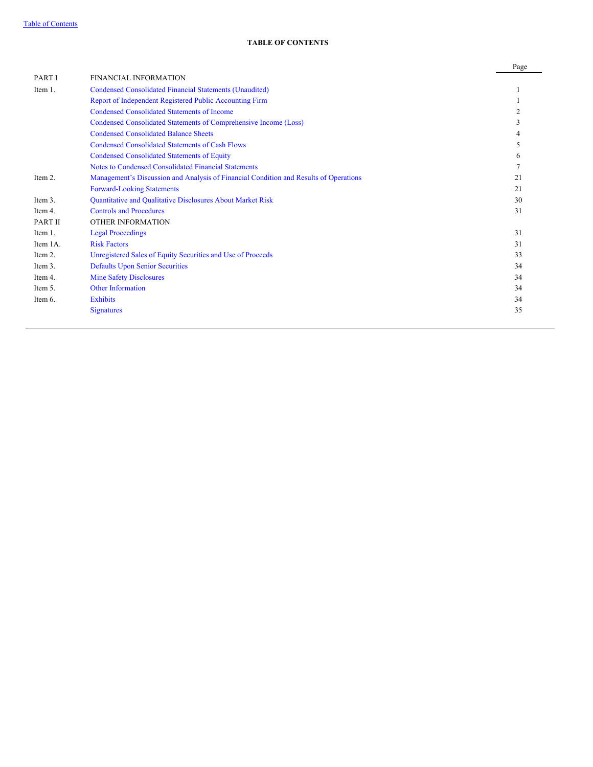## TABLE OF CONTENTS

| | | Page |
|---|---|---|
| PART I | FINANCIAL INFORMATION | |
| Item 1. | Condensed Consolidated Financial Statements (Unaudited) | 1 |
| | Report of Independent Registered Public Accounting Firm | 1 |
| | Condensed Consolidated Statements of Income | 2 |
| | Condensed Consolidated Statements of Comprehensive Income (Loss) | 3 |
| | Condensed Consolidated Balance Sheets | 4 |
| | Condensed Consolidated Statements of Cash Flows | 5 |
| | Condensed Consolidated Statements of Equity | 6 |
| | Notes to Condensed Consolidated Financial Statements | 7 |
| Item 2. | Management's Discussion and Analysis of Financial Condition and Results of Operations | 21 |
| | Forward-Looking Statements | 21 |
| Item 3. | Quantitative and Qualitative Disclosures About Market Risk | 30 |
| Item 4. | Controls and Procedures | 31 |
| PART II | OTHER INFORMATION | |
| Item 1. | Legal Proceedings | 31 |
| Item 1A. | Risk Factors | 31 |
| Item 2. | Unregistered Sales of Equity Securities and Use of Proceeds | 33 |
| Item 3. | Defaults Upon Senior Securities | 34 |
| Item 4. | Mine Safety Disclosures | 34 |
| Item 5. | Other Information | 34 |
| Item 6. | Exhibits | 34 |
| | Signatures | 35 |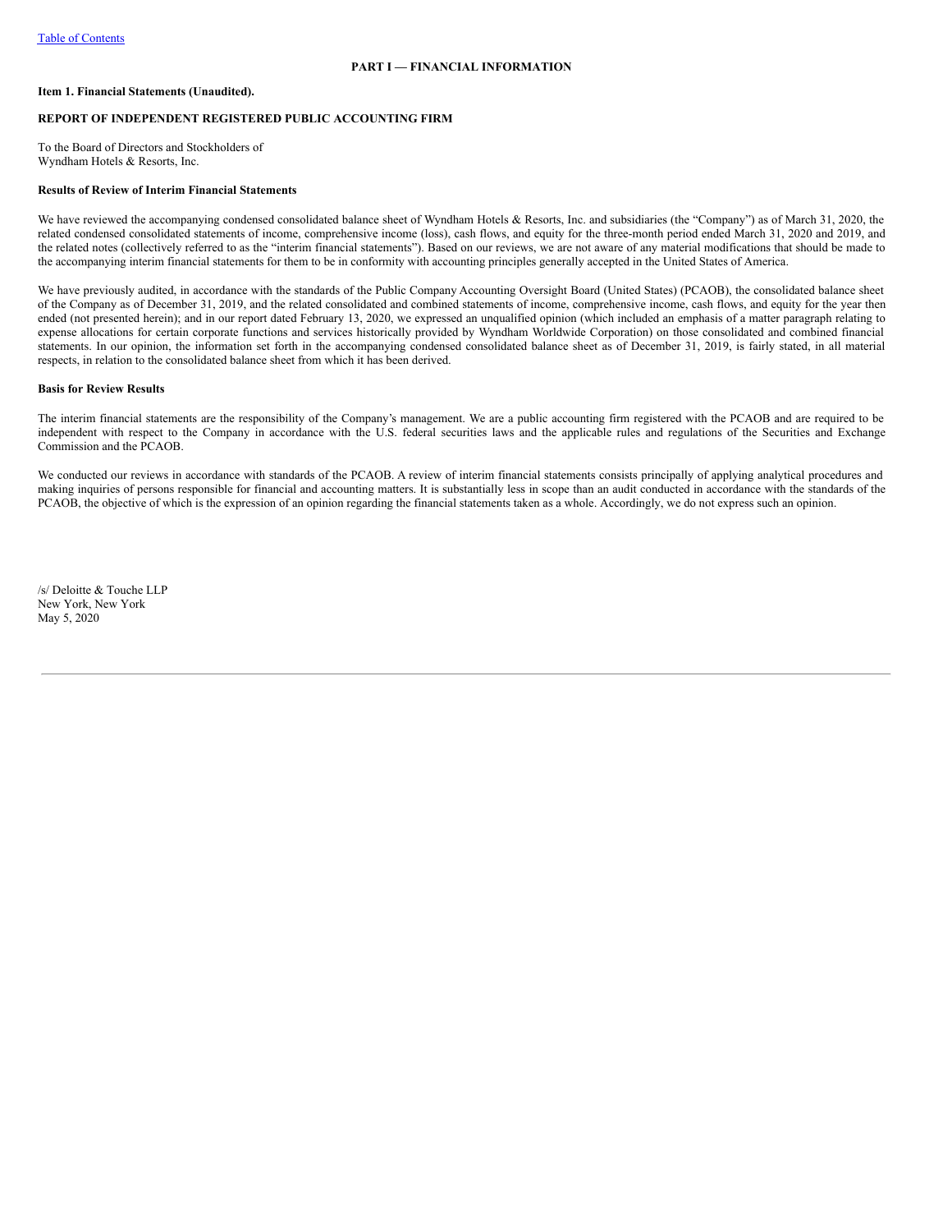## PART I — FINANCIAL INFORMATION

### Item 1. Financial Statements (Unaudited).

### REPORT OF INDEPENDENT REGISTERED PUBLIC ACCOUNTING FIRM

To the Board of Directors and Stockholders of
Wyndham Hotels & Resorts, Inc.

**Results of Review of Interim Financial Statements**

We have reviewed the accompanying condensed consolidated balance sheet of Wyndham Hotels & Resorts, Inc. and subsidiaries (the "Company") as of March 31, 2020, the related condensed consolidated statements of income, comprehensive income (loss), cash flows, and equity for the three-month period ended March 31, 2020 and 2019, and the related notes (collectively referred to as the "interim financial statements"). Based on our reviews, we are not aware of any material modifications that should be made to the accompanying interim financial statements for them to be in conformity with accounting principles generally accepted in the United States of America.

We have previously audited, in accordance with the standards of the Public Company Accounting Oversight Board (United States) (PCAOB), the consolidated balance sheet of the Company as of December 31, 2019, and the related consolidated and combined statements of income, comprehensive income, cash flows, and equity for the year then ended (not presented herein); and in our report dated February 13, 2020, we expressed an unqualified opinion (which included an emphasis of a matter paragraph relating to expense allocations for certain corporate functions and services historically provided by Wyndham Worldwide Corporation) on those consolidated and combined financial statements. In our opinion, the information set forth in the accompanying condensed consolidated balance sheet as of December 31, 2019, is fairly stated, in all material respects, in relation to the consolidated balance sheet from which it has been derived.

**Basis for Review Results**

The interim financial statements are the responsibility of the Company's management. We are a public accounting firm registered with the PCAOB and are required to be independent with respect to the Company in accordance with the U.S. federal securities laws and the applicable rules and regulations of the Securities and Exchange Commission and the PCAOB.

We conducted our reviews in accordance with standards of the PCAOB. A review of interim financial statements consists principally of applying analytical procedures and making inquiries of persons responsible for financial and accounting matters. It is substantially less in scope than an audit conducted in accordance with the standards of the PCAOB, the objective of which is the expression of an opinion regarding the financial statements taken as a whole. Accordingly, we do not express such an opinion.

/s/ Deloitte & Touche LLP
New York, New York
May 5, 2020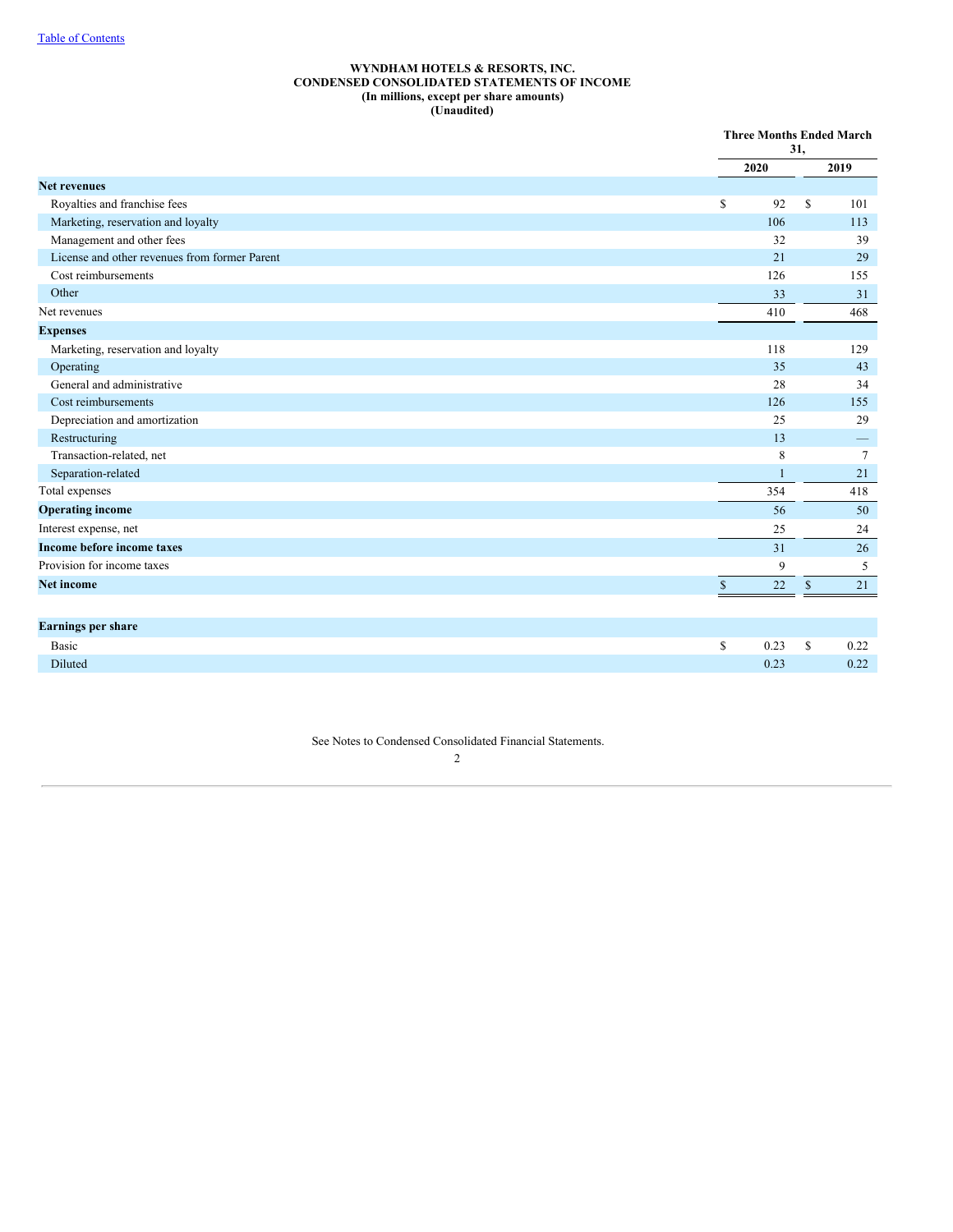# WYNDHAM HOTELS & RESORTS, INC.
## CONDENSED CONSOLIDATED STATEMENTS OF INCOME
### (In millions, except per share amounts)
### (Unaudited)

| | Three Months Ended March 31, | |
|---|---|---|
| | 2020 | 2019 |
| **Net revenues** | | |
| Royalties and franchise fees | $ 92 | $ 101 |
| Marketing, reservation and loyalty | 106 | 113 |
| Management and other fees | 32 | 39 |
| License and other revenues from former Parent | 21 | 29 |
| Cost reimbursements | 126 | 155 |
| Other | 33 | 31 |
| Net revenues | 410 | 468 |
| **Expenses** | | |
| Marketing, reservation and loyalty | 118 | 129 |
| Operating | 35 | 43 |
| General and administrative | 28 | 34 |
| Cost reimbursements | 126 | 155 |
| Depreciation and amortization | 25 | 29 |
| Restructuring | 13 | — |
| Transaction-related, net | 8 | 7 |
| Separation-related | 1 | 21 |
| Total expenses | 354 | 418 |
| **Operating income** | 56 | 50 |
| Interest expense, net | 25 | 24 |
| **Income before income taxes** | 31 | 26 |
| Provision for income taxes | 9 | 5 |
| **Net income** | $ 22 | $ 21 |
| | | |
| **Earnings per share** | | |
| Basic | $ 0.23 | $ 0.22 |
| Diluted | 0.23 | 0.22 |

See Notes to Condensed Consolidated Financial Statements.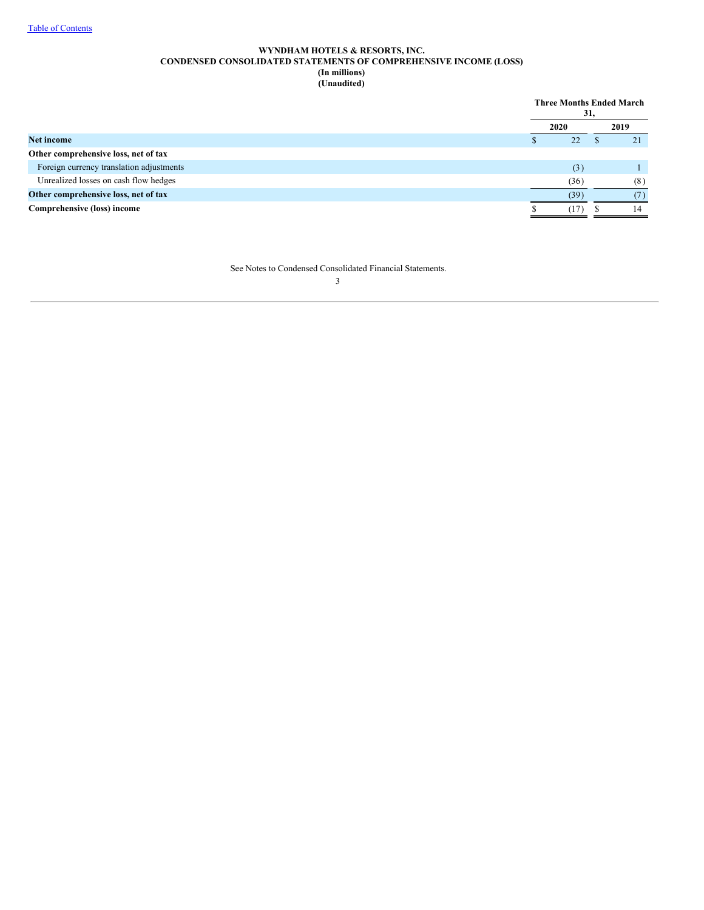Table of Contents

**WYNDHAM HOTELS & RESORTS, INC.**
**CONDENSED CONSOLIDATED STATEMENTS OF COMPREHENSIVE INCOME (LOSS)**
**(In millions)**
**(Unaudited)**

| | Three Months Ended March 31, | |
|---|---|---|
| | 2020 | 2019 |
| **Net income** | $ 22 | $ 21 |
| **Other comprehensive loss, net of tax** | | |
| Foreign currency translation adjustments | (3) | 1 |
| Unrealized losses on cash flow hedges | (36) | (8) |
| **Other comprehensive loss, net of tax** | (39) | (7) |
| **Comprehensive (loss) income** | $ (17) | $ 14 |

See Notes to Condensed Consolidated Financial Statements.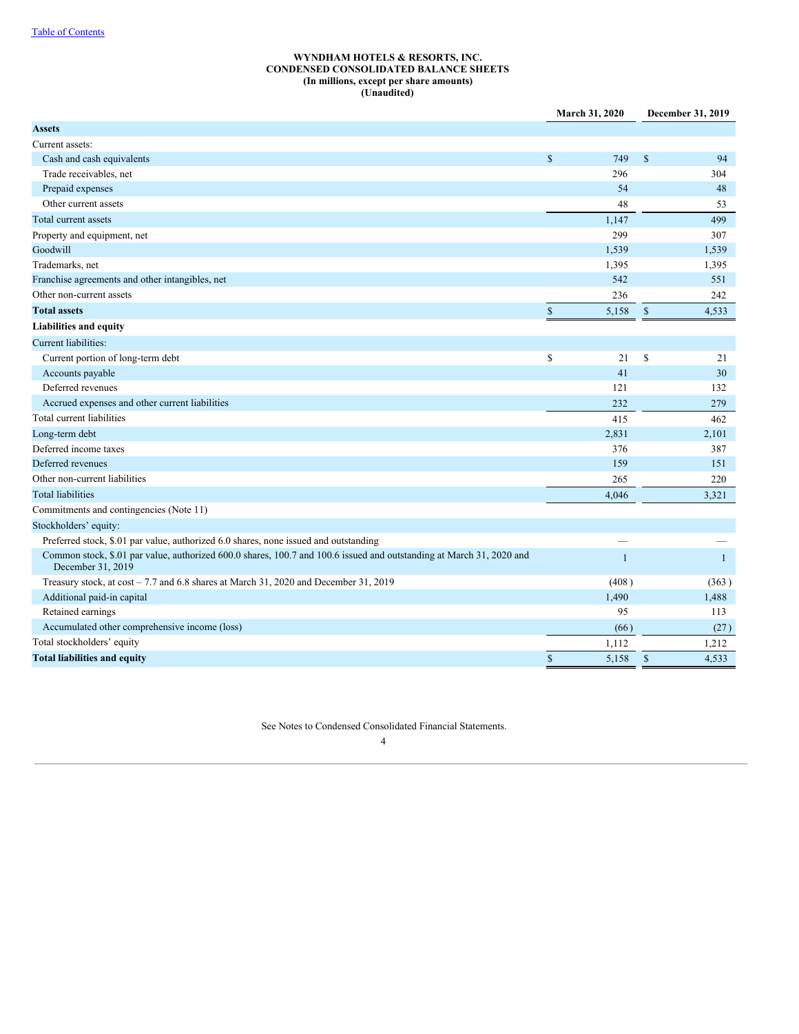WYNDHAM HOTELS & RESORTS, INC.
CONDENSED CONSOLIDATED BALANCE SHEETS
(In millions, except per share amounts)
(Unaudited)

| | March 31, 2020 | December 31, 2019 |
|---|---|---|
| **Assets** | | |
| Current assets: | | |
| Cash and cash equivalents | $ 749 | $ 94 |
| Trade receivables, net | 296 | 304 |
| Prepaid expenses | 54 | 48 |
| Other current assets | 48 | 53 |
| Total current assets | 1,147 | 499 |
| Property and equipment, net | 299 | 307 |
| Goodwill | 1,539 | 1,539 |
| Trademarks, net | 1,395 | 1,395 |
| Franchise agreements and other intangibles, net | 542 | 551 |
| Other non-current assets | 236 | 242 |
| **Total assets** | $ 5,158 | $ 4,533 |
| **Liabilities and equity** | | |
| Current liabilities: | | |
| Current portion of long-term debt | $ 21 | $ 21 |
| Accounts payable | 41 | 30 |
| Deferred revenues | 121 | 132 |
| Accrued expenses and other current liabilities | 232 | 279 |
| Total current liabilities | 415 | 462 |
| Long-term debt | 2,831 | 2,101 |
| Deferred income taxes | 376 | 387 |
| Deferred revenues | 159 | 151 |
| Other non-current liabilities | 265 | 220 |
| Total liabilities | 4,046 | 3,321 |
| Commitments and contingencies (Note 11) | | |
| Stockholders' equity: | | |
| Preferred stock, $.01 par value, authorized 6.0 shares, none issued and outstanding | — | — |
| Common stock, $.01 par value, authorized 600.0 shares, 100.7 and 100.6 issued and outstanding at March 31, 2020 and December 31, 2019 | 1 | 1 |
| Treasury stock, at cost – 7.7 and 6.8 shares at March 31, 2020 and December 31, 2019 | (408) | (363) |
| Additional paid-in capital | 1,490 | 1,488 |
| Retained earnings | 95 | 113 |
| Accumulated other comprehensive income (loss) | (66) | (27) |
| Total stockholders' equity | 1,112 | 1,212 |
| **Total liabilities and equity** | $ 5,158 | $ 4,533 |

See Notes to Condensed Consolidated Financial Statements.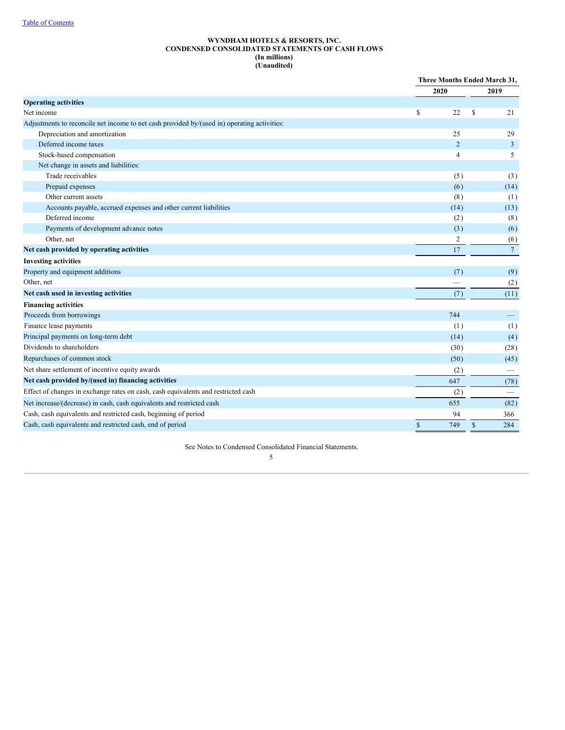# WYNDHAM HOTELS & RESORTS, INC.
## CONDENSED CONSOLIDATED STATEMENTS OF CASH FLOWS
### (In millions)
### (Unaudited)

| | Three Months Ended March 31, | |
|---|---|---|
| | 2020 | 2019 |
| **Operating activities** | | |
| Net income | $ 22 | $ 21 |
| Adjustments to reconcile net income to net cash provided by/(used in) operating activities: | | |
| Depreciation and amortization | 25 | 29 |
| Deferred income taxes | 2 | 3 |
| Stock-based compensation | 4 | 5 |
| Net change in assets and liabilities: | | |
| Trade receivables | (5) | (3) |
| Prepaid expenses | (6) | (14) |
| Other current assets | (8) | (1) |
| Accounts payable, accrued expenses and other current liabilities | (14) | (13) |
| Deferred income | (2) | (8) |
| Payments of development advance notes | (3) | (6) |
| Other, net | 2 | (6) |
| **Net cash provided by operating activities** | 17 | 7 |
| **Investing activities** | | |
| Property and equipment additions | (7) | (9) |
| Other, net | — | (2) |
| **Net cash used in investing activities** | (7) | (11) |
| **Financing activities** | | |
| Proceeds from borrowings | 744 | — |
| Finance lease payments | (1) | (1) |
| Principal payments on long-term debt | (14) | (4) |
| Dividends to shareholders | (30) | (28) |
| Repurchases of common stock | (50) | (45) |
| Net share settlement of incentive equity awards | (2) | — |
| **Net cash provided by/(used in) financing activities** | 647 | (78) |
| Effect of changes in exchange rates on cash, cash equivalents and restricted cash | (2) | — |
| Net increase/(decrease) in cash, cash equivalents and restricted cash | 655 | (82) |
| Cash, cash equivalents and restricted cash, beginning of period | 94 | 366 |
| Cash, cash equivalents and restricted cash, end of period | $ 749 | $ 284 |

See Notes to Condensed Consolidated Financial Statements.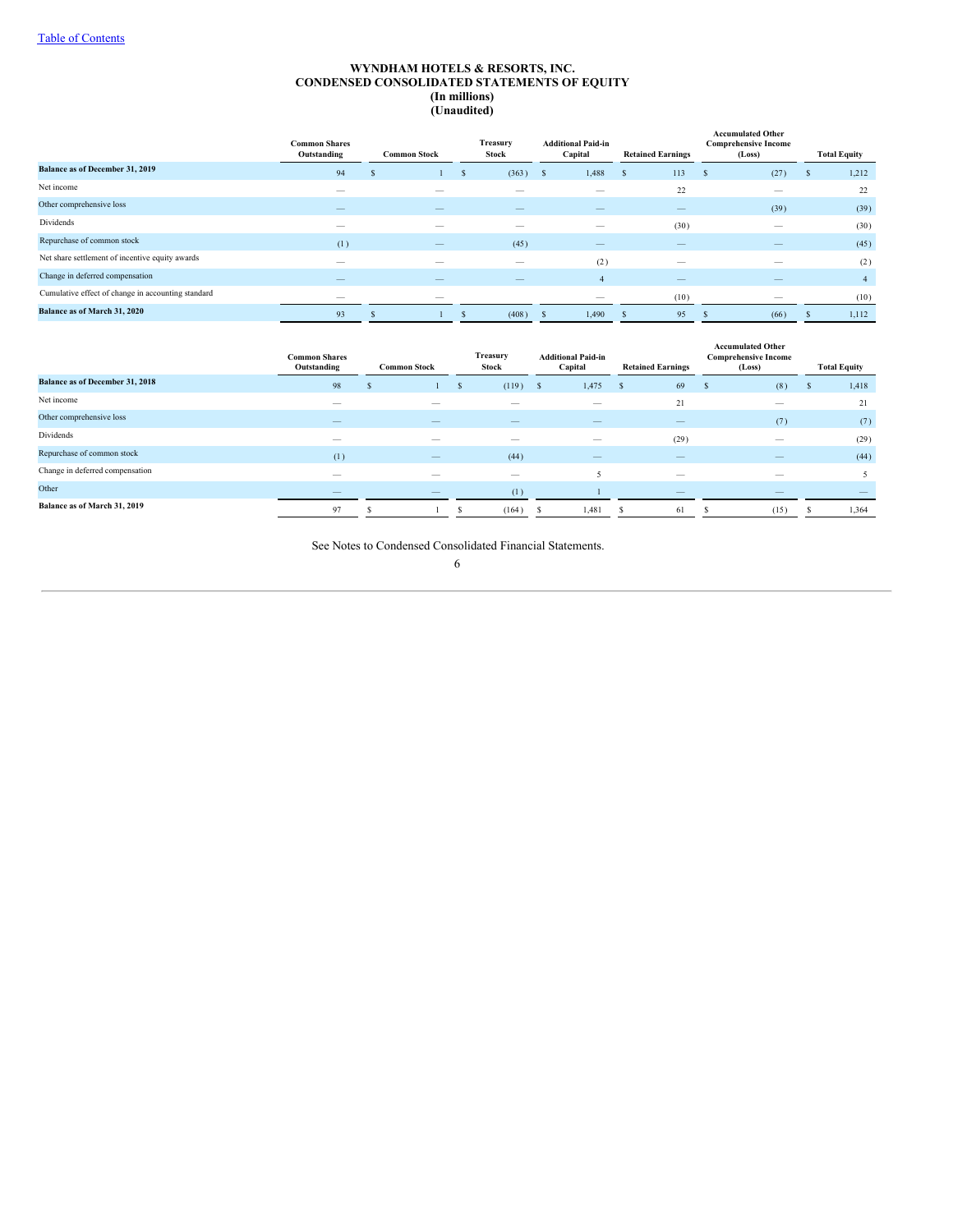[Table of Contents](#)

# WYNDHAM HOTELS & RESORTS, INC.
## CONDENSED CONSOLIDATED STATEMENTS OF EQUITY
### (In millions)
### (Unaudited)

| | Common Shares Outstanding | Common Stock | Treasury Stock | Additional Paid-in Capital | Retained Earnings | Accumulated Other Comprehensive Income (Loss) | Total Equity |
|---|---|---|---|---|---|---|---|
| **Balance as of December 31, 2019** | 94 | $ 1 | $ (363) | $ 1,488 | $ 113 | $ (27) | $ 1,212 |
| Net income | — | — | — | — | 22 | — | 22 |
| Other comprehensive loss | — | — | — | — | — | (39) | (39) |
| Dividends | — | — | — | — | (30) | — | (30) |
| Repurchase of common stock | (1) | — | (45) | — | — | — | (45) |
| Net share settlement of incentive equity awards | — | — | — | (2) | — | — | (2) |
| Change in deferred compensation | — | — | — | 4 | — | — | 4 |
| Cumulative effect of change in accounting standard | — | — | | — | (10) | — | (10) |
| **Balance as of March 31, 2020** | 93 | $ 1 | $ (408) | $ 1,490 | $ 95 | $ (66) | $ 1,112 |

| | Common Shares Outstanding | Common Stock | Treasury Stock | Additional Paid-in Capital | Retained Earnings | Accumulated Other Comprehensive Income (Loss) | Total Equity |
|---|---|---|---|---|---|---|---|
| **Balance as of December 31, 2018** | 98 | $ 1 | $ (119) | $ 1,475 | $ 69 | $ (8) | $ 1,418 |
| Net income | — | — | — | — | 21 | — | 21 |
| Other comprehensive loss | — | — | — | — | — | (7) | (7) |
| Dividends | — | — | — | — | (29) | — | (29) |
| Repurchase of common stock | (1) | — | (44) | — | — | — | (44) |
| Change in deferred compensation | — | — | — | 5 | — | — | 5 |
| Other | — | — | (1) | 1 | — | — | — |
| **Balance as of March 31, 2019** | 97 | $ 1 | $ (164) | $ 1,481 | $ 61 | $ (15) | $ 1,364 |

See Notes to Condensed Consolidated Financial Statements.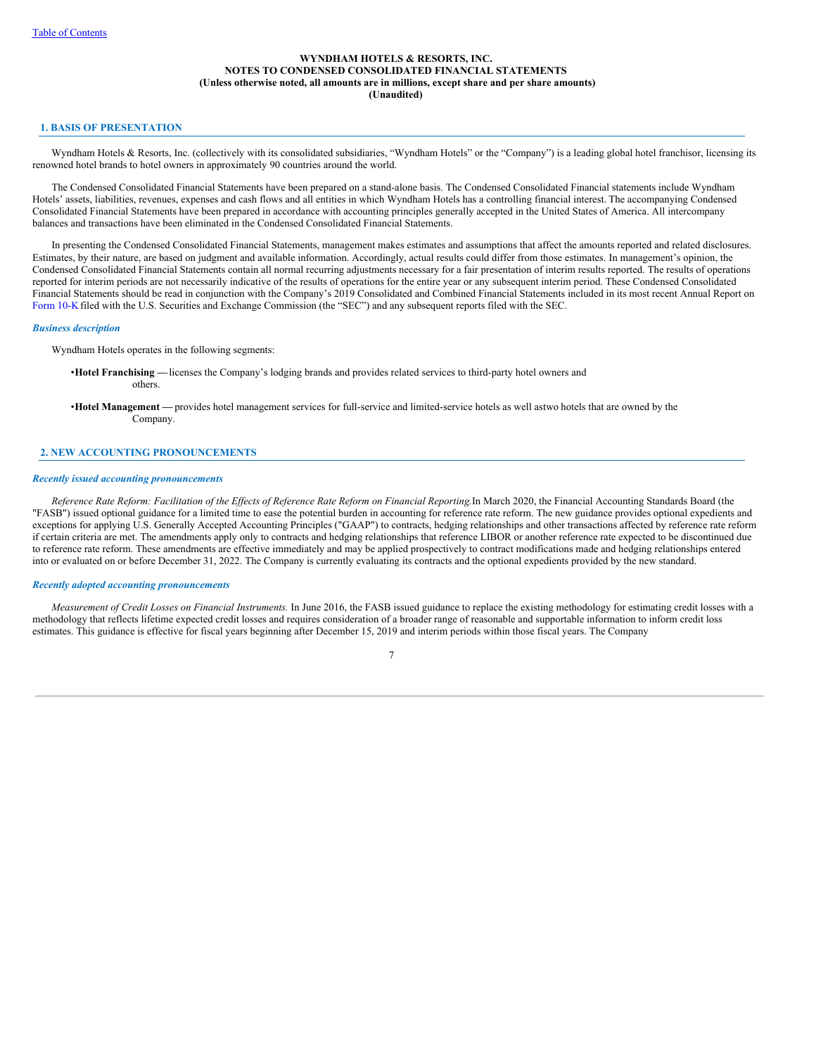# WYNDHAM HOTELS & RESORTS, INC.
# NOTES TO CONDENSED CONSOLIDATED FINANCIAL STATEMENTS
**(Unless otherwise noted, all amounts are in millions, except share and per share amounts)**
**(Unaudited)**

## 1. BASIS OF PRESENTATION

Wyndham Hotels & Resorts, Inc. (collectively with its consolidated subsidiaries, "Wyndham Hotels" or the "Company") is a leading global hotel franchisor, licensing its renowned hotel brands to hotel owners in approximately 90 countries around the world.

The Condensed Consolidated Financial Statements have been prepared on a stand-alone basis. The Condensed Consolidated Financial statements include Wyndham Hotels' assets, liabilities, revenues, expenses and cash flows and all entities in which Wyndham Hotels has a controlling financial interest. The accompanying Condensed Consolidated Financial Statements have been prepared in accordance with accounting principles generally accepted in the United States of America. All intercompany balances and transactions have been eliminated in the Condensed Consolidated Financial Statements.

In presenting the Condensed Consolidated Financial Statements, management makes estimates and assumptions that affect the amounts reported and related disclosures. Estimates, by their nature, are based on judgment and available information. Accordingly, actual results could differ from those estimates. In management's opinion, the Condensed Consolidated Financial Statements contain all normal recurring adjustments necessary for a fair presentation of interim results reported. The results of operations reported for interim periods are not necessarily indicative of the results of operations for the entire year or any subsequent interim period. These Condensed Consolidated Financial Statements should be read in conjunction with the Company's 2019 Consolidated and Combined Financial Statements included in its most recent Annual Report on Form 10-K filed with the U.S. Securities and Exchange Commission (the "SEC") and any subsequent reports filed with the SEC.

### *Business description*

Wyndham Hotels operates in the following segments:

- **Hotel Franchising —** licenses the Company's lodging brands and provides related services to third-party hotel owners and others.
- **Hotel Management —** provides hotel management services for full-service and limited-service hotels as well as two hotels that are owned by the Company.

## 2. NEW ACCOUNTING PRONOUNCEMENTS

### *Recently issued accounting pronouncements*

*Reference Rate Reform: Facilitation of the Effects of Reference Rate Reform on Financial Reporting.* In March 2020, the Financial Accounting Standards Board (the "FASB") issued optional guidance for a limited time to ease the potential burden in accounting for reference rate reform. The new guidance provides optional expedients and exceptions for applying U.S. Generally Accepted Accounting Principles ("GAAP") to contracts, hedging relationships and other transactions affected by reference rate reform if certain criteria are met. The amendments apply only to contracts and hedging relationships that reference LIBOR or another reference rate expected to be discontinued due to reference rate reform. These amendments are effective immediately and may be applied prospectively to contract modifications made and hedging relationships entered into or evaluated on or before December 31, 2022. The Company is currently evaluating its contracts and the optional expedients provided by the new standard.

### *Recently adopted accounting pronouncements*

*Measurement of Credit Losses on Financial Instruments.* In June 2016, the FASB issued guidance to replace the existing methodology for estimating credit losses with a methodology that reflects lifetime expected credit losses and requires consideration of a broader range of reasonable and supportable information to inform credit loss estimates. This guidance is effective for fiscal years beginning after December 15, 2019 and interim periods within those fiscal years. The Company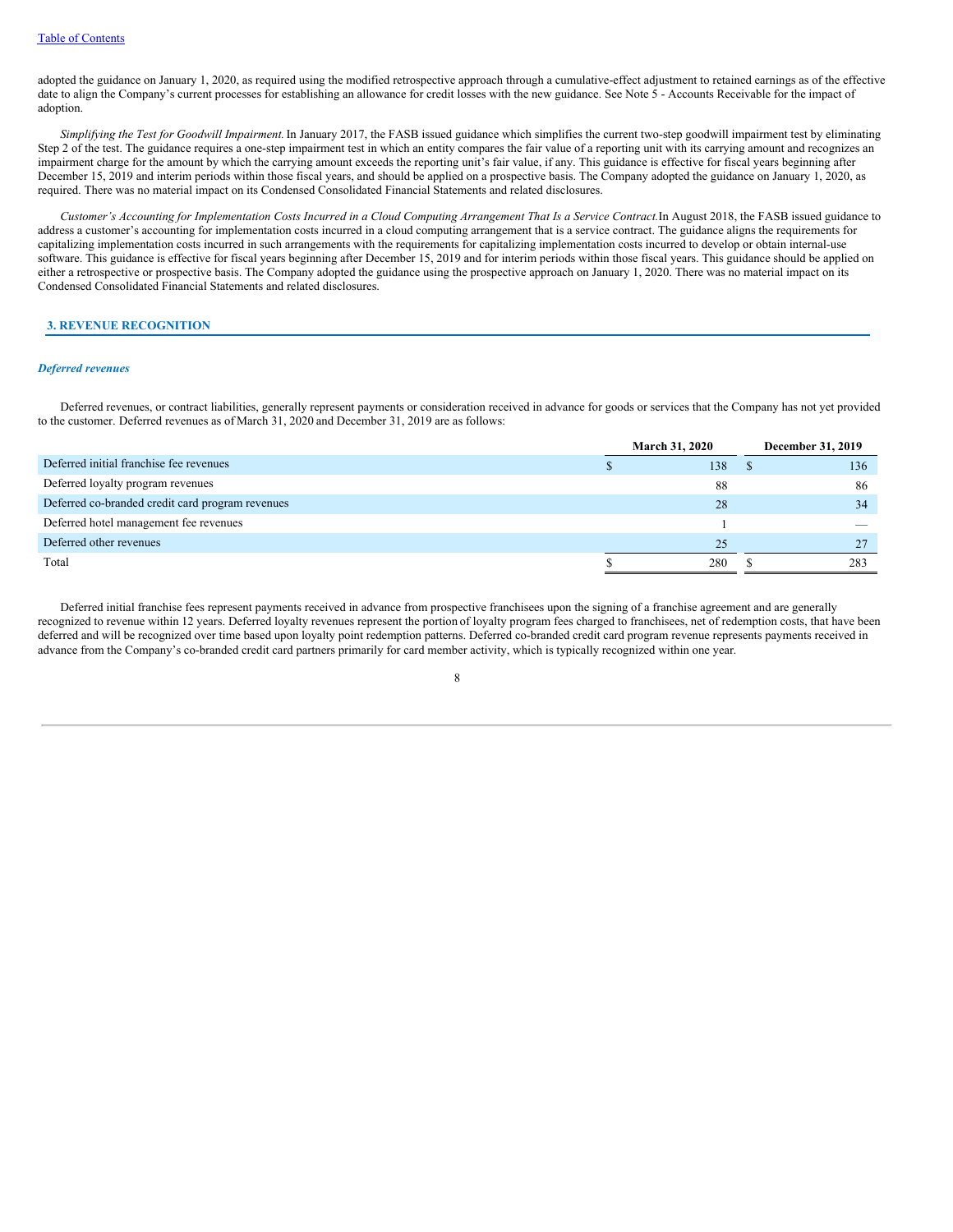adopted the guidance on January 1, 2020, as required using the modified retrospective approach through a cumulative-effect adjustment to retained earnings as of the effective date to align the Company's current processes for establishing an allowance for credit losses with the new guidance. See Note 5 - Accounts Receivable for the impact of adoption.

*Simplifying the Test for Goodwill Impairment.* In January 2017, the FASB issued guidance which simplifies the current two-step goodwill impairment test by eliminating Step 2 of the test. The guidance requires a one-step impairment test in which an entity compares the fair value of a reporting unit with its carrying amount and recognizes an impairment charge for the amount by which the carrying amount exceeds the reporting unit's fair value, if any. This guidance is effective for fiscal years beginning after December 15, 2019 and interim periods within those fiscal years, and should be applied on a prospective basis. The Company adopted the guidance on January 1, 2020, as required. There was no material impact on its Condensed Consolidated Financial Statements and related disclosures.

*Customer's Accounting for Implementation Costs Incurred in a Cloud Computing Arrangement That Is a Service Contract.* In August 2018, the FASB issued guidance to address a customer's accounting for implementation costs incurred in a cloud computing arrangement that is a service contract. The guidance aligns the requirements for capitalizing implementation costs incurred in such arrangements with the requirements for capitalizing implementation costs incurred to develop or obtain internal-use software. This guidance is effective for fiscal years beginning after December 15, 2019 and for interim periods within those fiscal years. This guidance should be applied on either a retrospective or prospective basis. The Company adopted the guidance using the prospective approach on January 1, 2020. There was no material impact on its Condensed Consolidated Financial Statements and related disclosures.

## 3. REVENUE RECOGNITION

### *Deferred revenues*

Deferred revenues, or contract liabilities, generally represent payments or consideration received in advance for goods or services that the Company has not yet provided to the customer. Deferred revenues as of March 31, 2020 and December 31, 2019 are as follows:

| | March 31, 2020 | December 31, 2019 |
|---|---|---|
| Deferred initial franchise fee revenues | $ 138 | $ 136 |
| Deferred loyalty program revenues | 88 | 86 |
| Deferred co-branded credit card program revenues | 28 | 34 |
| Deferred hotel management fee revenues | 1 | — |
| Deferred other revenues | 25 | 27 |
| Total | $ 280 | $ 283 |

Deferred initial franchise fees represent payments received in advance from prospective franchisees upon the signing of a franchise agreement and are generally recognized to revenue within 12 years. Deferred loyalty revenues represent the portion of loyalty program fees charged to franchisees, net of redemption costs, that have been deferred and will be recognized over time based upon loyalty point redemption patterns. Deferred co-branded credit card program revenue represents payments received in advance from the Company's co-branded credit card partners primarily for card member activity, which is typically recognized within one year.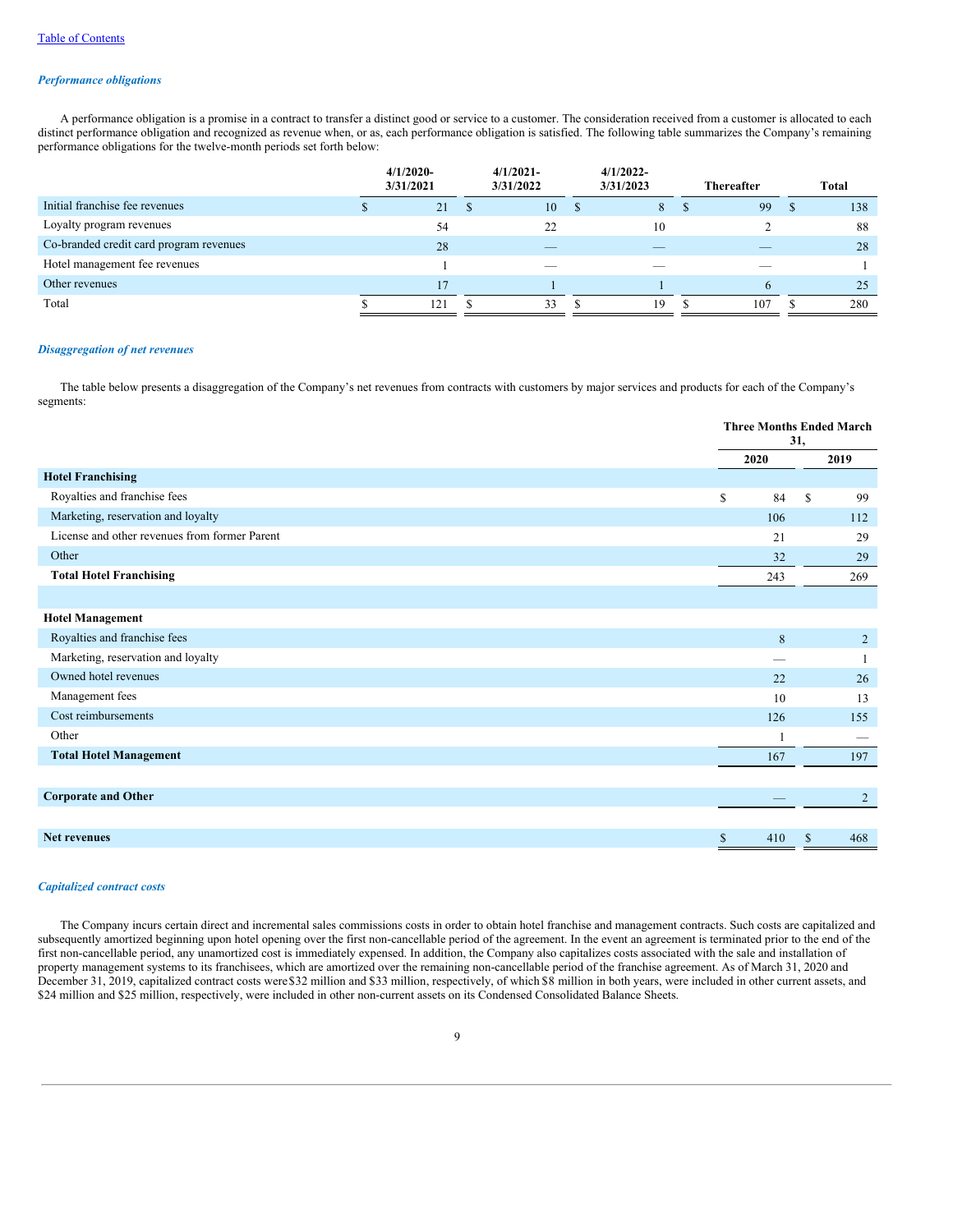*Performance obligations*

A performance obligation is a promise in a contract to transfer a distinct good or service to a customer. The consideration received from a customer is allocated to each distinct performance obligation and recognized as revenue when, or as, each performance obligation is satisfied. The following table summarizes the Company's remaining performance obligations for the twelve-month periods set forth below:

| | 4/1/2020-3/31/2021 | 4/1/2021-3/31/2022 | 4/1/2022-3/31/2023 | Thereafter | Total |
|---|---|---|---|---|---|
| Initial franchise fee revenues | $ 21 | $ 10 | $ 8 | $ 99 | $ 138 |
| Loyalty program revenues | 54 | 22 | 10 | 2 | 88 |
| Co-branded credit card program revenues | 28 | — | — | — | 28 |
| Hotel management fee revenues | 1 | — | — | — | 1 |
| Other revenues | 17 | 1 | 1 | 6 | 25 |
| Total | $ 121 | $ 33 | $ 19 | $ 107 | $ 280 |

*Disaggregation of net revenues*

The table below presents a disaggregation of the Company's net revenues from contracts with customers by major services and products for each of the Company's segments:

| | Three Months Ended March 31, | |
|---|---|---|
| | 2020 | 2019 |
| **Hotel Franchising** | | |
| Royalties and franchise fees | $ 84 | $ 99 |
| Marketing, reservation and loyalty | 106 | 112 |
| License and other revenues from former Parent | 21 | 29 |
| Other | 32 | 29 |
| **Total Hotel Franchising** | 243 | 269 |
| | | |
| **Hotel Management** | | |
| Royalties and franchise fees | 8 | 2 |
| Marketing, reservation and loyalty | — | 1 |
| Owned hotel revenues | 22 | 26 |
| Management fees | 10 | 13 |
| Cost reimbursements | 126 | 155 |
| Other | 1 | — |
| **Total Hotel Management** | 167 | 197 |
| | | |
| **Corporate and Other** | — | 2 |
| | | |
| **Net revenues** | $ 410 | $ 468 |

*Capitalized contract costs*

The Company incurs certain direct and incremental sales commissions costs in order to obtain hotel franchise and management contracts. Such costs are capitalized and subsequently amortized beginning upon hotel opening over the first non-cancellable period of the agreement. In the event an agreement is terminated prior to the end of the first non-cancellable period, any unamortized cost is immediately expensed. In addition, the Company also capitalizes costs associated with the sale and installation of property management systems to its franchisees, which are amortized over the remaining non-cancellable period of the franchise agreement. As of March 31, 2020 and December 31, 2019, capitalized contract costs were $32 million and $33 million, respectively, of which $8 million in both years, were included in other current assets, and $24 million and $25 million, respectively, were included in other non-current assets on its Condensed Consolidated Balance Sheets.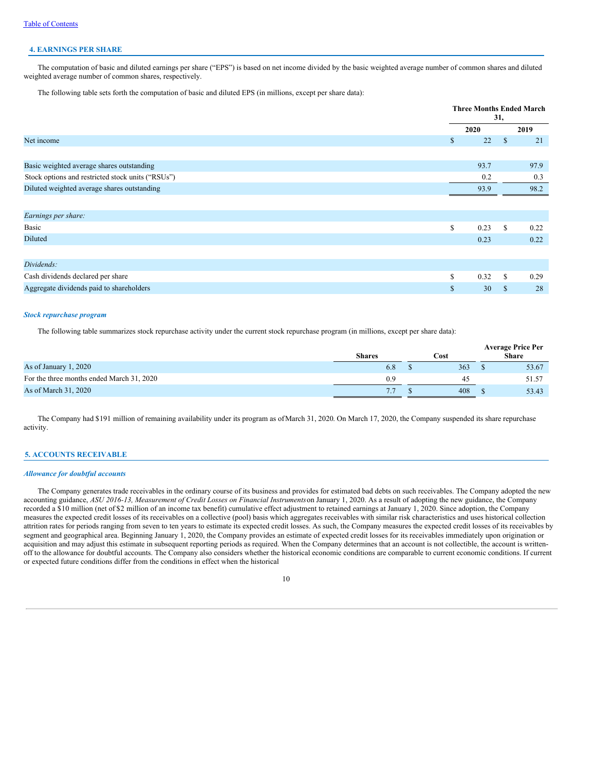## 4. EARNINGS PER SHARE

The computation of basic and diluted earnings per share ("EPS") is based on net income divided by the basic weighted average number of common shares and diluted weighted average number of common shares, respectively.

The following table sets forth the computation of basic and diluted EPS (in millions, except per share data):

| | Three Months Ended March 31, | |
|---|---|---|
| | 2020 | 2019 |
| Net income | $ 22 | $ 21 |
| | | |
| Basic weighted average shares outstanding | 93.7 | 97.9 |
| Stock options and restricted stock units ("RSUs") | 0.2 | 0.3 |
| Diluted weighted average shares outstanding | 93.9 | 98.2 |
| | | |
| *Earnings per share:* | | |
| Basic | $ 0.23 | $ 0.22 |
| Diluted | 0.23 | 0.22 |
| | | |
| *Dividends:* | | |
| Cash dividends declared per share | $ 0.32 | $ 0.29 |
| Aggregate dividends paid to shareholders | $ 30 | $ 28 |

### *Stock repurchase program*

The following table summarizes stock repurchase activity under the current stock repurchase program (in millions, except per share data):

| | Shares | Cost | Average Price Per Share |
|---|---|---|---|
| As of January 1, 2020 | 6.8 | $ 363 | $ 53.67 |
| For the three months ended March 31, 2020 | 0.9 | 45 | 51.57 |
| As of March 31, 2020 | 7.7 | $ 408 | $ 53.43 |

The Company had $191 million of remaining availability under its program as of March 31, 2020. On March 17, 2020, the Company suspended its share repurchase activity.

## 5. ACCOUNTS RECEIVABLE

### *Allowance for doubtful accounts*

The Company generates trade receivables in the ordinary course of its business and provides for estimated bad debts on such receivables. The Company adopted the new accounting guidance, *ASU 2016-13, Measurement of Credit Losses on Financial Instruments* on January 1, 2020. As a result of adopting the new guidance, the Company recorded a $10 million (net of $2 million of an income tax benefit) cumulative effect adjustment to retained earnings at January 1, 2020. Since adoption, the Company measures the expected credit losses of its receivables on a collective (pool) basis which aggregates receivables with similar risk characteristics and uses historical collection attrition rates for periods ranging from seven to ten years to estimate its expected credit losses. As such, the Company measures the expected credit losses of its receivables by segment and geographical area. Beginning January 1, 2020, the Company provides an estimate of expected credit losses for its receivables immediately upon origination or acquisition and may adjust this estimate in subsequent reporting periods as required. When the Company determines that an account is not collectible, the account is written-off to the allowance for doubtful accounts. The Company also considers whether the historical economic conditions are comparable to current economic conditions. If current or expected future conditions differ from the conditions in effect when the historical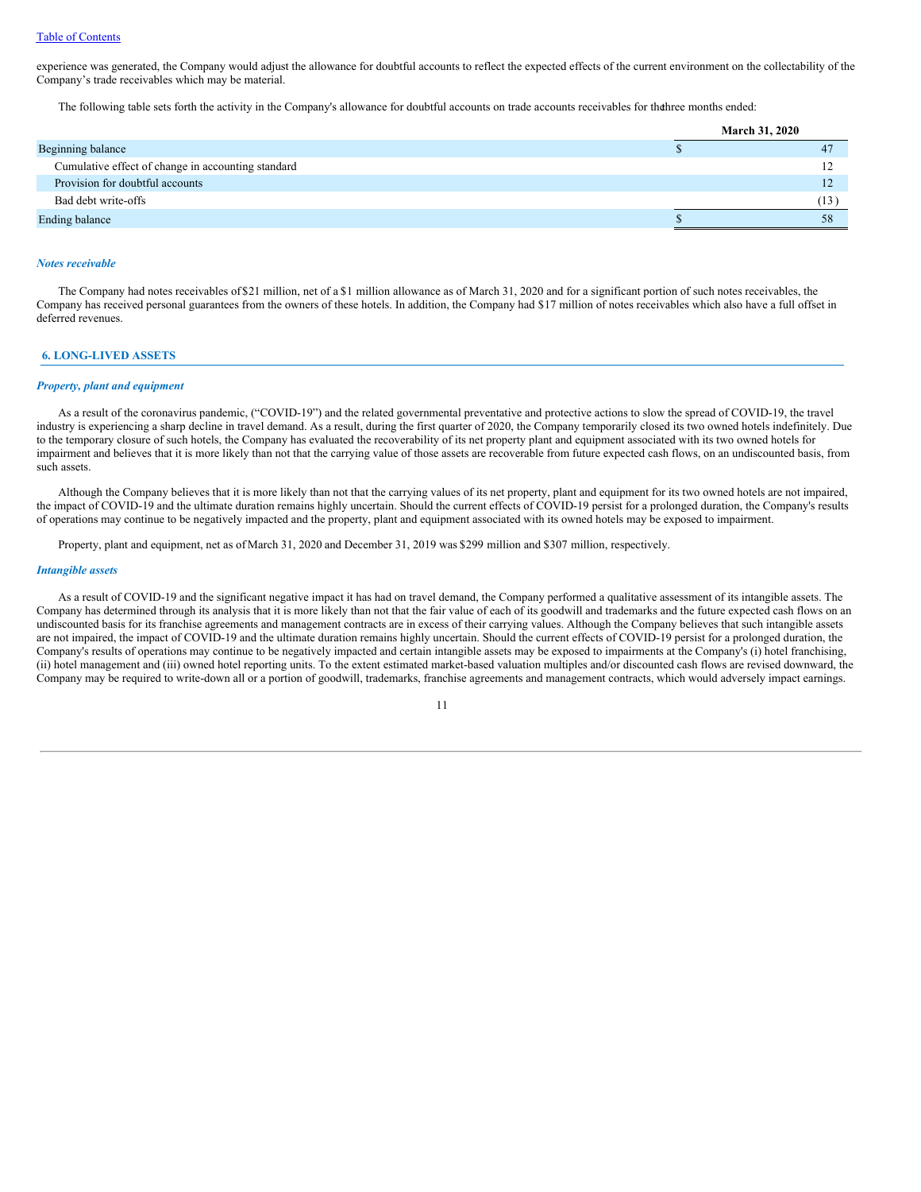experience was generated, the Company would adjust the allowance for doubtful accounts to reflect the expected effects of the current environment on the collectability of the Company's trade receivables which may be material.

The following table sets forth the activity in the Company's allowance for doubtful accounts on trade accounts receivables for the three months ended:

| | March 31, 2020 |
|---|---|
| Beginning balance | $ 47 |
| Cumulative effect of change in accounting standard | 12 |
| Provision for doubtful accounts | 12 |
| Bad debt write-offs | (13) |
| Ending balance | $ 58 |

### *Notes receivable*

The Company had notes receivables of $21 million, net of a $1 million allowance as of March 31, 2020 and for a significant portion of such notes receivables, the Company has received personal guarantees from the owners of these hotels. In addition, the Company had $17 million of notes receivables which also have a full offset in deferred revenues.

## 6. LONG-LIVED ASSETS

### *Property, plant and equipment*

As a result of the coronavirus pandemic, ("COVID-19") and the related governmental preventative and protective actions to slow the spread of COVID-19, the travel industry is experiencing a sharp decline in travel demand. As a result, during the first quarter of 2020, the Company temporarily closed its two owned hotels indefinitely. Due to the temporary closure of such hotels, the Company has evaluated the recoverability of its net property plant and equipment associated with its two owned hotels for impairment and believes that it is more likely than not that the carrying value of those assets are recoverable from future expected cash flows, on an undiscounted basis, from such assets.

Although the Company believes that it is more likely than not that the carrying values of its net property, plant and equipment for its two owned hotels are not impaired, the impact of COVID-19 and the ultimate duration remains highly uncertain. Should the current effects of COVID-19 persist for a prolonged duration, the Company's results of operations may continue to be negatively impacted and the property, plant and equipment associated with its owned hotels may be exposed to impairment.

Property, plant and equipment, net as of March 31, 2020 and December 31, 2019 was $299 million and $307 million, respectively.

### *Intangible assets*

As a result of COVID-19 and the significant negative impact it has had on travel demand, the Company performed a qualitative assessment of its intangible assets. The Company has determined through its analysis that it is more likely than not that the fair value of each of its goodwill and trademarks and the future expected cash flows on an undiscounted basis for its franchise agreements and management contracts are in excess of their carrying values. Although the Company believes that such intangible assets are not impaired, the impact of COVID-19 and the ultimate duration remains highly uncertain. Should the current effects of COVID-19 persist for a prolonged duration, the Company's results of operations may continue to be negatively impacted and certain intangible assets may be exposed to impairments at the Company's (i) hotel franchising, (ii) hotel management and (iii) owned hotel reporting units. To the extent estimated market-based valuation multiples and/or discounted cash flows are revised downward, the Company may be required to write-down all or a portion of goodwill, trademarks, franchise agreements and management contracts, which would adversely impact earnings.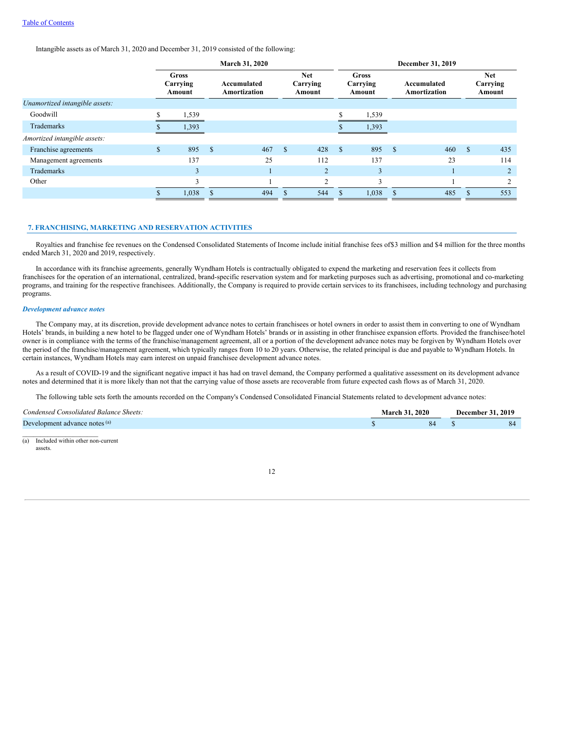Intangible assets as of March 31, 2020 and December 31, 2019 consisted of the following:

| | March 31, 2020 | | | December 31, 2019 | | |
|---|---|---|---|---|---|---|
| | Gross Carrying Amount | Accumulated Amortization | Net Carrying Amount | Gross Carrying Amount | Accumulated Amortization | Net Carrying Amount |
| *Unamortized intangible assets:* | | | | | | |
| Goodwill | $ 1,539 | | | $ 1,539 | | |
| Trademarks | $ 1,393 | | | $ 1,393 | | |
| *Amortized intangible assets:* | | | | | | |
| Franchise agreements | $ 895 | $ 467 | $ 428 | $ 895 | $ 460 | $ 435 |
| Management agreements | 137 | 25 | 112 | 137 | 23 | 114 |
| Trademarks | 3 | 1 | 2 | 3 | 1 | 2 |
| Other | 3 | 1 | 2 | 3 | 1 | 2 |
| | $ 1,038 | $ 494 | $ 544 | $ 1,038 | $ 485 | $ 553 |

## 7. FRANCHISING, MARKETING AND RESERVATION ACTIVITIES

Royalties and franchise fee revenues on the Condensed Consolidated Statements of Income include initial franchise fees of$3 million and $4 million for the three months ended March 31, 2020 and 2019, respectively.

In accordance with its franchise agreements, generally Wyndham Hotels is contractually obligated to expend the marketing and reservation fees it collects from franchisees for the operation of an international, centralized, brand-specific reservation system and for marketing purposes such as advertising, promotional and co-marketing programs, and training for the respective franchisees. Additionally, the Company is required to provide certain services to its franchisees, including technology and purchasing programs.

### *Development advance notes*

The Company may, at its discretion, provide development advance notes to certain franchisees or hotel owners in order to assist them in converting to one of Wyndham Hotels' brands, in building a new hotel to be flagged under one of Wyndham Hotels' brands or in assisting in other franchisee expansion efforts. Provided the franchisee/hotel owner is in compliance with the terms of the franchise/management agreement, all or a portion of the development advance notes may be forgiven by Wyndham Hotels over the period of the franchise/management agreement, which typically ranges from 10 to 20 years. Otherwise, the related principal is due and payable to Wyndham Hotels. In certain instances, Wyndham Hotels may earn interest on unpaid franchisee development advance notes.

As a result of COVID-19 and the significant negative impact it has had on travel demand, the Company performed a qualitative assessment on its development advance notes and determined that it is more likely than not that the carrying value of those assets are recoverable from future expected cash flows as of March 31, 2020.

The following table sets forth the amounts recorded on the Company's Condensed Consolidated Financial Statements related to development advance notes:

| *Condensed Consolidated Balance Sheets:* | March 31, 2020 | December 31, 2019 |
|---|---|---|
| Development advance notes [(a)] | $ 84 | $ 84 |

(a) Included within other non-current assets.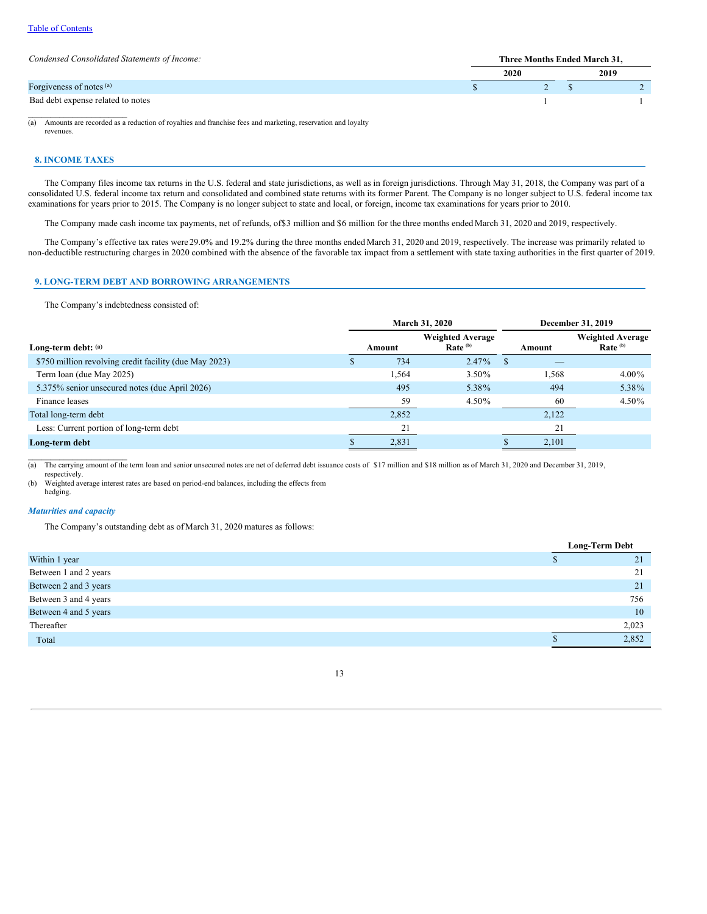*Condensed Consolidated Statements of Income:*

| | Three Months Ended March 31, | |
|---|---|---|
| | 2020 | 2019 |
| Forgiveness of notes [(a)] | $ 2 | $ 2 |
| Bad debt expense related to notes | 1 | 1 |

(a) Amounts are recorded as a reduction of royalties and franchise fees and marketing, reservation and loyalty revenues.

## 8. INCOME TAXES

The Company files income tax returns in the U.S. federal and state jurisdictions, as well as in foreign jurisdictions. Through May 31, 2018, the Company was part of a consolidated U.S. federal income tax return and consolidated and combined state returns with its former Parent. The Company is no longer subject to U.S. federal income tax examinations for years prior to 2015. The Company is no longer subject to state and local, or foreign, income tax examinations for years prior to 2010.

The Company made cash income tax payments, net of refunds, of$3 million and $6 million for the three months ended March 31, 2020 and 2019, respectively.

The Company's effective tax rates were 29.0% and 19.2% during the three months ended March 31, 2020 and 2019, respectively. The increase was primarily related to non-deductible restructuring charges in 2020 combined with the absence of the favorable tax impact from a settlement with state taxing authorities in the first quarter of 2019.

## 9. LONG-TERM DEBT AND BORROWING ARRANGEMENTS

The Company's indebtedness consisted of:

| | March 31, 2020 | | December 31, 2019 | |
|---|---|---|---|---|
| **Long-term debt:** [(a)] | Amount | Weighted Average Rate [(b)] | Amount | Weighted Average Rate [(b)] |
| $750 million revolving credit facility (due May 2023) | $ 734 | 2.47% | $ — | |
| Term loan (due May 2025) | 1,564 | 3.50% | 1,568 | 4.00% |
| 5.375% senior unsecured notes (due April 2026) | 495 | 5.38% | 494 | 5.38% |
| Finance leases | 59 | 4.50% | 60 | 4.50% |
| Total long-term debt | 2,852 | | 2,122 | |
| Less: Current portion of long-term debt | 21 | | 21 | |
| **Long-term debt** | $ 2,831 | | $ 2,101 | |

(a) The carrying amount of the term loan and senior unsecured notes are net of deferred debt issuance costs of $17 million and $18 million as of March 31, 2020 and December 31, 2019, respectively.

(b) Weighted average interest rates are based on period-end balances, including the effects from hedging.

### *Maturities and capacity*

The Company's outstanding debt as of March 31, 2020 matures as follows:

| | Long-Term Debt |
|---|---|
| Within 1 year | $ 21 |
| Between 1 and 2 years | 21 |
| Between 2 and 3 years | 21 |
| Between 3 and 4 years | 756 |
| Between 4 and 5 years | 10 |
| Thereafter | 2,023 |
| Total | $ 2,852 |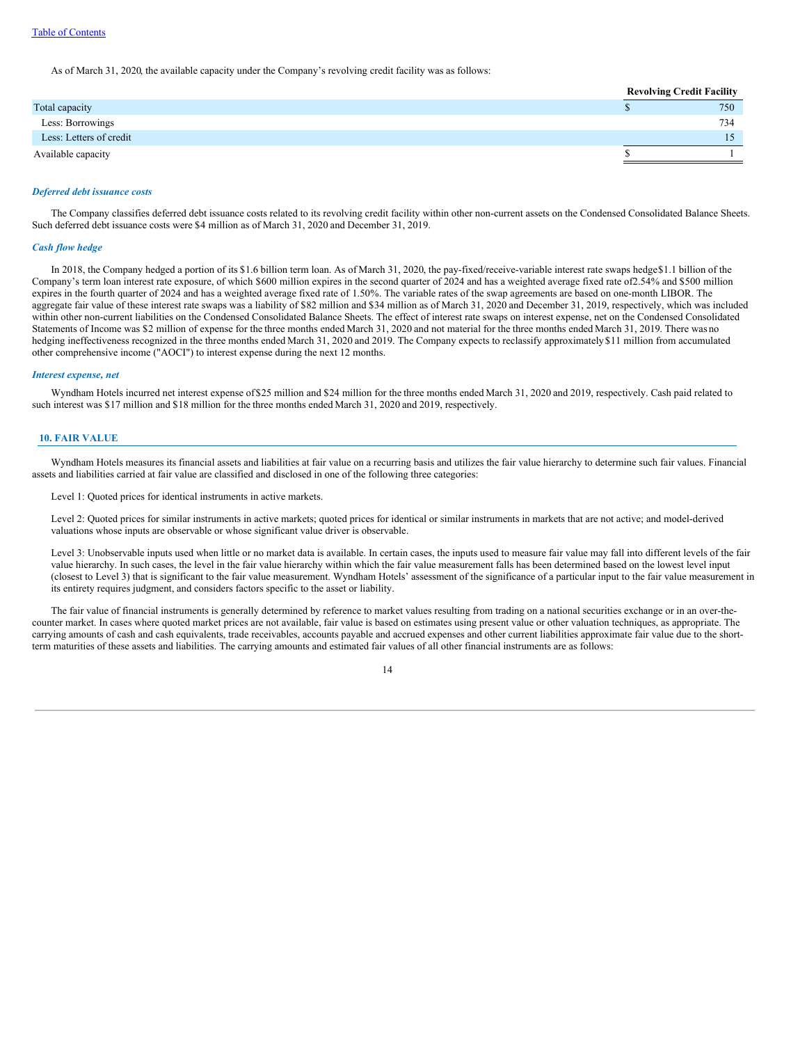As of March 31, 2020, the available capacity under the Company's revolving credit facility was as follows:

| | Revolving Credit Facility |
|---|---|
| Total capacity | $ 750 |
| Less: Borrowings | 734 |
| Less: Letters of credit | 15 |
| Available capacity | $ 1 |

### *Deferred debt issuance costs*

The Company classifies deferred debt issuance costs related to its revolving credit facility within other non-current assets on the Condensed Consolidated Balance Sheets. Such deferred debt issuance costs were $4 million as of March 31, 2020 and December 31, 2019.

### *Cash flow hedge*

In 2018, the Company hedged a portion of its $1.6 billion term loan. As of March 31, 2020, the pay-fixed/receive-variable interest rate swaps hedge $1.1 billion of the Company's term loan interest rate exposure, of which $600 million expires in the second quarter of 2024 and has a weighted average fixed rate of 2.54% and $500 million expires in the fourth quarter of 2024 and has a weighted average fixed rate of 1.50%. The variable rates of the swap agreements are based on one-month LIBOR. The aggregate fair value of these interest rate swaps was a liability of $82 million and $34 million as of March 31, 2020 and December 31, 2019, respectively, which was included within other non-current liabilities on the Condensed Consolidated Balance Sheets. The effect of interest rate swaps on interest expense, net on the Condensed Consolidated Statements of Income was $2 million of expense for the three months ended March 31, 2020 and not material for the three months ended March 31, 2019. There was no hedging ineffectiveness recognized in the three months ended March 31, 2020 and 2019. The Company expects to reclassify approximately $11 million from accumulated other comprehensive income ("AOCI") to interest expense during the next 12 months.

### *Interest expense, net*

Wyndham Hotels incurred net interest expense of $25 million and $24 million for the three months ended March 31, 2020 and 2019, respectively. Cash paid related to such interest was $17 million and $18 million for the three months ended March 31, 2020 and 2019, respectively.

## 10. FAIR VALUE

Wyndham Hotels measures its financial assets and liabilities at fair value on a recurring basis and utilizes the fair value hierarchy to determine such fair values. Financial assets and liabilities carried at fair value are classified and disclosed in one of the following three categories:

Level 1: Quoted prices for identical instruments in active markets.

Level 2: Quoted prices for similar instruments in active markets; quoted prices for identical or similar instruments in markets that are not active; and model-derived valuations whose inputs are observable or whose significant value driver is observable.

Level 3: Unobservable inputs used when little or no market data is available. In certain cases, the inputs used to measure fair value may fall into different levels of the fair value hierarchy. In such cases, the level in the fair value hierarchy within which the fair value measurement falls has been determined based on the lowest level input (closest to Level 3) that is significant to the fair value measurement. Wyndham Hotels' assessment of the significance of a particular input to the fair value measurement in its entirety requires judgment, and considers factors specific to the asset or liability.

The fair value of financial instruments is generally determined by reference to market values resulting from trading on a national securities exchange or in an over-the-counter market. In cases where quoted market prices are not available, fair value is based on estimates using present value or other valuation techniques, as appropriate. The carrying amounts of cash and cash equivalents, trade receivables, accounts payable and accrued expenses and other current liabilities approximate fair value due to the short-term maturities of these assets and liabilities. The carrying amounts and estimated fair values of all other financial instruments are as follows: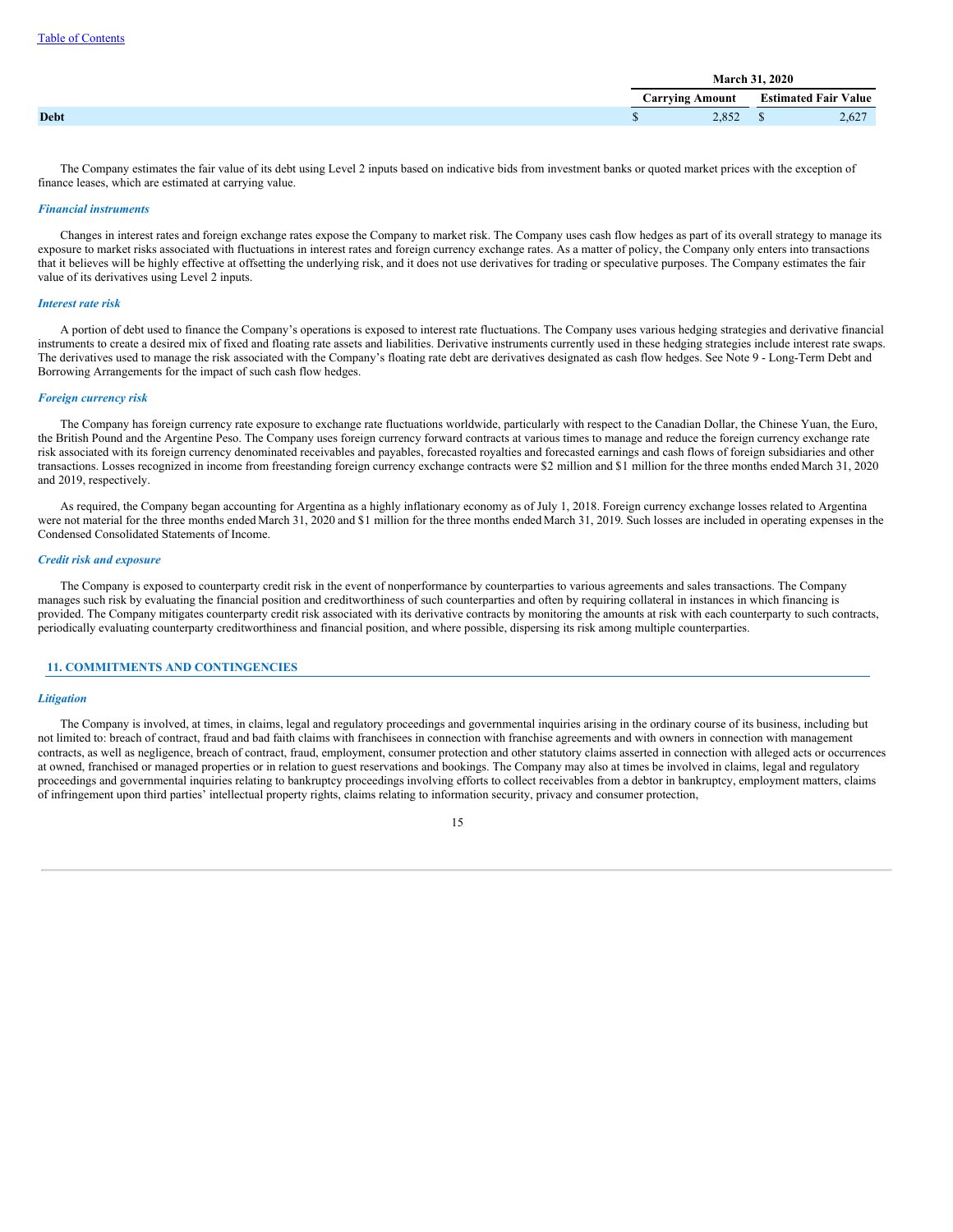| | March 31, 2020 | |
|---|---|---|
| | Carrying Amount | Estimated Fair Value |
| **Debt** | $ 2,852 | $ 2,627 |

The Company estimates the fair value of its debt using Level 2 inputs based on indicative bids from investment banks or quoted market prices with the exception of finance leases, which are estimated at carrying value.

### *Financial instruments*

Changes in interest rates and foreign exchange rates expose the Company to market risk. The Company uses cash flow hedges as part of its overall strategy to manage its exposure to market risks associated with fluctuations in interest rates and foreign currency exchange rates. As a matter of policy, the Company only enters into transactions that it believes will be highly effective at offsetting the underlying risk, and it does not use derivatives for trading or speculative purposes. The Company estimates the fair value of its derivatives using Level 2 inputs.

### *Interest rate risk*

A portion of debt used to finance the Company's operations is exposed to interest rate fluctuations. The Company uses various hedging strategies and derivative financial instruments to create a desired mix of fixed and floating rate assets and liabilities. Derivative instruments currently used in these hedging strategies include interest rate swaps. The derivatives used to manage the risk associated with the Company's floating rate debt are derivatives designated as cash flow hedges. See Note 9 - Long-Term Debt and Borrowing Arrangements for the impact of such cash flow hedges.

### *Foreign currency risk*

The Company has foreign currency rate exposure to exchange rate fluctuations worldwide, particularly with respect to the Canadian Dollar, the Chinese Yuan, the Euro, the British Pound and the Argentine Peso. The Company uses foreign currency forward contracts at various times to manage and reduce the foreign currency exchange rate risk associated with its foreign currency denominated receivables and payables, forecasted royalties and forecasted earnings and cash flows of foreign subsidiaries and other transactions. Losses recognized in income from freestanding foreign currency exchange contracts were $2 million and $1 million for the three months ended March 31, 2020 and 2019, respectively.

As required, the Company began accounting for Argentina as a highly inflationary economy as of July 1, 2018. Foreign currency exchange losses related to Argentina were not material for the three months ended March 31, 2020 and $1 million for the three months ended March 31, 2019. Such losses are included in operating expenses in the Condensed Consolidated Statements of Income.

### *Credit risk and exposure*

The Company is exposed to counterparty credit risk in the event of nonperformance by counterparties to various agreements and sales transactions. The Company manages such risk by evaluating the financial position and creditworthiness of such counterparties and often by requiring collateral in instances in which financing is provided. The Company mitigates counterparty credit risk associated with its derivative contracts by monitoring the amounts at risk with each counterparty to such contracts, periodically evaluating counterparty creditworthiness and financial position, and where possible, dispersing its risk among multiple counterparties.

## 11. COMMITMENTS AND CONTINGENCIES

### *Litigation*

The Company is involved, at times, in claims, legal and regulatory proceedings and governmental inquiries arising in the ordinary course of its business, including but not limited to: breach of contract, fraud and bad faith claims with franchisees in connection with franchise agreements and with owners in connection with management contracts, as well as negligence, breach of contract, fraud, employment, consumer protection and other statutory claims asserted in connection with alleged acts or occurrences at owned, franchised or managed properties or in relation to guest reservations and bookings. The Company may also at times be involved in claims, legal and regulatory proceedings and governmental inquiries relating to bankruptcy proceedings involving efforts to collect receivables from a debtor in bankruptcy, employment matters, claims of infringement upon third parties' intellectual property rights, claims relating to information security, privacy and consumer protection,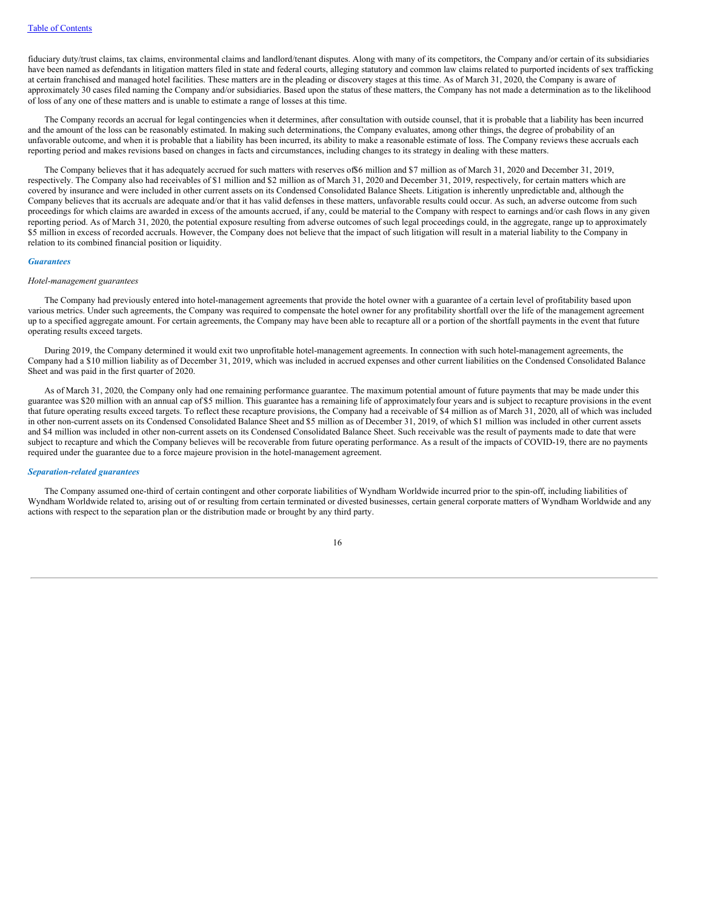fiduciary duty/trust claims, tax claims, environmental claims and landlord/tenant disputes. Along with many of its competitors, the Company and/or certain of its subsidiaries have been named as defendants in litigation matters filed in state and federal courts, alleging statutory and common law claims related to purported incidents of sex trafficking at certain franchised and managed hotel facilities. These matters are in the pleading or discovery stages at this time. As of March 31, 2020, the Company is aware of approximately 30 cases filed naming the Company and/or subsidiaries. Based upon the status of these matters, the Company has not made a determination as to the likelihood of loss of any one of these matters and is unable to estimate a range of losses at this time.

The Company records an accrual for legal contingencies when it determines, after consultation with outside counsel, that it is probable that a liability has been incurred and the amount of the loss can be reasonably estimated. In making such determinations, the Company evaluates, among other things, the degree of probability of an unfavorable outcome, and when it is probable that a liability has been incurred, its ability to make a reasonable estimate of loss. The Company reviews these accruals each reporting period and makes revisions based on changes in facts and circumstances, including changes to its strategy in dealing with these matters.

The Company believes that it has adequately accrued for such matters with reserves of $6 million and $7 million as of March 31, 2020 and December 31, 2019, respectively. The Company also had receivables of $1 million and $2 million as of March 31, 2020 and December 31, 2019, respectively, for certain matters which are covered by insurance and were included in other current assets on its Condensed Consolidated Balance Sheets. Litigation is inherently unpredictable and, although the Company believes that its accruals are adequate and/or that it has valid defenses in these matters, unfavorable results could occur. As such, an adverse outcome from such proceedings for which claims are awarded in excess of the amounts accrued, if any, could be material to the Company with respect to earnings and/or cash flows in any given reporting period. As of March 31, 2020, the potential exposure resulting from adverse outcomes of such legal proceedings could, in the aggregate, range up to approximately $5 million in excess of recorded accruals. However, the Company does not believe that the impact of such litigation will result in a material liability to the Company in relation to its combined financial position or liquidity.

### *Guarantees*

*Hotel-management guarantees*

The Company had previously entered into hotel-management agreements that provide the hotel owner with a guarantee of a certain level of profitability based upon various metrics. Under such agreements, the Company was required to compensate the hotel owner for any profitability shortfall over the life of the management agreement up to a specified aggregate amount. For certain agreements, the Company may have been able to recapture all or a portion of the shortfall payments in the event that future operating results exceed targets.

During 2019, the Company determined it would exit two unprofitable hotel-management agreements. In connection with such hotel-management agreements, the Company had a $10 million liability as of December 31, 2019, which was included in accrued expenses and other current liabilities on the Condensed Consolidated Balance Sheet and was paid in the first quarter of 2020.

As of March 31, 2020, the Company only had one remaining performance guarantee. The maximum potential amount of future payments that may be made under this guarantee was $20 million with an annual cap of $5 million. This guarantee has a remaining life of approximately four years and is subject to recapture provisions in the event that future operating results exceed targets. To reflect these recapture provisions, the Company had a receivable of $4 million as of March 31, 2020, all of which was included in other non-current assets on its Condensed Consolidated Balance Sheet and $5 million as of December 31, 2019, of which $1 million was included in other current assets and $4 million was included in other non-current assets on its Condensed Consolidated Balance Sheet. Such receivable was the result of payments made to date that were subject to recapture and which the Company believes will be recoverable from future operating performance. As a result of the impacts of COVID-19, there are no payments required under the guarantee due to a force majeure provision in the hotel-management agreement.

### *Separation-related guarantees*

The Company assumed one-third of certain contingent and other corporate liabilities of Wyndham Worldwide incurred prior to the spin-off, including liabilities of Wyndham Worldwide related to, arising out of or resulting from certain terminated or divested businesses, certain general corporate matters of Wyndham Worldwide and any actions with respect to the separation plan or the distribution made or brought by any third party.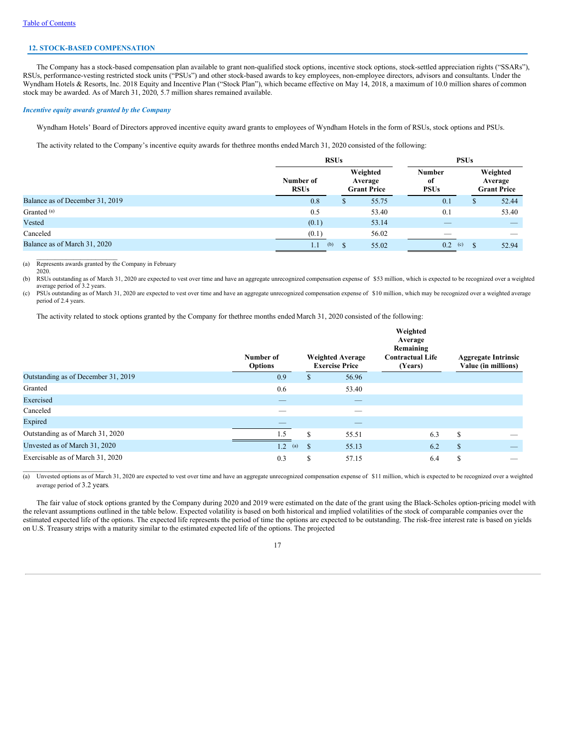[Table of Contents](#)

## 12. STOCK-BASED COMPENSATION

The Company has a stock-based compensation plan available to grant non-qualified stock options, incentive stock options, stock-settled appreciation rights ("SSARs"), RSUs, performance-vesting restricted stock units ("PSUs") and other stock-based awards to key employees, non-employee directors, advisors and consultants. Under the Wyndham Hotels & Resorts, Inc. 2018 Equity and Incentive Plan ("Stock Plan"), which became effective on May 14, 2018, a maximum of 10.0 million shares of common stock may be awarded. As of March 31, 2020, 5.7 million shares remained available.

### *Incentive equity awards granted by the Company*

Wyndham Hotels' Board of Directors approved incentive equity award grants to employees of Wyndham Hotels in the form of RSUs, stock options and PSUs.

The activity related to the Company's incentive equity awards for thethree months ended March 31, 2020 consisted of the following:

| | RSUs | | PSUs | |
|---|---|---|---|---|
| | Number of RSUs | Weighted Average Grant Price | Number of PSUs | Weighted Average Grant Price |
| Balance as of December 31, 2019 | 0.8 | $ 55.75 | 0.1 | $ 52.44 |
| Granted [(a)] | 0.5 | 53.40 | 0.1 | 53.40 |
| Vested | (0.1) | 53.14 | — | — |
| Canceled | (0.1) | 56.02 | — | — |
| Balance as of March 31, 2020 | 1.1 [(b)] | $ 55.02 | 0.2 [(c)] | $ 52.94 |

(a) Represents awards granted by the Company in February 2020.

(b) RSUs outstanding as of March 31, 2020 are expected to vest over time and have an aggregate unrecognized compensation expense of $53 million, which is expected to be recognized over a weighted average period of 3.2 years.

(c) PSUs outstanding as of March 31, 2020 are expected to vest over time and have an aggregate unrecognized compensation expense of $10 million, which may be recognized over a weighted average period of 2.4 years.

The activity related to stock options granted by the Company for thethree months ended March 31, 2020 consisted of the following:

| | Number of Options | Weighted Average Exercise Price | Weighted Average Remaining Contractual Life (Years) | Aggregate Intrinsic Value (in millions) |
|---|---|---|---|---|
| Outstanding as of December 31, 2019 | 0.9 | $ 56.96 | | |
| Granted | 0.6 | 53.40 | | |
| Exercised | — | — | | |
| Canceled | — | — | | |
| Expired | — | — | | |
| Outstanding as of March 31, 2020 | 1.5 | $ 55.51 | 6.3 | $ — |
| Unvested as of March 31, 2020 | 1.2 [(a)] | $ 55.13 | 6.2 | $ — |
| Exercisable as of March 31, 2020 | 0.3 | $ 57.15 | 6.4 | $ — |

(a) Unvested options as of March 31, 2020 are expected to vest over time and have an aggregate unrecognized compensation expense of $11 million, which is expected to be recognized over a weighted average period of 3.2 years.

The fair value of stock options granted by the Company during 2020 and 2019 were estimated on the date of the grant using the Black-Scholes option-pricing model with the relevant assumptions outlined in the table below. Expected volatility is based on both historical and implied volatilities of the stock of comparable companies over the estimated expected life of the options. The expected life represents the period of time the options are expected to be outstanding. The risk-free interest rate is based on yields on U.S. Treasury strips with a maturity similar to the estimated expected life of the options. The projected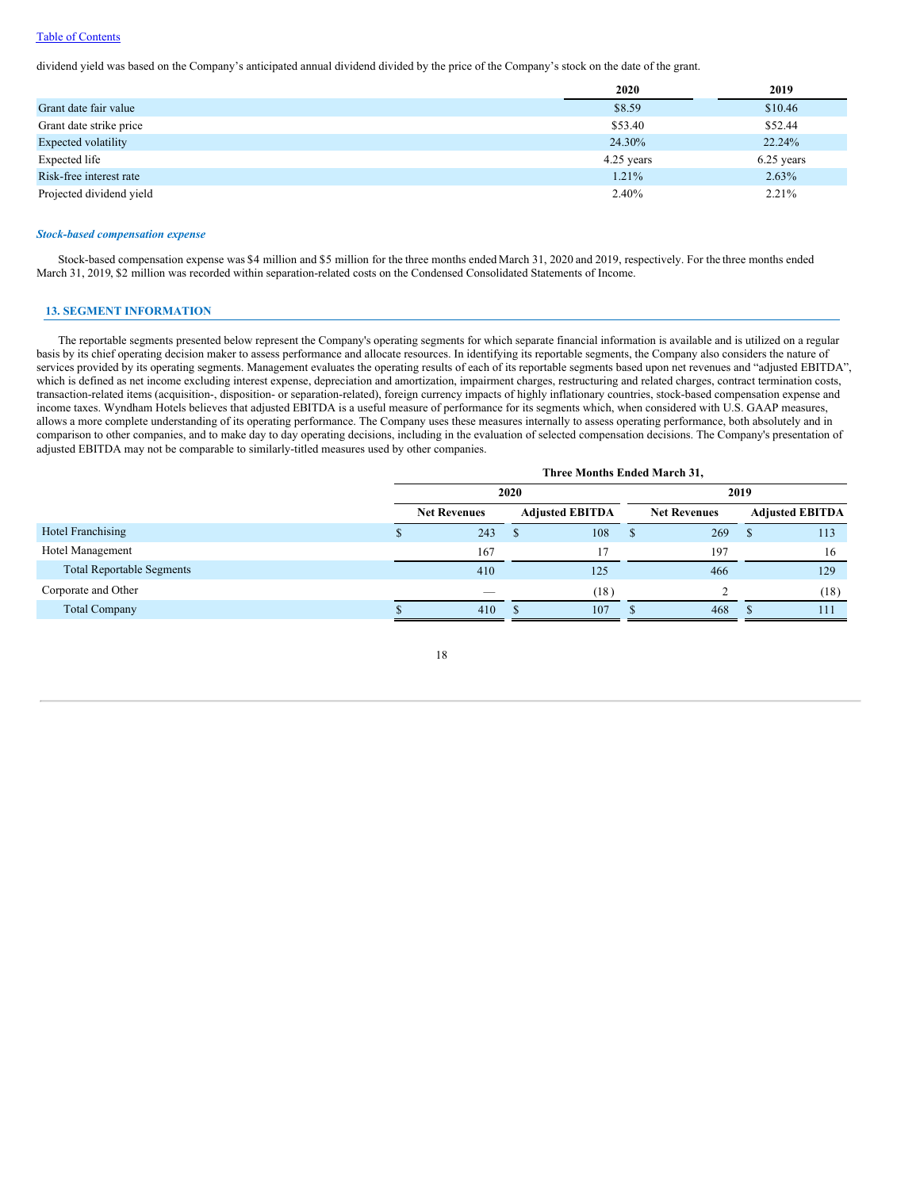dividend yield was based on the Company's anticipated annual dividend divided by the price of the Company's stock on the date of the grant.

| | 2020 | 2019 |
|---|---|---|
| Grant date fair value | $8.59 | $10.46 |
| Grant date strike price | $53.40 | $52.44 |
| Expected volatility | 24.30% | 22.24% |
| Expected life | 4.25 years | 6.25 years |
| Risk-free interest rate | 1.21% | 2.63% |
| Projected dividend yield | 2.40% | 2.21% |

***Stock-based compensation expense***

Stock-based compensation expense was $4 million and $5 million for the three months ended March 31, 2020 and 2019, respectively. For the three months ended March 31, 2019, $2 million was recorded within separation-related costs on the Condensed Consolidated Statements of Income.

## 13. SEGMENT INFORMATION

The reportable segments presented below represent the Company's operating segments for which separate financial information is available and is utilized on a regular basis by its chief operating decision maker to assess performance and allocate resources. In identifying its reportable segments, the Company also considers the nature of services provided by its operating segments. Management evaluates the operating results of each of its reportable segments based upon net revenues and "adjusted EBITDA", which is defined as net income excluding interest expense, depreciation and amortization, impairment charges, restructuring and related charges, contract termination costs, transaction-related items (acquisition-, disposition- or separation-related), foreign currency impacts of highly inflationary countries, stock-based compensation expense and income taxes. Wyndham Hotels believes that adjusted EBITDA is a useful measure of performance for its segments which, when considered with U.S. GAAP measures, allows a more complete understanding of its operating performance. The Company uses these measures internally to assess operating performance, both absolutely and in comparison to other companies, and to make day to day operating decisions, including in the evaluation of selected compensation decisions. The Company's presentation of adjusted EBITDA may not be comparable to similarly-titled measures used by other companies.

| | Three Months Ended March 31, | | | |
|---|---|---|---|---|
| | 2020 | | 2019 | |
| | Net Revenues | Adjusted EBITDA | Net Revenues | Adjusted EBITDA |
| Hotel Franchising | $ 243 | $ 108 | $ 269 | $ 113 |
| Hotel Management | 167 | 17 | 197 | 16 |
| Total Reportable Segments | 410 | 125 | 466 | 129 |
| Corporate and Other | — | (18) | 2 | (18) |
| Total Company | $ 410 | $ 107 | $ 468 | $ 111 |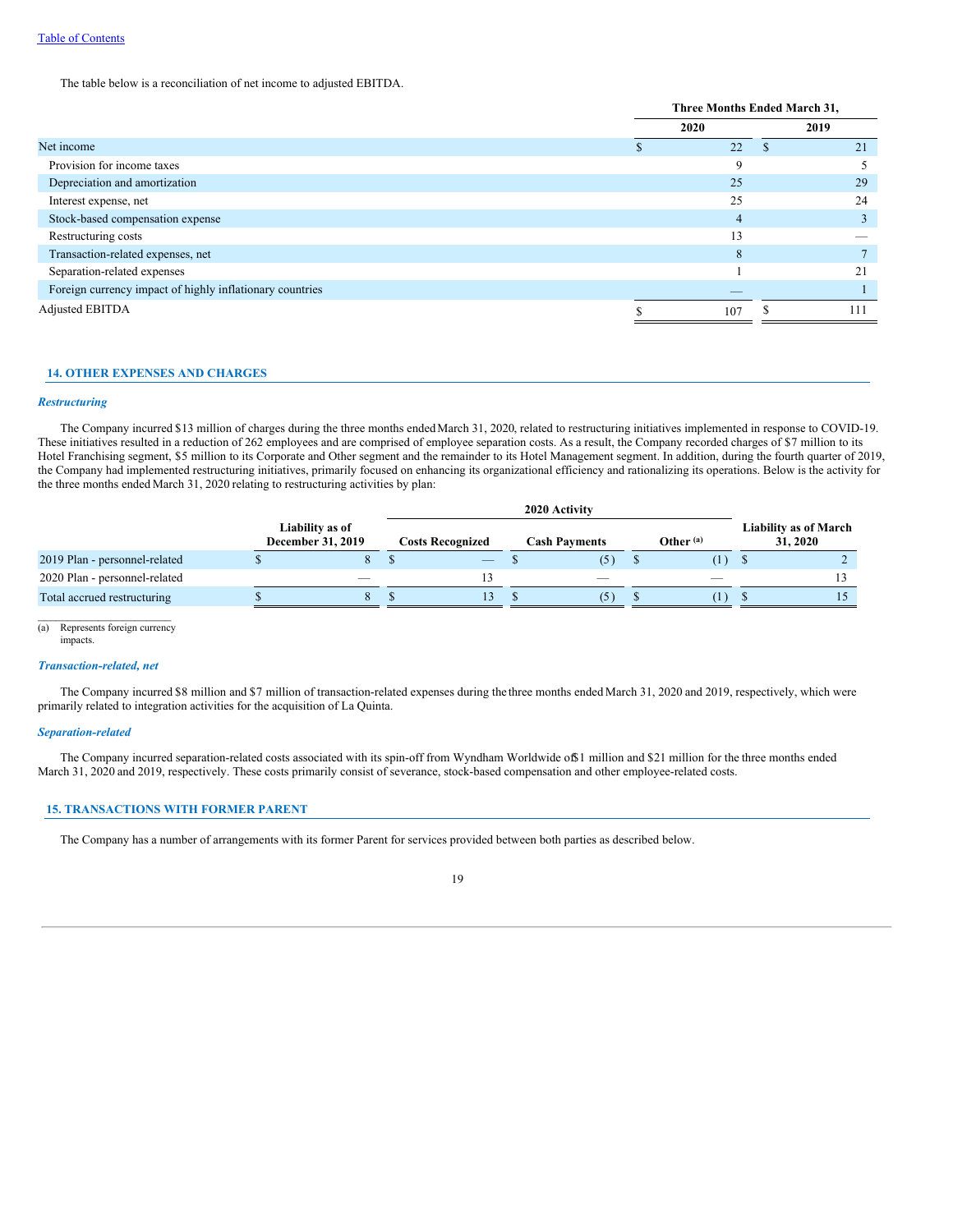The table below is a reconciliation of net income to adjusted EBITDA.

| | Three Months Ended March 31, | |
|---|---|---|
| | 2020 | 2019 |
| Net income | $ 22 | $ 21 |
| Provision for income taxes | 9 | 5 |
| Depreciation and amortization | 25 | 29 |
| Interest expense, net | 25 | 24 |
| Stock-based compensation expense | 4 | 3 |
| Restructuring costs | 13 | — |
| Transaction-related expenses, net | 8 | 7 |
| Separation-related expenses | 1 | 21 |
| Foreign currency impact of highly inflationary countries | — | 1 |
| Adjusted EBITDA | $ 107 | $ 111 |

## 14. OTHER EXPENSES AND CHARGES

### *Restructuring*

The Company incurred $13 million of charges during the three months ended March 31, 2020, related to restructuring initiatives implemented in response to COVID-19. These initiatives resulted in a reduction of 262 employees and are comprised of employee separation costs. As a result, the Company recorded charges of $7 million to its Hotel Franchising segment, $5 million to its Corporate and Other segment and the remainder to its Hotel Management segment. In addition, during the fourth quarter of 2019, the Company had implemented restructuring initiatives, primarily focused on enhancing its organizational efficiency and rationalizing its operations. Below is the activity for the three months ended March 31, 2020 relating to restructuring activities by plan:

| | Liability as of December 31, 2019 | 2020 Activity | | | Liability as of March 31, 2020 |
|---|---|---|---|---|---|
| | | Costs Recognized | Cash Payments | Other [(a)] | |
| 2019 Plan - personnel-related | $ 8 | $ — | $ (5) | $ (1) | $ 2 |
| 2020 Plan - personnel-related | — | 13 | — | — | 13 |
| Total accrued restructuring | $ 8 | $ 13 | $ (5) | $ (1) | $ 15 |

(a) Represents foreign currency impacts.

### *Transaction-related, net*

The Company incurred $8 million and $7 million of transaction-related expenses during the three months ended March 31, 2020 and 2019, respectively, which were primarily related to integration activities for the acquisition of La Quinta.

### *Separation-related*

The Company incurred separation-related costs associated with its spin-off from Wyndham Worldwide of $1 million and $21 million for the three months ended March 31, 2020 and 2019, respectively. These costs primarily consist of severance, stock-based compensation and other employee-related costs.

## 15. TRANSACTIONS WITH FORMER PARENT

The Company has a number of arrangements with its former Parent for services provided between both parties as described below.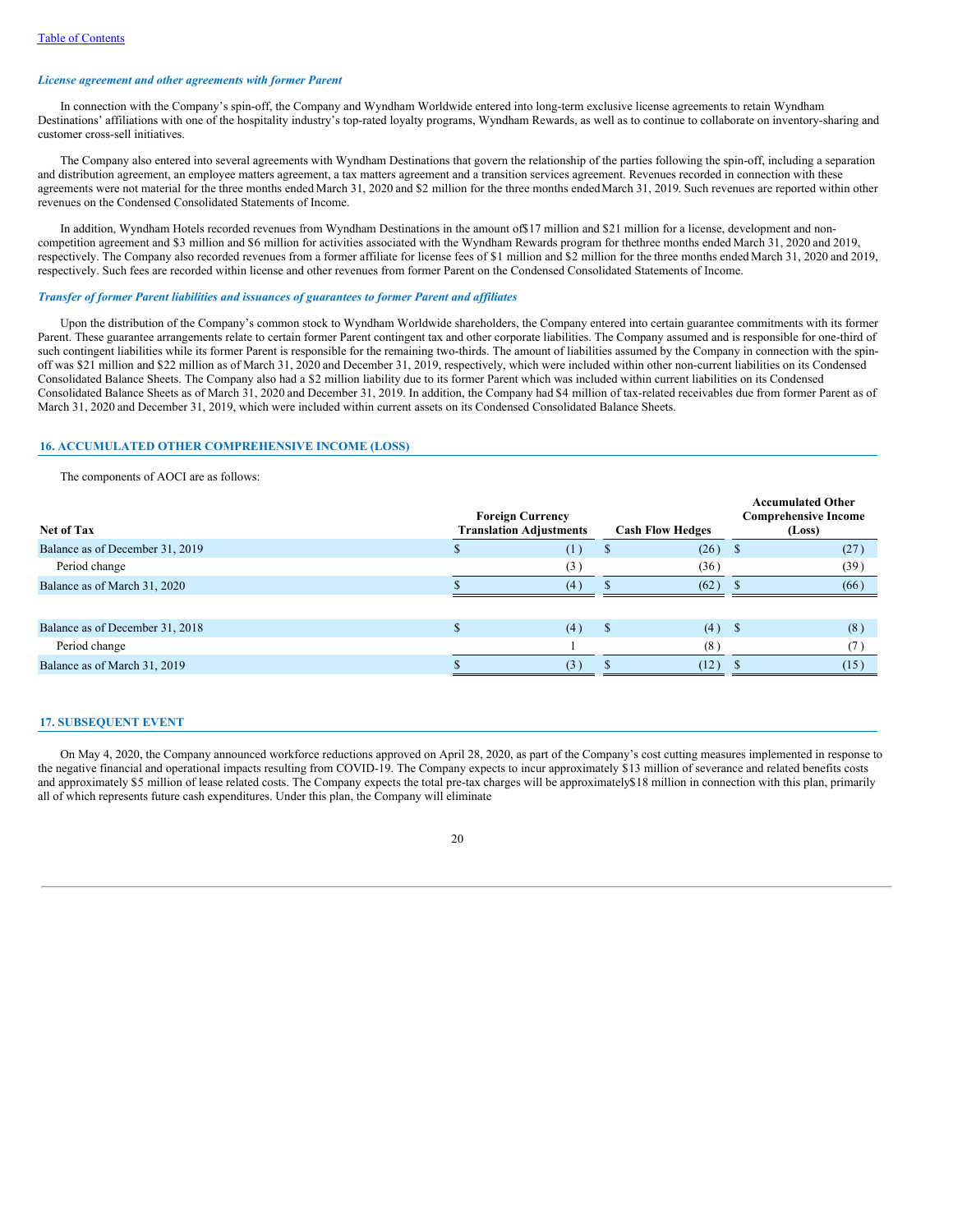*License agreement and other agreements with former Parent*

In connection with the Company's spin-off, the Company and Wyndham Worldwide entered into long-term exclusive license agreements to retain Wyndham Destinations' affiliations with one of the hospitality industry's top-rated loyalty programs, Wyndham Rewards, as well as to continue to collaborate on inventory-sharing and customer cross-sell initiatives.

The Company also entered into several agreements with Wyndham Destinations that govern the relationship of the parties following the spin-off, including a separation and distribution agreement, an employee matters agreement, a tax matters agreement and a transition services agreement. Revenues recorded in connection with these agreements were not material for the three months ended March 31, 2020 and $2 million for the three months ended March 31, 2019. Such revenues are reported within other revenues on the Condensed Consolidated Statements of Income.

In addition, Wyndham Hotels recorded revenues from Wyndham Destinations in the amount of $17 million and $21 million for a license, development and non-competition agreement and $3 million and $6 million for activities associated with the Wyndham Rewards program for the three months ended March 31, 2020 and 2019, respectively. The Company also recorded revenues from a former affiliate for license fees of $1 million and $2 million for the three months ended March 31, 2020 and 2019, respectively. Such fees are recorded within license and other revenues from former Parent on the Condensed Consolidated Statements of Income.

*Transfer of former Parent liabilities and issuances of guarantees to former Parent and affiliates*

Upon the distribution of the Company's common stock to Wyndham Worldwide shareholders, the Company entered into certain guarantee commitments with its former Parent. These guarantee arrangements relate to certain former Parent contingent tax and other corporate liabilities. The Company assumed and is responsible for one-third of such contingent liabilities while its former Parent is responsible for the remaining two-thirds. The amount of liabilities assumed by the Company in connection with the spin-off was $21 million and $22 million as of March 31, 2020 and December 31, 2019, respectively, which were included within other non-current liabilities on its Condensed Consolidated Balance Sheets. The Company also had a $2 million liability due to its former Parent which was included within current liabilities on its Condensed Consolidated Balance Sheets as of March 31, 2020 and December 31, 2019. In addition, the Company had $4 million of tax-related receivables due from former Parent as of March 31, 2020 and December 31, 2019, which were included within current assets on its Condensed Consolidated Balance Sheets.

## 16. ACCUMULATED OTHER COMPREHENSIVE INCOME (LOSS)

The components of AOCI are as follows:

| Net of Tax | Foreign Currency Translation Adjustments | Cash Flow Hedges | Accumulated Other Comprehensive Income (Loss) |
|---|---|---|---|
| Balance as of December 31, 2019 | $ (1) | $ (26) | $ (27) |
| Period change | (3) | (36) | (39) |
| Balance as of March 31, 2020 | $ (4) | $ (62) | $ (66) |
| | | | |
| Balance as of December 31, 2018 | $ (4) | $ (4) | $ (8) |
| Period change | 1 | (8) | (7) |
| Balance as of March 31, 2019 | $ (3) | $ (12) | $ (15) |

## 17. SUBSEQUENT EVENT

On May 4, 2020, the Company announced workforce reductions approved on April 28, 2020, as part of the Company's cost cutting measures implemented in response to the negative financial and operational impacts resulting from COVID-19. The Company expects to incur approximately $13 million of severance and related benefits costs and approximately $5 million of lease related costs. The Company expects the total pre-tax charges will be approximately $18 million in connection with this plan, primarily all of which represents future cash expenditures. Under this plan, the Company will eliminate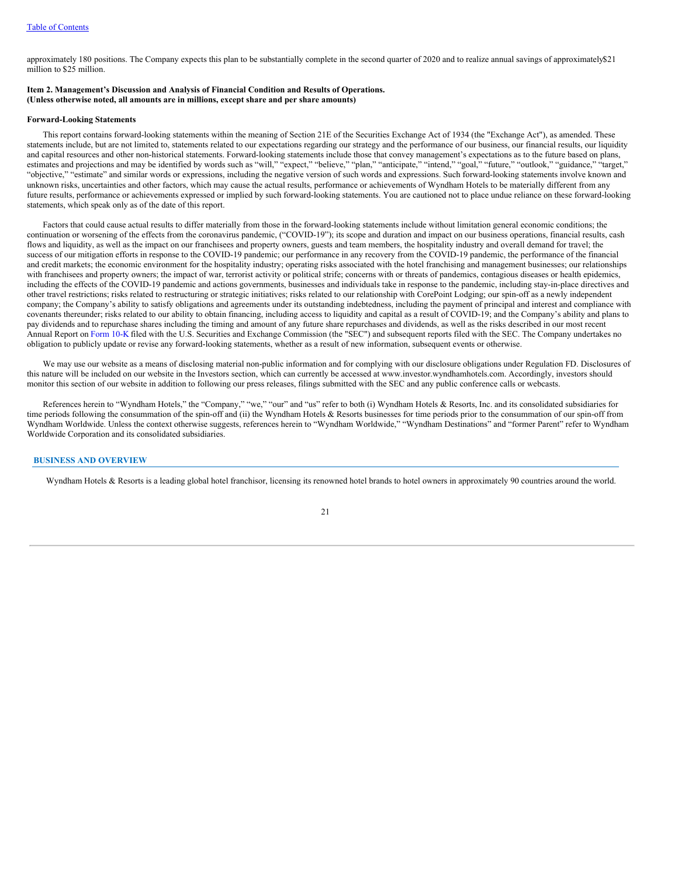approximately 180 positions. The Company expects this plan to be substantially complete in the second quarter of 2020 and to realize annual savings of approximately$21 million to $25 million.

## Item 2. Management's Discussion and Analysis of Financial Condition and Results of Operations.
**(Unless otherwise noted, all amounts are in millions, except share and per share amounts)**

### Forward-Looking Statements

This report contains forward-looking statements within the meaning of Section 21E of the Securities Exchange Act of 1934 (the "Exchange Act"), as amended. These statements include, but are not limited to, statements related to our expectations regarding our strategy and the performance of our business, our financial results, our liquidity and capital resources and other non-historical statements. Forward-looking statements include those that convey management's expectations as to the future based on plans, estimates and projections and may be identified by words such as "will," "expect," "believe," "plan," "anticipate," "intend," "goal," "future," "outlook," "guidance," "target," "objective," "estimate" and similar words or expressions, including the negative version of such words and expressions. Such forward-looking statements involve known and unknown risks, uncertainties and other factors, which may cause the actual results, performance or achievements of Wyndham Hotels to be materially different from any future results, performance or achievements expressed or implied by such forward-looking statements. You are cautioned not to place undue reliance on these forward-looking statements, which speak only as of the date of this report.

Factors that could cause actual results to differ materially from those in the forward-looking statements include without limitation general economic conditions; the continuation or worsening of the effects from the coronavirus pandemic, ("COVID-19"); its scope and duration and impact on our business operations, financial results, cash flows and liquidity, as well as the impact on our franchisees and property owners, guests and team members, the hospitality industry and overall demand for travel; the success of our mitigation efforts in response to the COVID-19 pandemic; our performance in any recovery from the COVID-19 pandemic, the performance of the financial and credit markets; the economic environment for the hospitality industry; operating risks associated with the hotel franchising and management businesses; our relationships with franchisees and property owners; the impact of war, terrorist activity or political strife; concerns with or threats of pandemics, contagious diseases or health epidemics, including the effects of the COVID-19 pandemic and actions governments, businesses and individuals take in response to the pandemic, including stay-in-place directives and other travel restrictions; risks related to restructuring or strategic initiatives; risks related to our relationship with CorePoint Lodging; our spin-off as a newly independent company; the Company's ability to satisfy obligations and agreements under its outstanding indebtedness, including the payment of principal and interest and compliance with covenants thereunder; risks related to our ability to obtain financing, including access to liquidity and capital as a result of COVID-19; and the Company's ability and plans to pay dividends and to repurchase shares including the timing and amount of any future share repurchases and dividends, as well as the risks described in our most recent Annual Report on Form 10-K filed with the U.S. Securities and Exchange Commission (the "SEC") and subsequent reports filed with the SEC. The Company undertakes no obligation to publicly update or revise any forward-looking statements, whether as a result of new information, subsequent events or otherwise.

We may use our website as a means of disclosing material non-public information and for complying with our disclosure obligations under Regulation FD. Disclosures of this nature will be included on our website in the Investors section, which can currently be accessed at www.investor.wyndhamhotels.com. Accordingly, investors should monitor this section of our website in addition to following our press releases, filings submitted with the SEC and any public conference calls or webcasts.

References herein to "Wyndham Hotels," the "Company," "we," "our" and "us" refer to both (i) Wyndham Hotels & Resorts, Inc. and its consolidated subsidiaries for time periods following the consummation of the spin-off and (ii) the Wyndham Hotels & Resorts businesses for time periods prior to the consummation of our spin-off from Wyndham Worldwide. Unless the context otherwise suggests, references herein to "Wyndham Worldwide," "Wyndham Destinations" and "former Parent" refer to Wyndham Worldwide Corporation and its consolidated subsidiaries.

## BUSINESS AND OVERVIEW

Wyndham Hotels & Resorts is a leading global hotel franchisor, licensing its renowned hotel brands to hotel owners in approximately 90 countries around the world.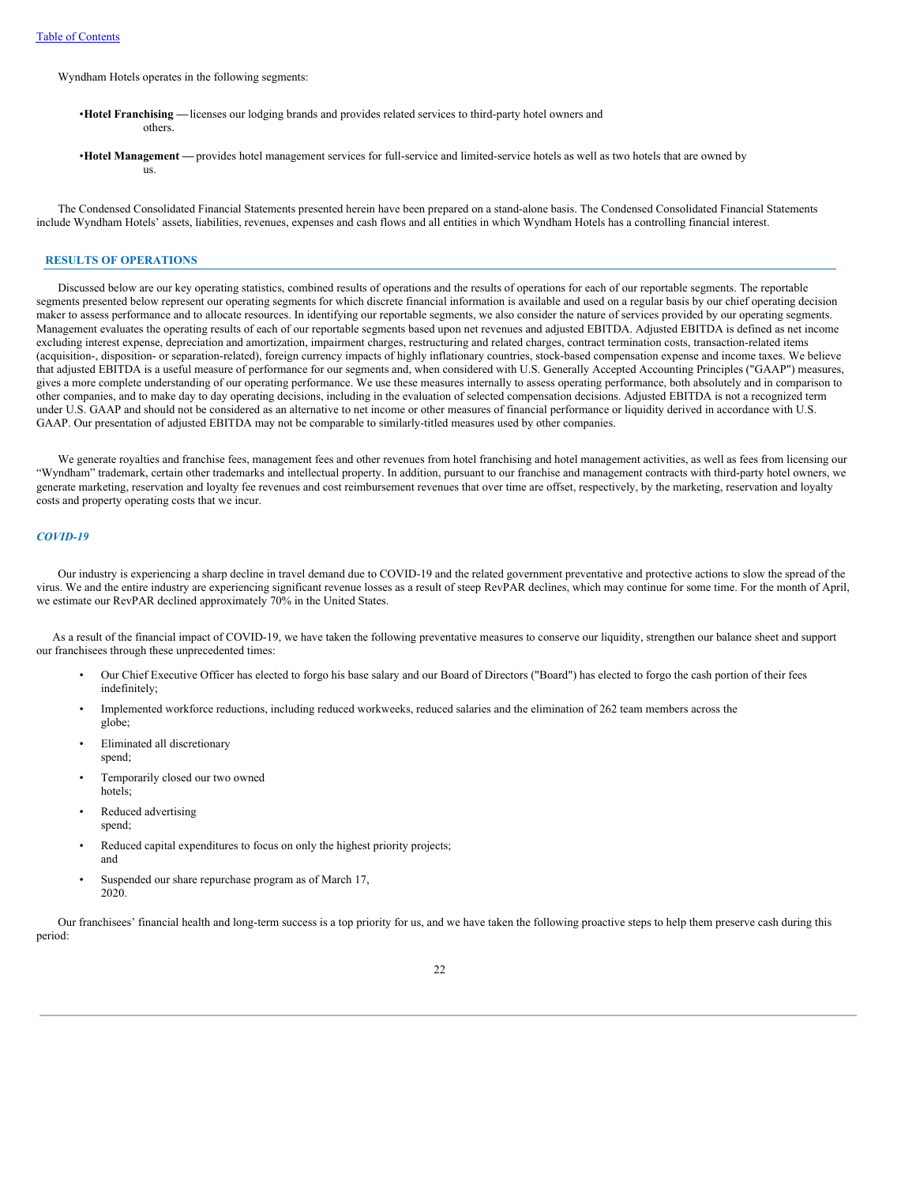Wyndham Hotels operates in the following segments:

- **Hotel Franchising —** licenses our lodging brands and provides related services to third-party hotel owners and others.
- **Hotel Management —** provides hotel management services for full-service and limited-service hotels as well as two hotels that are owned by us.

The Condensed Consolidated Financial Statements presented herein have been prepared on a stand-alone basis. The Condensed Consolidated Financial Statements include Wyndham Hotels' assets, liabilities, revenues, expenses and cash flows and all entities in which Wyndham Hotels has a controlling financial interest.

## RESULTS OF OPERATIONS

Discussed below are our key operating statistics, combined results of operations and the results of operations for each of our reportable segments. The reportable segments presented below represent our operating segments for which discrete financial information is available and used on a regular basis by our chief operating decision maker to assess performance and to allocate resources. In identifying our reportable segments, we also consider the nature of services provided by our operating segments. Management evaluates the operating results of each of our reportable segments based upon net revenues and adjusted EBITDA. Adjusted EBITDA is defined as net income excluding interest expense, depreciation and amortization, impairment charges, restructuring and related charges, contract termination costs, transaction-related items (acquisition-, disposition- or separation-related), foreign currency impacts of highly inflationary countries, stock-based compensation expense and income taxes. We believe that adjusted EBITDA is a useful measure of performance for our segments and, when considered with U.S. Generally Accepted Accounting Principles ("GAAP") measures, gives a more complete understanding of our operating performance. We use these measures internally to assess operating performance, both absolutely and in comparison to other companies, and to make day to day operating decisions, including in the evaluation of selected compensation decisions. Adjusted EBITDA is not a recognized term under U.S. GAAP and should not be considered as an alternative to net income or other measures of financial performance or liquidity derived in accordance with U.S. GAAP. Our presentation of adjusted EBITDA may not be comparable to similarly-titled measures used by other companies.

We generate royalties and franchise fees, management fees and other revenues from hotel franchising and hotel management activities, as well as fees from licensing our "Wyndham" trademark, certain other trademarks and intellectual property. In addition, pursuant to our franchise and management contracts with third-party hotel owners, we generate marketing, reservation and loyalty fee revenues and cost reimbursement revenues that over time are offset, respectively, by the marketing, reservation and loyalty costs and property operating costs that we incur.

### *COVID-19*

Our industry is experiencing a sharp decline in travel demand due to COVID-19 and the related government preventative and protective actions to slow the spread of the virus. We and the entire industry are experiencing significant revenue losses as a result of steep RevPAR declines, which may continue for some time. For the month of April, we estimate our RevPAR declined approximately 70% in the United States.

As a result of the financial impact of COVID-19, we have taken the following preventative measures to conserve our liquidity, strengthen our balance sheet and support our franchisees through these unprecedented times:

- Our Chief Executive Officer has elected to forgo his base salary and our Board of Directors ("Board") has elected to forgo the cash portion of their fees indefinitely;
- Implemented workforce reductions, including reduced workweeks, reduced salaries and the elimination of 262 team members across the globe;
- Eliminated all discretionary spend;
- Temporarily closed our two owned hotels;
- Reduced advertising spend;
- Reduced capital expenditures to focus on only the highest priority projects; and
- Suspended our share repurchase program as of March 17, 2020.

Our franchisees' financial health and long-term success is a top priority for us, and we have taken the following proactive steps to help them preserve cash during this period: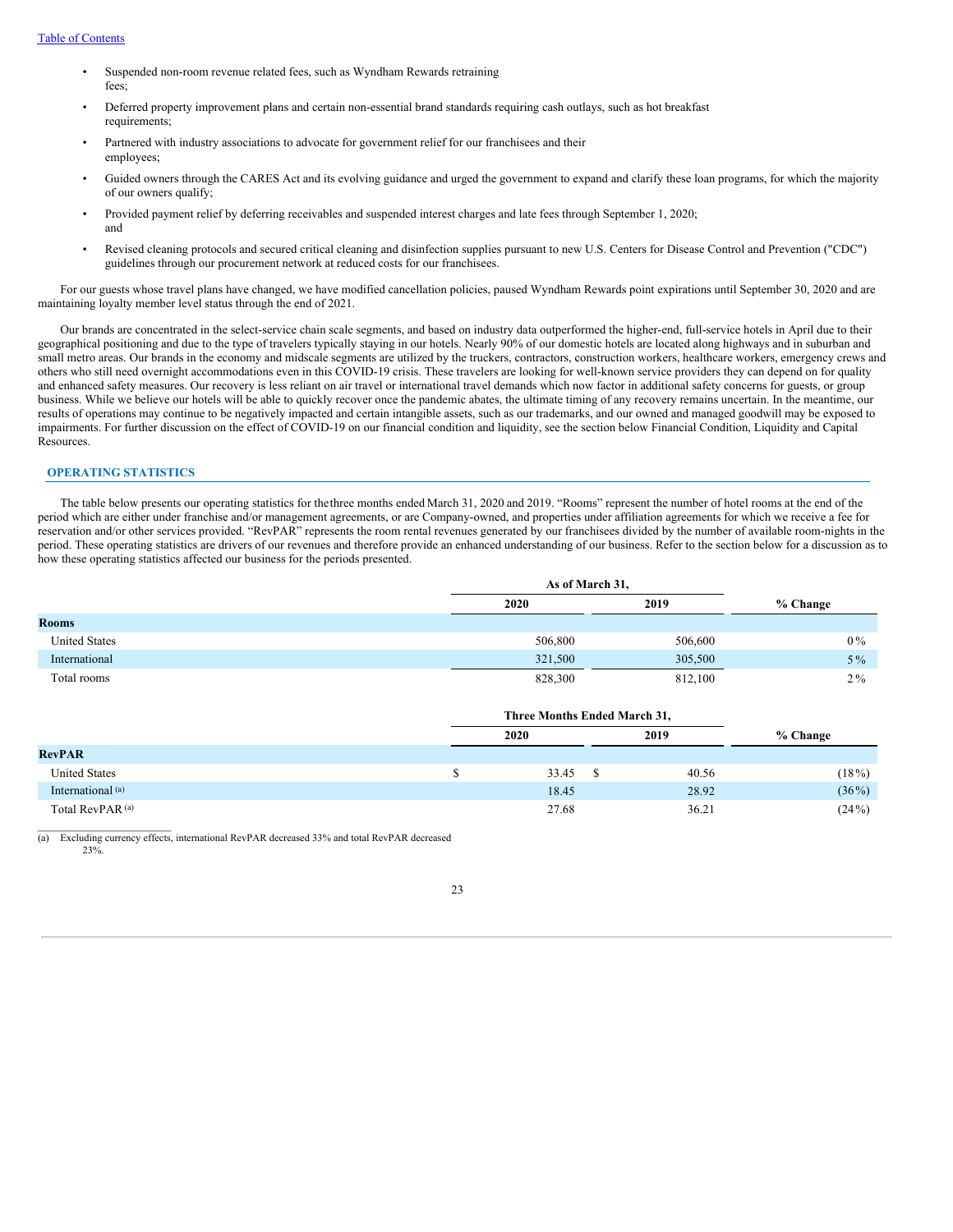- Suspended non-room revenue related fees, such as Wyndham Rewards retraining fees;
- Deferred property improvement plans and certain non-essential brand standards requiring cash outlays, such as hot breakfast requirements;
- Partnered with industry associations to advocate for government relief for our franchisees and their employees;
- Guided owners through the CARES Act and its evolving guidance and urged the government to expand and clarify these loan programs, for which the majority of our owners qualify;
- Provided payment relief by deferring receivables and suspended interest charges and late fees through September 1, 2020; and
- Revised cleaning protocols and secured critical cleaning and disinfection supplies pursuant to new U.S. Centers for Disease Control and Prevention ("CDC") guidelines through our procurement network at reduced costs for our franchisees.

For our guests whose travel plans have changed, we have modified cancellation policies, paused Wyndham Rewards point expirations until September 30, 2020 and are maintaining loyalty member level status through the end of 2021.

Our brands are concentrated in the select-service chain scale segments, and based on industry data outperformed the higher-end, full-service hotels in April due to their geographical positioning and due to the type of travelers typically staying in our hotels. Nearly 90% of our domestic hotels are located along highways and in suburban and small metro areas. Our brands in the economy and midscale segments are utilized by the truckers, contractors, construction workers, healthcare workers, emergency crews and others who still need overnight accommodations even in this COVID-19 crisis. These travelers are looking for well-known service providers they can depend on for quality and enhanced safety measures. Our recovery is less reliant on air travel or international travel demands which now factor in additional safety concerns for guests, or group business. While we believe our hotels will be able to quickly recover once the pandemic abates, the ultimate timing of any recovery remains uncertain. In the meantime, our results of operations may continue to be negatively impacted and certain intangible assets, such as our trademarks, and our owned and managed goodwill may be exposed to impairments. For further discussion on the effect of COVID-19 on our financial condition and liquidity, see the section below Financial Condition, Liquidity and Capital Resources.

## OPERATING STATISTICS

The table below presents our operating statistics for the three months ended March 31, 2020 and 2019. "Rooms" represent the number of hotel rooms at the end of the period which are either under franchise and/or management agreements, or are Company-owned, and properties under affiliation agreements for which we receive a fee for reservation and/or other services provided. "RevPAR" represents the room rental revenues generated by our franchisees divided by the number of available room-nights in the period. These operating statistics are drivers of our revenues and therefore provide an enhanced understanding of our business. Refer to the section below for a discussion as to how these operating statistics affected our business for the periods presented.

| | As of March 31, | | |
|---|---|---|---|
| | 2020 | 2019 | % Change |
| **Rooms** | | | |
| United States | 506,800 | 506,600 | 0% |
| International | 321,500 | 305,500 | 5% |
| Total rooms | 828,300 | 812,100 | 2% |

| | Three Months Ended March 31, | | |
|---|---|---|---|
| | 2020 | 2019 | % Change |
| **RevPAR** | | | |
| United States | $ 33.45 | $ 40.56 | (18%) |
| International [(a)] | 18.45 | 28.92 | (36%) |
| Total RevPAR [(a)] | 27.68 | 36.21 | (24%) |

(a) Excluding currency effects, international RevPAR decreased 33% and total RevPAR decreased 23%.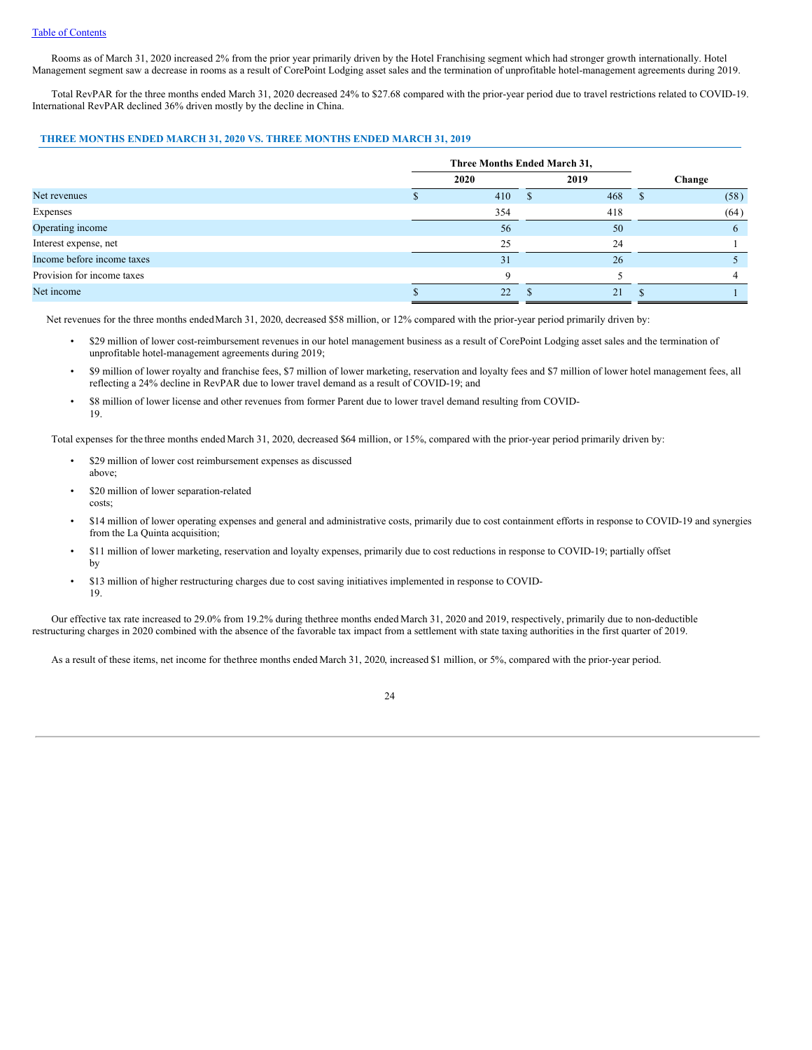Rooms as of March 31, 2020 increased 2% from the prior year primarily driven by the Hotel Franchising segment which had stronger growth internationally. Hotel Management segment saw a decrease in rooms as a result of CorePoint Lodging asset sales and the termination of unprofitable hotel-management agreements during 2019.

Total RevPAR for the three months ended March 31, 2020 decreased 24% to $27.68 compared with the prior-year period due to travel restrictions related to COVID-19. International RevPAR declined 36% driven mostly by the decline in China.

## THREE MONTHS ENDED MARCH 31, 2020 VS. THREE MONTHS ENDED MARCH 31, 2019

| | Three Months Ended March 31, | | |
|---|---|---|---|
| | 2020 | 2019 | Change |
| Net revenues | $ 410 | $ 468 | $ (58) |
| Expenses | 354 | 418 | (64) |
| Operating income | 56 | 50 | 6 |
| Interest expense, net | 25 | 24 | 1 |
| Income before income taxes | 31 | 26 | 5 |
| Provision for income taxes | 9 | 5 | 4 |
| Net income | $ 22 | $ 21 | $ 1 |

Net revenues for the three months ended March 31, 2020, decreased $58 million, or 12% compared with the prior-year period primarily driven by:

- $29 million of lower cost-reimbursement revenues in our hotel management business as a result of CorePoint Lodging asset sales and the termination of unprofitable hotel-management agreements during 2019;
- $9 million of lower royalty and franchise fees, $7 million of lower marketing, reservation and loyalty fees and $7 million of lower hotel management fees, all reflecting a 24% decline in RevPAR due to lower travel demand as a result of COVID-19; and
- $8 million of lower license and other revenues from former Parent due to lower travel demand resulting from COVID-19.

Total expenses for the three months ended March 31, 2020, decreased $64 million, or 15%, compared with the prior-year period primarily driven by:

- $29 million of lower cost reimbursement expenses as discussed above;
- $20 million of lower separation-related costs;
- $14 million of lower operating expenses and general and administrative costs, primarily due to cost containment efforts in response to COVID-19 and synergies from the La Quinta acquisition;
- $11 million of lower marketing, reservation and loyalty expenses, primarily due to cost reductions in response to COVID-19; partially offset by
- $13 million of higher restructuring charges due to cost saving initiatives implemented in response to COVID-19.

Our effective tax rate increased to 29.0% from 19.2% during the three months ended March 31, 2020 and 2019, respectively, primarily due to non-deductible restructuring charges in 2020 combined with the absence of the favorable tax impact from a settlement with state taxing authorities in the first quarter of 2019.

As a result of these items, net income for the three months ended March 31, 2020, increased $1 million, or 5%, compared with the prior-year period.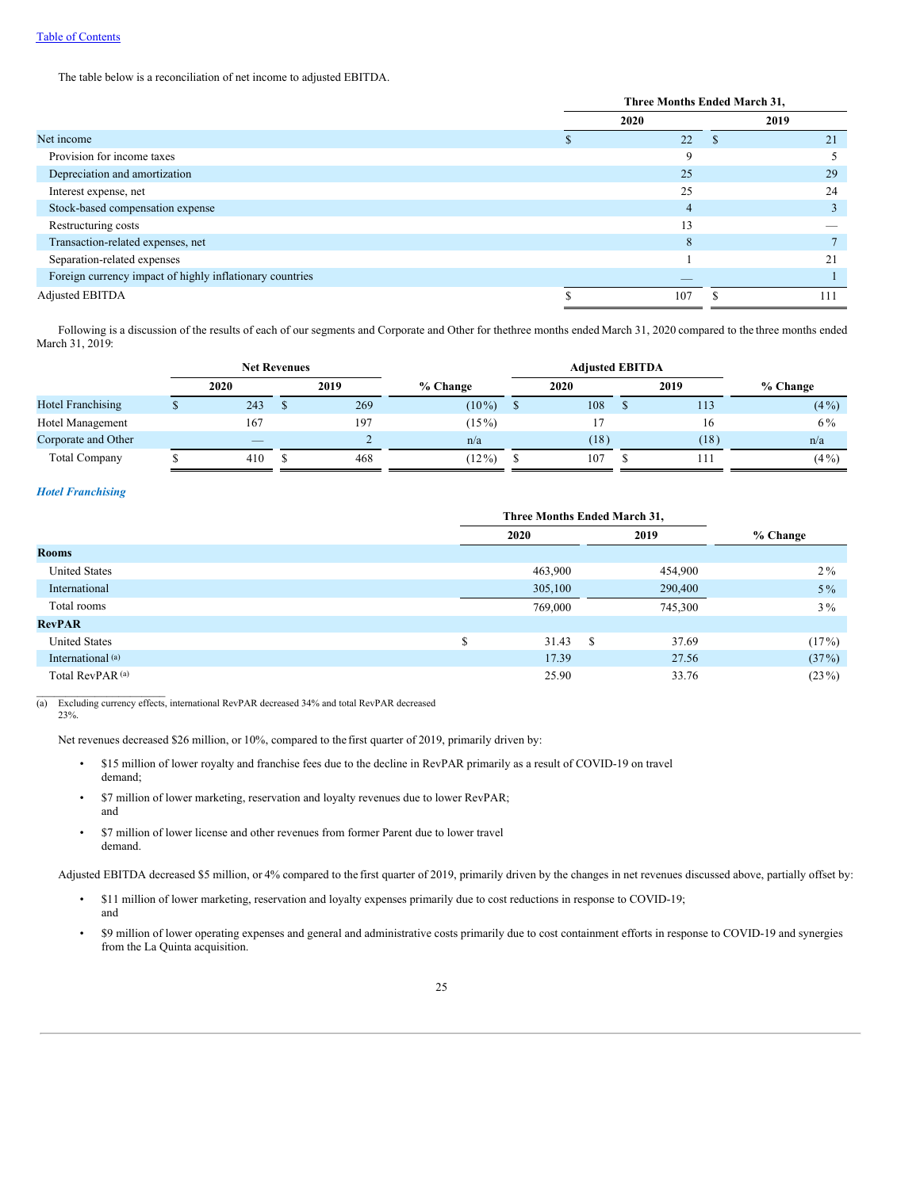The table below is a reconciliation of net income to adjusted EBITDA.

| | Three Months Ended March 31, | |
|---|---|---|
| | 2020 | 2019 |
| Net income | $ 22 | $ 21 |
| Provision for income taxes | 9 | 5 |
| Depreciation and amortization | 25 | 29 |
| Interest expense, net | 25 | 24 |
| Stock-based compensation expense | 4 | 3 |
| Restructuring costs | 13 | — |
| Transaction-related expenses, net | 8 | 7 |
| Separation-related expenses | 1 | 21 |
| Foreign currency impact of highly inflationary countries | — | 1 |
| Adjusted EBITDA | $ 107 | $ 111 |

Following is a discussion of the results of each of our segments and Corporate and Other for the three months ended March 31, 2020 compared to the three months ended March 31, 2019:

| | Net Revenues | | | Adjusted EBITDA | | |
|---|---|---|---|---|---|---|
| | 2020 | 2019 | % Change | 2020 | 2019 | % Change |
| Hotel Franchising | $ 243 | $ 269 | (10%) | $ 108 | $ 113 | (4%) |
| Hotel Management | 167 | 197 | (15%) | 17 | 16 | 6% |
| Corporate and Other | — | 2 | n/a | (18) | (18) | n/a |
| Total Company | $ 410 | $ 468 | (12%) | $ 107 | $ 111 | (4%) |

### *Hotel Franchising*

| | Three Months Ended March 31, | | |
|---|---|---|---|
| | 2020 | 2019 | % Change |
| **Rooms** | | | |
| United States | 463,900 | 454,900 | 2% |
| International | 305,100 | 290,400 | 5% |
| Total rooms | 769,000 | 745,300 | 3% |
| **RevPAR** | | | |
| United States | $ 31.43 | $ 37.69 | (17%) |
| International [(a)] | 17.39 | 27.56 | (37%) |
| Total RevPAR [(a)] | 25.90 | 33.76 | (23%) |

(a) Excluding currency effects, international RevPAR decreased 34% and total RevPAR decreased 23%.

Net revenues decreased $26 million, or 10%, compared to the first quarter of 2019, primarily driven by:

- $15 million of lower royalty and franchise fees due to the decline in RevPAR primarily as a result of COVID-19 on travel demand;
- $7 million of lower marketing, reservation and loyalty revenues due to lower RevPAR; and
- $7 million of lower license and other revenues from former Parent due to lower travel demand.

Adjusted EBITDA decreased $5 million, or 4% compared to the first quarter of 2019, primarily driven by the changes in net revenues discussed above, partially offset by:

- $11 million of lower marketing, reservation and loyalty expenses primarily due to cost reductions in response to COVID-19; and
- $9 million of lower operating expenses and general and administrative costs primarily due to cost containment efforts in response to COVID-19 and synergies from the La Quinta acquisition.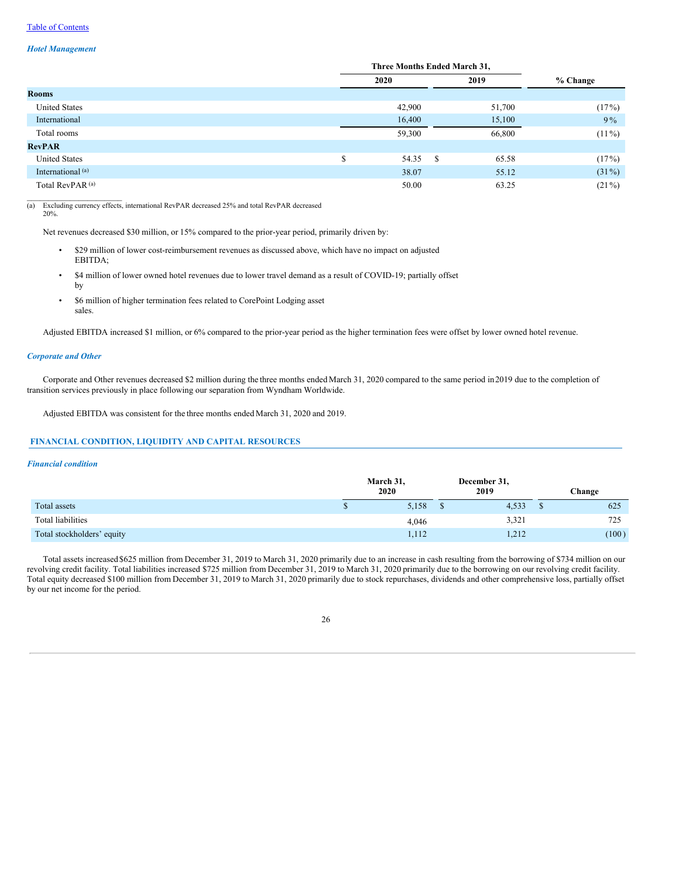[Table of Contents](#)

### *Hotel Management*

| | Three Months Ended March 31, | | |
|---|---|---|---|
| | 2020 | 2019 | % Change |
| **Rooms** | | | |
| United States | 42,900 | 51,700 | (17%) |
| International | 16,400 | 15,100 | 9% |
| Total rooms | 59,300 | 66,800 | (11%) |
| **RevPAR** | | | |
| United States | $ 54.35 | $ 65.58 | (17%) |
| International [(a)] | 38.07 | 55.12 | (31%) |
| Total RevPAR [(a)] | 50.00 | 63.25 | (21%) |

(a) Excluding currency effects, international RevPAR decreased 25% and total RevPAR decreased 20%.

Net revenues decreased $30 million, or 15% compared to the prior-year period, primarily driven by:

- $29 million of lower cost-reimbursement revenues as discussed above, which have no impact on adjusted EBITDA;
- $4 million of lower owned hotel revenues due to lower travel demand as a result of COVID-19; partially offset by
- $6 million of higher termination fees related to CorePoint Lodging asset sales.

Adjusted EBITDA increased $1 million, or 6% compared to the prior-year period as the higher termination fees were offset by lower owned hotel revenue.

### *Corporate and Other*

Corporate and Other revenues decreased $2 million during the three months ended March 31, 2020 compared to the same period in 2019 due to the completion of transition services previously in place following our separation from Wyndham Worldwide.

Adjusted EBITDA was consistent for the three months ended March 31, 2020 and 2019.

## FINANCIAL CONDITION, LIQUIDITY AND CAPITAL RESOURCES

### *Financial condition*

| | March 31, 2020 | December 31, 2019 | Change |
|---|---|---|---|
| Total assets | $ 5,158 | $ 4,533 | $ 625 |
| Total liabilities | 4,046 | 3,321 | 725 |
| Total stockholders' equity | 1,112 | 1,212 | (100) |

Total assets increased $625 million from December 31, 2019 to March 31, 2020 primarily due to an increase in cash resulting from the borrowing of $734 million on our revolving credit facility. Total liabilities increased $725 million from December 31, 2019 to March 31, 2020 primarily due to the borrowing on our revolving credit facility. Total equity decreased $100 million from December 31, 2019 to March 31, 2020 primarily due to stock repurchases, dividends and other comprehensive loss, partially offset by our net income for the period.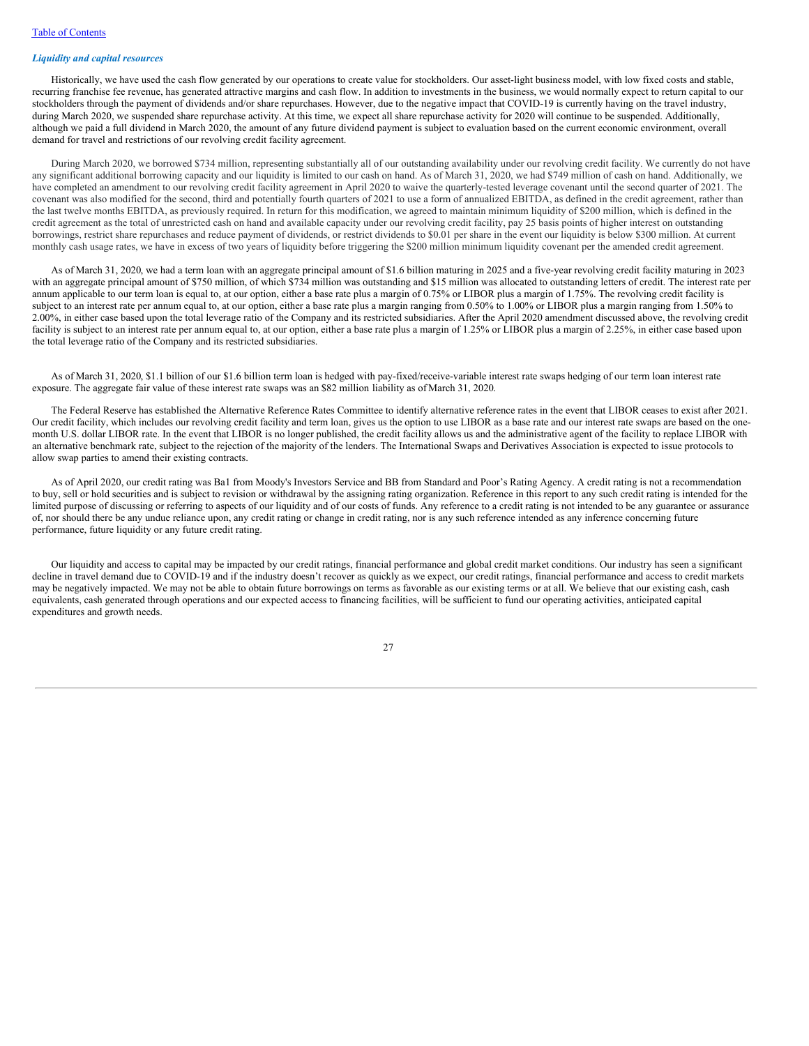[Table of Contents](#)

### *Liquidity and capital resources*

Historically, we have used the cash flow generated by our operations to create value for stockholders. Our asset-light business model, with low fixed costs and stable, recurring franchise fee revenue, has generated attractive margins and cash flow. In addition to investments in the business, we would normally expect to return capital to our stockholders through the payment of dividends and/or share repurchases. However, due to the negative impact that COVID-19 is currently having on the travel industry, during March 2020, we suspended share repurchase activity. At this time, we expect all share repurchase activity for 2020 will continue to be suspended. Additionally, although we paid a full dividend in March 2020, the amount of any future dividend payment is subject to evaluation based on the current economic environment, overall demand for travel and restrictions of our revolving credit facility agreement.

During March 2020, we borrowed $734 million, representing substantially all of our outstanding availability under our revolving credit facility. We currently do not have any significant additional borrowing capacity and our liquidity is limited to our cash on hand. As of March 31, 2020, we had $749 million of cash on hand. Additionally, we have completed an amendment to our revolving credit facility agreement in April 2020 to waive the quarterly-tested leverage covenant until the second quarter of 2021. The covenant was also modified for the second, third and potentially fourth quarters of 2021 to use a form of annualized EBITDA, as defined in the credit agreement, rather than the last twelve months EBITDA, as previously required. In return for this modification, we agreed to maintain minimum liquidity of $200 million, which is defined in the credit agreement as the total of unrestricted cash on hand and available capacity under our revolving credit facility, pay 25 basis points of higher interest on outstanding borrowings, restrict share repurchases and reduce payment of dividends, or restrict dividends to $0.01 per share in the event our liquidity is below $300 million. At current monthly cash usage rates, we have in excess of two years of liquidity before triggering the $200 million minimum liquidity covenant per the amended credit agreement.

As of March 31, 2020, we had a term loan with an aggregate principal amount of $1.6 billion maturing in 2025 and a five-year revolving credit facility maturing in 2023 with an aggregate principal amount of $750 million, of which $734 million was outstanding and $15 million was allocated to outstanding letters of credit. The interest rate per annum applicable to our term loan is equal to, at our option, either a base rate plus a margin of 0.75% or LIBOR plus a margin of 1.75%. The revolving credit facility is subject to an interest rate per annum equal to, at our option, either a base rate plus a margin ranging from 0.50% to 1.00% or LIBOR plus a margin ranging from 1.50% to 2.00%, in either case based upon the total leverage ratio of the Company and its restricted subsidiaries. After the April 2020 amendment discussed above, the revolving credit facility is subject to an interest rate per annum equal to, at our option, either a base rate plus a margin of 1.25% or LIBOR plus a margin of 2.25%, in either case based upon the total leverage ratio of the Company and its restricted subsidiaries.

As of March 31, 2020, $1.1 billion of our $1.6 billion term loan is hedged with pay-fixed/receive-variable interest rate swaps hedging of our term loan interest rate exposure. The aggregate fair value of these interest rate swaps was an $82 million liability as of March 31, 2020.

The Federal Reserve has established the Alternative Reference Rates Committee to identify alternative reference rates in the event that LIBOR ceases to exist after 2021. Our credit facility, which includes our revolving credit facility and term loan, gives us the option to use LIBOR as a base rate and our interest rate swaps are based on the one-month U.S. dollar LIBOR rate. In the event that LIBOR is no longer published, the credit facility allows us and the administrative agent of the facility to replace LIBOR with an alternative benchmark rate, subject to the rejection of the majority of the lenders. The International Swaps and Derivatives Association is expected to issue protocols to allow swap parties to amend their existing contracts.

As of April 2020, our credit rating was Ba1 from Moody's Investors Service and BB from Standard and Poor's Rating Agency. A credit rating is not a recommendation to buy, sell or hold securities and is subject to revision or withdrawal by the assigning rating organization. Reference in this report to any such credit rating is intended for the limited purpose of discussing or referring to aspects of our liquidity and of our costs of funds. Any reference to a credit rating is not intended to be any guarantee or assurance of, nor should there be any undue reliance upon, any credit rating or change in credit rating, nor is any such reference intended as any inference concerning future performance, future liquidity or any future credit rating.

Our liquidity and access to capital may be impacted by our credit ratings, financial performance and global credit market conditions. Our industry has seen a significant decline in travel demand due to COVID-19 and if the industry doesn't recover as quickly as we expect, our credit ratings, financial performance and access to credit markets may be negatively impacted. We may not be able to obtain future borrowings on terms as favorable as our existing terms or at all. We believe that our existing cash, cash equivalents, cash generated through operations and our expected access to financing facilities, will be sufficient to fund our operating activities, anticipated capital expenditures and growth needs.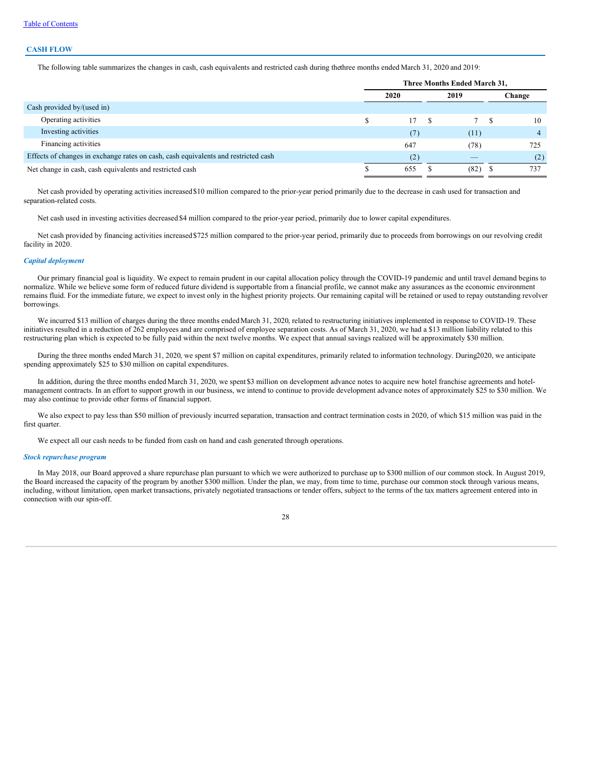## CASH FLOW

The following table summarizes the changes in cash, cash equivalents and restricted cash during the three months ended March 31, 2020 and 2019:

| | Three Months Ended March 31, | | |
|---|---|---|---|
| | 2020 | 2019 | Change |
| Cash provided by/(used in) | | | |
| Operating activities | $ 17 | $ 7 | $ 10 |
| Investing activities | (7) | (11) | 4 |
| Financing activities | 647 | (78) | 725 |
| Effects of changes in exchange rates on cash, cash equivalents and restricted cash | (2) | — | (2) |
| Net change in cash, cash equivalents and restricted cash | $ 655 | $ (82) | $ 737 |

Net cash provided by operating activities increased $10 million compared to the prior-year period primarily due to the decrease in cash used for transaction and separation-related costs.

Net cash used in investing activities decreased $4 million compared to the prior-year period, primarily due to lower capital expenditures.

Net cash provided by financing activities increased $725 million compared to the prior-year period, primarily due to proceeds from borrowings on our revolving credit facility in 2020.

### *Capital deployment*

Our primary financial goal is liquidity. We expect to remain prudent in our capital allocation policy through the COVID-19 pandemic and until travel demand begins to normalize. While we believe some form of reduced future dividend is supportable from a financial profile, we cannot make any assurances as the economic environment remains fluid. For the immediate future, we expect to invest only in the highest priority projects. Our remaining capital will be retained or used to repay outstanding revolver borrowings.

We incurred $13 million of charges during the three months ended March 31, 2020, related to restructuring initiatives implemented in response to COVID-19. These initiatives resulted in a reduction of 262 employees and are comprised of employee separation costs. As of March 31, 2020, we had a $13 million liability related to this restructuring plan which is expected to be fully paid within the next twelve months. We expect that annual savings realized will be approximately $30 million.

During the three months ended March 31, 2020, we spent $7 million on capital expenditures, primarily related to information technology. During 2020, we anticipate spending approximately $25 to $30 million on capital expenditures.

In addition, during the three months ended March 31, 2020, we spent $3 million on development advance notes to acquire new hotel franchise agreements and hotel-management contracts. In an effort to support growth in our business, we intend to continue to provide development advance notes of approximately $25 to $30 million. We may also continue to provide other forms of financial support.

We also expect to pay less than $50 million of previously incurred separation, transaction and contract termination costs in 2020, of which $15 million was paid in the first quarter.

We expect all our cash needs to be funded from cash on hand and cash generated through operations.

### *Stock repurchase program*

In May 2018, our Board approved a share repurchase plan pursuant to which we were authorized to purchase up to $300 million of our common stock. In August 2019, the Board increased the capacity of the program by another $300 million. Under the plan, we may, from time to time, purchase our common stock through various means, including, without limitation, open market transactions, privately negotiated transactions or tender offers, subject to the terms of the tax matters agreement entered into in connection with our spin-off.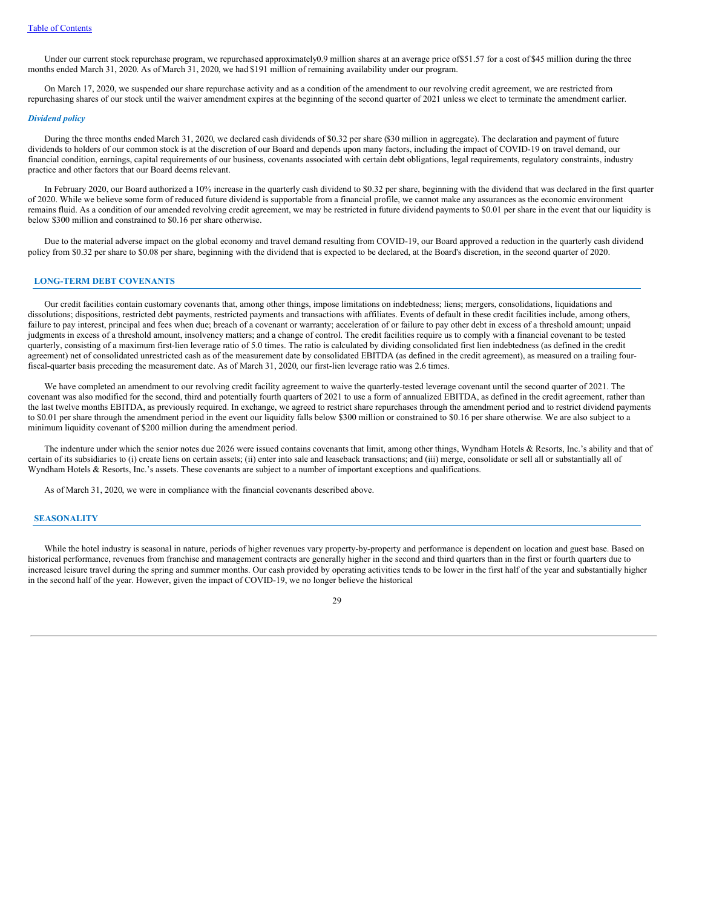Under our current stock repurchase program, we repurchased approximately 0.9 million shares at an average price of $51.57 for a cost of $45 million during the three months ended March 31, 2020. As of March 31, 2020, we had $191 million of remaining availability under our program.

On March 17, 2020, we suspended our share repurchase activity and as a condition of the amendment to our revolving credit agreement, we are restricted from repurchasing shares of our stock until the waiver amendment expires at the beginning of the second quarter of 2021 unless we elect to terminate the amendment earlier.

***Dividend policy***

During the three months ended March 31, 2020, we declared cash dividends of $0.32 per share ($30 million in aggregate). The declaration and payment of future dividends to holders of our common stock is at the discretion of our Board and depends upon many factors, including the impact of COVID-19 on travel demand, our financial condition, earnings, capital requirements of our business, covenants associated with certain debt obligations, legal requirements, regulatory constraints, industry practice and other factors that our Board deems relevant.

In February 2020, our Board authorized a 10% increase in the quarterly cash dividend to $0.32 per share, beginning with the dividend that was declared in the first quarter of 2020. While we believe some form of reduced future dividend is supportable from a financial profile, we cannot make any assurances as the economic environment remains fluid. As a condition of our amended revolving credit agreement, we may be restricted in future dividend payments to $0.01 per share in the event that our liquidity is below $300 million and constrained to $0.16 per share otherwise.

Due to the material adverse impact on the global economy and travel demand resulting from COVID-19, our Board approved a reduction in the quarterly cash dividend policy from $0.32 per share to $0.08 per share, beginning with the dividend that is expected to be declared, at the Board's discretion, in the second quarter of 2020.

## LONG-TERM DEBT COVENANTS

Our credit facilities contain customary covenants that, among other things, impose limitations on indebtedness; liens; mergers, consolidations, liquidations and dissolutions; dispositions, restricted debt payments, restricted payments and transactions with affiliates. Events of default in these credit facilities include, among others, failure to pay interest, principal and fees when due; breach of a covenant or warranty; acceleration of or failure to pay other debt in excess of a threshold amount; unpaid judgments in excess of a threshold amount, insolvency matters; and a change of control. The credit facilities require us to comply with a financial covenant to be tested quarterly, consisting of a maximum first-lien leverage ratio of 5.0 times. The ratio is calculated by dividing consolidated first lien indebtedness (as defined in the credit agreement) net of consolidated unrestricted cash as of the measurement date by consolidated EBITDA (as defined in the credit agreement), as measured on a trailing four-fiscal-quarter basis preceding the measurement date. As of March 31, 2020, our first-lien leverage ratio was 2.6 times.

We have completed an amendment to our revolving credit facility agreement to waive the quarterly-tested leverage covenant until the second quarter of 2021. The covenant was also modified for the second, third and potentially fourth quarters of 2021 to use a form of annualized EBITDA, as defined in the credit agreement, rather than the last twelve months EBITDA, as previously required. In exchange, we agreed to restrict share repurchases through the amendment period and to restrict dividend payments to $0.01 per share through the amendment period in the event our liquidity falls below $300 million or constrained to $0.16 per share otherwise. We are also subject to a minimum liquidity covenant of $200 million during the amendment period.

The indenture under which the senior notes due 2026 were issued contains covenants that limit, among other things, Wyndham Hotels & Resorts, Inc.'s ability and that of certain of its subsidiaries to (i) create liens on certain assets; (ii) enter into sale and leaseback transactions; and (iii) merge, consolidate or sell all or substantially all of Wyndham Hotels & Resorts, Inc.'s assets. These covenants are subject to a number of important exceptions and qualifications.

As of March 31, 2020, we were in compliance with the financial covenants described above.

## SEASONALITY

While the hotel industry is seasonal in nature, periods of higher revenues vary property-by-property and performance is dependent on location and guest base. Based on historical performance, revenues from franchise and management contracts are generally higher in the second and third quarters than in the first or fourth quarters due to increased leisure travel during the spring and summer months. Our cash provided by operating activities tends to be lower in the first half of the year and substantially higher in the second half of the year. However, given the impact of COVID-19, we no longer believe the historical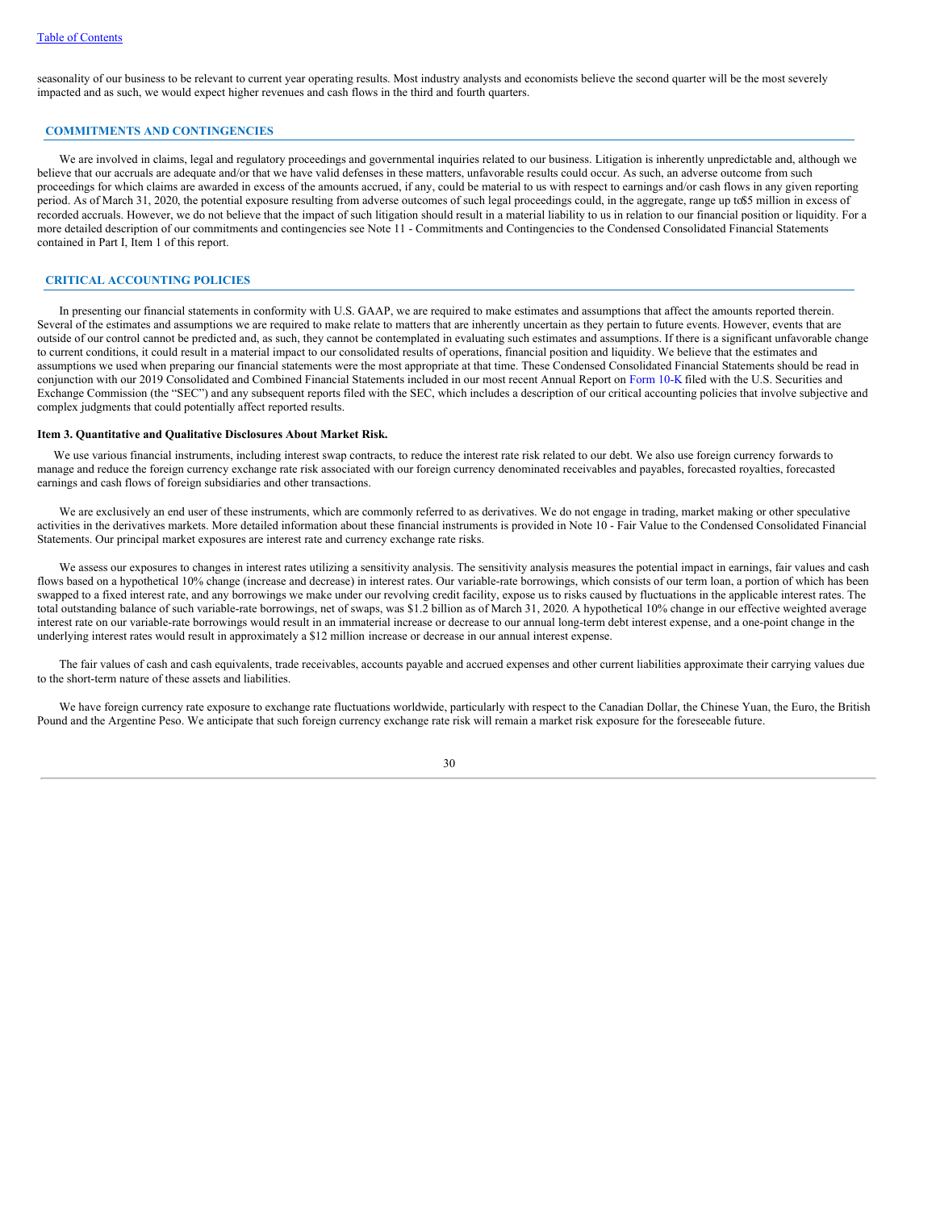seasonality of our business to be relevant to current year operating results. Most industry analysts and economists believe the second quarter will be the most severely impacted and as such, we would expect higher revenues and cash flows in the third and fourth quarters.

## COMMITMENTS AND CONTINGENCIES

We are involved in claims, legal and regulatory proceedings and governmental inquiries related to our business. Litigation is inherently unpredictable and, although we believe that our accruals are adequate and/or that we have valid defenses in these matters, unfavorable results could occur. As such, an adverse outcome from such proceedings for which claims are awarded in excess of the amounts accrued, if any, could be material to us with respect to earnings and/or cash flows in any given reporting period. As of March 31, 2020, the potential exposure resulting from adverse outcomes of such legal proceedings could, in the aggregate, range up to $5 million in excess of recorded accruals. However, we do not believe that the impact of such litigation should result in a material liability to us in relation to our financial position or liquidity. For a more detailed description of our commitments and contingencies see Note 11 - Commitments and Contingencies to the Condensed Consolidated Financial Statements contained in Part I, Item 1 of this report.

## CRITICAL ACCOUNTING POLICIES

In presenting our financial statements in conformity with U.S. GAAP, we are required to make estimates and assumptions that affect the amounts reported therein. Several of the estimates and assumptions we are required to make relate to matters that are inherently uncertain as they pertain to future events. However, events that are outside of our control cannot be predicted and, as such, they cannot be contemplated in evaluating such estimates and assumptions. If there is a significant unfavorable change to current conditions, it could result in a material impact to our consolidated results of operations, financial position and liquidity. We believe that the estimates and assumptions we used when preparing our financial statements were the most appropriate at that time. These Condensed Consolidated Financial Statements should be read in conjunction with our 2019 Consolidated and Combined Financial Statements included in our most recent Annual Report on Form 10-K filed with the U.S. Securities and Exchange Commission (the "SEC") and any subsequent reports filed with the SEC, which includes a description of our critical accounting policies that involve subjective and complex judgments that could potentially affect reported results.

### Item 3. Quantitative and Qualitative Disclosures About Market Risk.

We use various financial instruments, including interest swap contracts, to reduce the interest rate risk related to our debt. We also use foreign currency forwards to manage and reduce the foreign currency exchange rate risk associated with our foreign currency denominated receivables and payables, forecasted royalties, forecasted earnings and cash flows of foreign subsidiaries and other transactions.

We are exclusively an end user of these instruments, which are commonly referred to as derivatives. We do not engage in trading, market making or other speculative activities in the derivatives markets. More detailed information about these financial instruments is provided in Note 10 - Fair Value to the Condensed Consolidated Financial Statements. Our principal market exposures are interest rate and currency exchange rate risks.

We assess our exposures to changes in interest rates utilizing a sensitivity analysis. The sensitivity analysis measures the potential impact in earnings, fair values and cash flows based on a hypothetical 10% change (increase and decrease) in interest rates. Our variable-rate borrowings, which consists of our term loan, a portion of which has been swapped to a fixed interest rate, and any borrowings we make under our revolving credit facility, expose us to risks caused by fluctuations in the applicable interest rates. The total outstanding balance of such variable-rate borrowings, net of swaps, was $1.2 billion as of March 31, 2020. A hypothetical 10% change in our effective weighted average interest rate on our variable-rate borrowings would result in an immaterial increase or decrease to our annual long-term debt interest expense, and a one-point change in the underlying interest rates would result in approximately a $12 million increase or decrease in our annual interest expense.

The fair values of cash and cash equivalents, trade receivables, accounts payable and accrued expenses and other current liabilities approximate their carrying values due to the short-term nature of these assets and liabilities.

We have foreign currency rate exposure to exchange rate fluctuations worldwide, particularly with respect to the Canadian Dollar, the Chinese Yuan, the Euro, the British Pound and the Argentine Peso. We anticipate that such foreign currency exchange rate risk will remain a market risk exposure for the foreseeable future.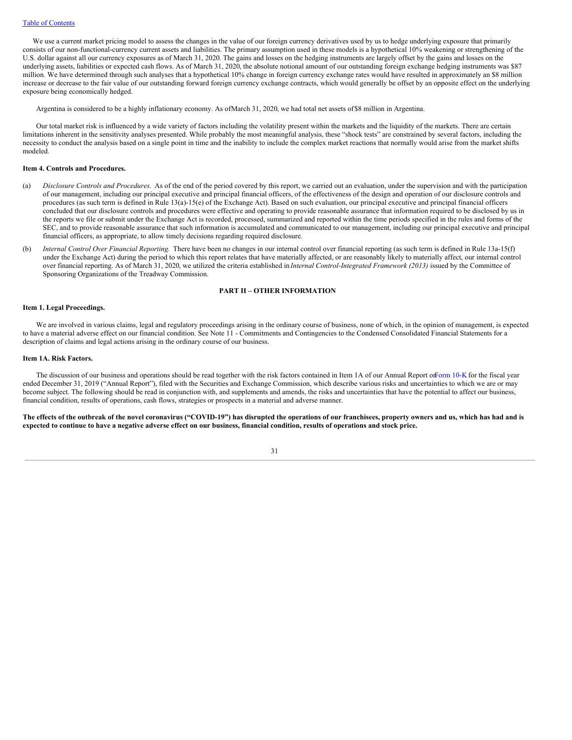We use a current market pricing model to assess the changes in the value of our foreign currency derivatives used by us to hedge underlying exposure that primarily consists of our non-functional-currency current assets and liabilities. The primary assumption used in these models is a hypothetical 10% weakening or strengthening of the U.S. dollar against all our currency exposures as of March 31, 2020. The gains and losses on the hedging instruments are largely offset by the gains and losses on the underlying assets, liabilities or expected cash flows. As of March 31, 2020, the absolute notional amount of our outstanding foreign exchange hedging instruments was $87 million. We have determined through such analyses that a hypothetical 10% change in foreign currency exchange rates would have resulted in approximately an $8 million increase or decrease to the fair value of our outstanding forward foreign currency exchange contracts, which would generally be offset by an opposite effect on the underlying exposure being economically hedged.

Argentina is considered to be a highly inflationary economy. As of March 31, 2020, we had total net assets of $8 million in Argentina.

Our total market risk is influenced by a wide variety of factors including the volatility present within the markets and the liquidity of the markets. There are certain limitations inherent in the sensitivity analyses presented. While probably the most meaningful analysis, these "shock tests" are constrained by several factors, including the necessity to conduct the analysis based on a single point in time and the inability to include the complex market reactions that normally would arise from the market shifts modeled.

### Item 4. Controls and Procedures.

(a) *Disclosure Controls and Procedures.* As of the end of the period covered by this report, we carried out an evaluation, under the supervision and with the participation of our management, including our principal executive and principal financial officers, of the effectiveness of the design and operation of our disclosure controls and procedures (as such term is defined in Rule 13(a)-15(e) of the Exchange Act). Based on such evaluation, our principal executive and principal financial officers concluded that our disclosure controls and procedures were effective and operating to provide reasonable assurance that information required to be disclosed by us in the reports we file or submit under the Exchange Act is recorded, processed, summarized and reported within the time periods specified in the rules and forms of the SEC, and to provide reasonable assurance that such information is accumulated and communicated to our management, including our principal executive and principal financial officers, as appropriate, to allow timely decisions regarding required disclosure.

(b) *Internal Control Over Financial Reporting.* There have been no changes in our internal control over financial reporting (as such term is defined in Rule 13a-15(f) under the Exchange Act) during the period to which this report relates that have materially affected, or are reasonably likely to materially affect, our internal control over financial reporting. As of March 31, 2020, we utilized the criteria established in *Internal Control-Integrated Framework (2013)* issued by the Committee of Sponsoring Organizations of the Treadway Commission.

## PART II – OTHER INFORMATION

### Item 1. Legal Proceedings.

We are involved in various claims, legal and regulatory proceedings arising in the ordinary course of business, none of which, in the opinion of management, is expected to have a material adverse effect on our financial condition. See Note 11 - Commitments and Contingencies to the Condensed Consolidated Financial Statements for a description of claims and legal actions arising in the ordinary course of our business.

### Item 1A. Risk Factors.

The discussion of our business and operations should be read together with the risk factors contained in Item 1A of our Annual Report on Form 10-K for the fiscal year ended December 31, 2019 ("Annual Report"), filed with the Securities and Exchange Commission, which describe various risks and uncertainties to which we are or may become subject. The following should be read in conjunction with, and supplements and amends, the risks and uncertainties that have the potential to affect our business, financial condition, results of operations, cash flows, strategies or prospects in a material and adverse manner.

**The effects of the outbreak of the novel coronavirus ("COVID-19") has disrupted the operations of our franchisees, property owners and us, which has had and is expected to continue to have a negative adverse effect on our business, financial condition, results of operations and stock price.**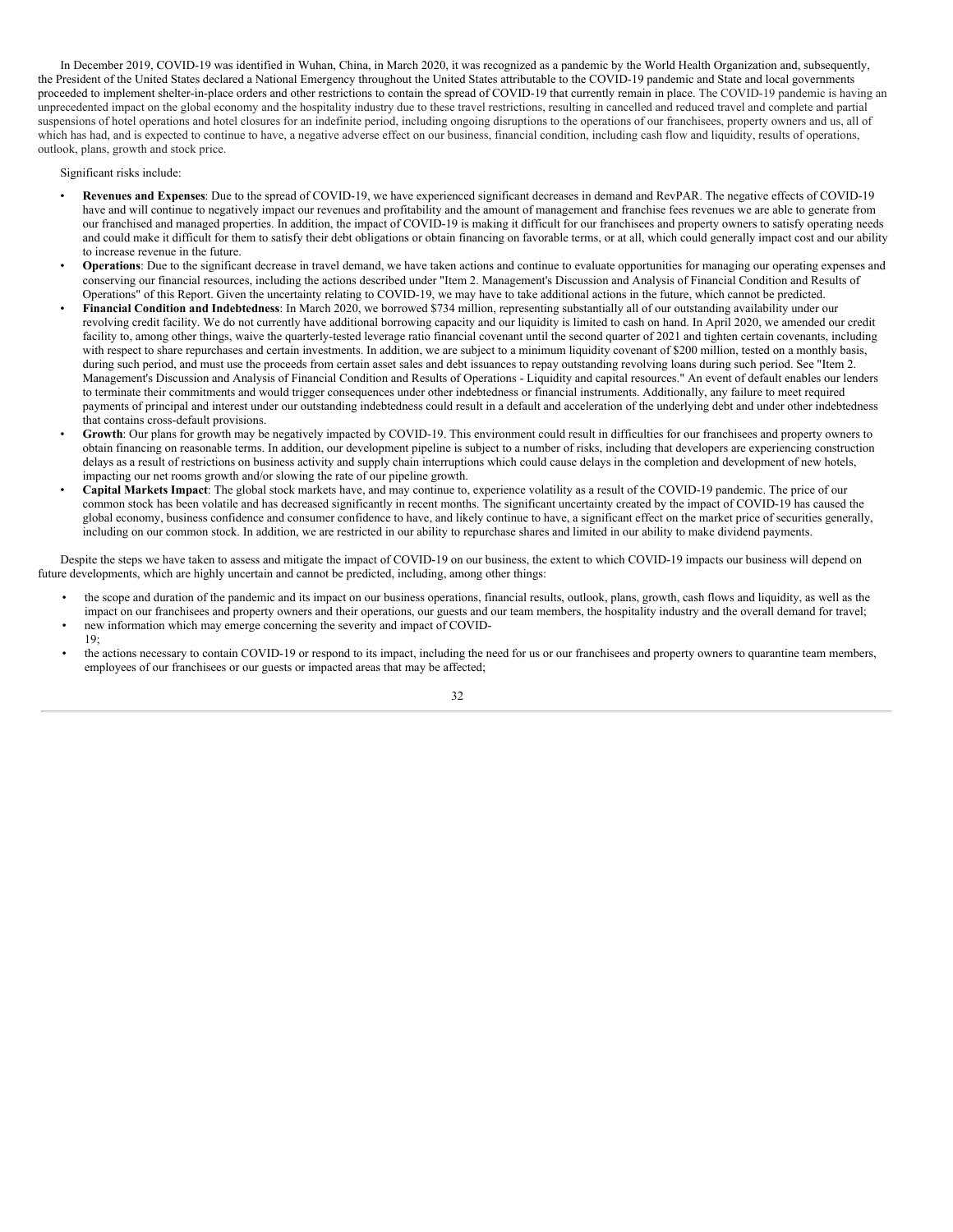In December 2019, COVID-19 was identified in Wuhan, China, in March 2020, it was recognized as a pandemic by the World Health Organization and, subsequently, the President of the United States declared a National Emergency throughout the United States attributable to the COVID-19 pandemic and State and local governments proceeded to implement shelter-in-place orders and other restrictions to contain the spread of COVID-19 that currently remain in place. The COVID-19 pandemic is having an unprecedented impact on the global economy and the hospitality industry due to these travel restrictions, resulting in cancelled and reduced travel and complete and partial suspensions of hotel operations and hotel closures for an indefinite period, including ongoing disruptions to the operations of our franchisees, property owners and us, all of which has had, and is expected to continue to have, a negative adverse effect on our business, financial condition, including cash flow and liquidity, results of operations, outlook, plans, growth and stock price.

Significant risks include:

- **Revenues and Expenses**: Due to the spread of COVID-19, we have experienced significant decreases in demand and RevPAR. The negative effects of COVID-19 have and will continue to negatively impact our revenues and profitability and the amount of management and franchise fees revenues we are able to generate from our franchised and managed properties. In addition, the impact of COVID-19 is making it difficult for our franchisees and property owners to satisfy operating needs and could make it difficult for them to satisfy their debt obligations or obtain financing on favorable terms, or at all, which could generally impact cost and our ability to increase revenue in the future.
- **Operations**: Due to the significant decrease in travel demand, we have taken actions and continue to evaluate opportunities for managing our operating expenses and conserving our financial resources, including the actions described under "Item 2. Management's Discussion and Analysis of Financial Condition and Results of Operations" of this Report. Given the uncertainty relating to COVID-19, we may have to take additional actions in the future, which cannot be predicted.
- **Financial Condition and Indebtedness**: In March 2020, we borrowed $734 million, representing substantially all of our outstanding availability under our revolving credit facility. We do not currently have additional borrowing capacity and our liquidity is limited to cash on hand. In April 2020, we amended our credit facility to, among other things, waive the quarterly-tested leverage ratio financial covenant until the second quarter of 2021 and tighten certain covenants, including with respect to share repurchases and certain investments. In addition, we are subject to a minimum liquidity covenant of $200 million, tested on a monthly basis, during such period, and must use the proceeds from certain asset sales and debt issuances to repay outstanding revolving loans during such period. See "Item 2. Management's Discussion and Analysis of Financial Condition and Results of Operations - Liquidity and capital resources." An event of default enables our lenders to terminate their commitments and would trigger consequences under other indebtedness or financial instruments. Additionally, any failure to meet required payments of principal and interest under our outstanding indebtedness could result in a default and acceleration of the underlying debt and under other indebtedness that contains cross-default provisions.
- **Growth**: Our plans for growth may be negatively impacted by COVID-19. This environment could result in difficulties for our franchisees and property owners to obtain financing on reasonable terms. In addition, our development pipeline is subject to a number of risks, including that developers are experiencing construction delays as a result of restrictions on business activity and supply chain interruptions which could cause delays in the completion and development of new hotels, impacting our net rooms growth and/or slowing the rate of our pipeline growth.
- **Capital Markets Impact**: The global stock markets have, and may continue to, experience volatility as a result of the COVID-19 pandemic. The price of our common stock has been volatile and has decreased significantly in recent months. The significant uncertainty created by the impact of COVID-19 has caused the global economy, business confidence and consumer confidence to have, and likely continue to have, a significant effect on the market price of securities generally, including on our common stock. In addition, we are restricted in our ability to repurchase shares and limited in our ability to make dividend payments.

Despite the steps we have taken to assess and mitigate the impact of COVID-19 on our business, the extent to which COVID-19 impacts our business will depend on future developments, which are highly uncertain and cannot be predicted, including, among other things:

- the scope and duration of the pandemic and its impact on our business operations, financial results, outlook, plans, growth, cash flows and liquidity, as well as the impact on our franchisees and property owners and their operations, our guests and our team members, the hospitality industry and the overall demand for travel;
- new information which may emerge concerning the severity and impact of COVID-19;
- the actions necessary to contain COVID-19 or respond to its impact, including the need for us or our franchisees and property owners to quarantine team members, employees of our franchisees or our guests or impacted areas that may be affected;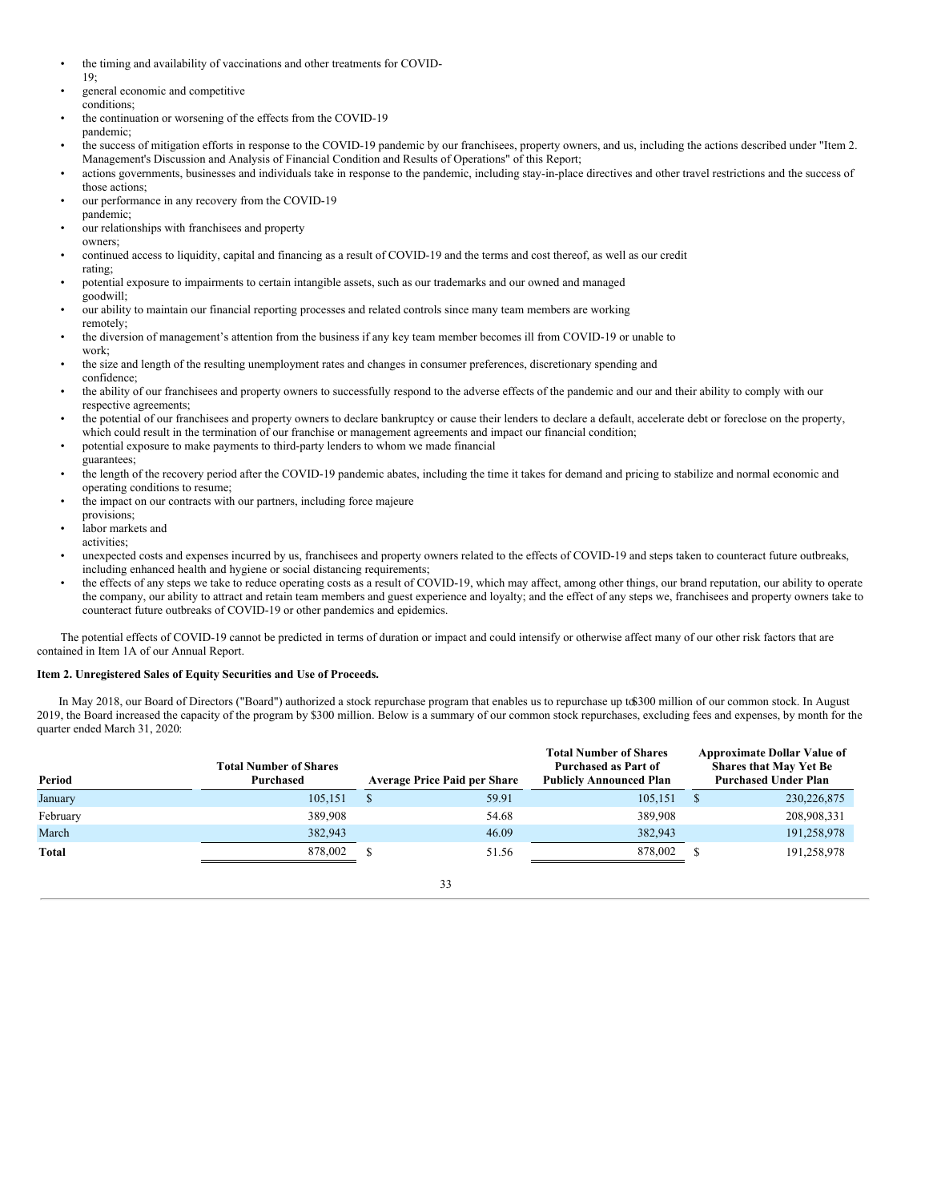- the timing and availability of vaccinations and other treatments for COVID-19;
- general economic and competitive conditions;
- the continuation or worsening of the effects from the COVID-19 pandemic;
- the success of mitigation efforts in response to the COVID-19 pandemic by our franchisees, property owners, and us, including the actions described under "Item 2. Management's Discussion and Analysis of Financial Condition and Results of Operations" of this Report;
- actions governments, businesses and individuals take in response to the pandemic, including stay-in-place directives and other travel restrictions and the success of those actions;
- our performance in any recovery from the COVID-19 pandemic;
- our relationships with franchisees and property owners;
- continued access to liquidity, capital and financing as a result of COVID-19 and the terms and cost thereof, as well as our credit rating;
- potential exposure to impairments to certain intangible assets, such as our trademarks and our owned and managed goodwill;
- our ability to maintain our financial reporting processes and related controls since many team members are working remotely;
- the diversion of management's attention from the business if any key team member becomes ill from COVID-19 or unable to work;
- the size and length of the resulting unemployment rates and changes in consumer preferences, discretionary spending and confidence;
- the ability of our franchisees and property owners to successfully respond to the adverse effects of the pandemic and our and their ability to comply with our respective agreements;
- the potential of our franchisees and property owners to declare bankruptcy or cause their lenders to declare a default, accelerate debt or foreclose on the property, which could result in the termination of our franchise or management agreements and impact our financial condition;
- potential exposure to make payments to third-party lenders to whom we made financial guarantees;
- the length of the recovery period after the COVID-19 pandemic abates, including the time it takes for demand and pricing to stabilize and normal economic and operating conditions to resume;
- the impact on our contracts with our partners, including force majeure provisions;
- labor markets and activities;
- unexpected costs and expenses incurred by us, franchisees and property owners related to the effects of COVID-19 and steps taken to counteract future outbreaks, including enhanced health and hygiene or social distancing requirements;
- the effects of any steps we take to reduce operating costs as a result of COVID-19, which may affect, among other things, our brand reputation, our ability to operate the company, our ability to attract and retain team members and guest experience and loyalty; and the effect of any steps we, franchisees and property owners take to counteract future outbreaks of COVID-19 or other pandemics and epidemics.

The potential effects of COVID-19 cannot be predicted in terms of duration or impact and could intensify or otherwise affect many of our other risk factors that are contained in Item 1A of our Annual Report.

**Item 2. Unregistered Sales of Equity Securities and Use of Proceeds.**

In May 2018, our Board of Directors ("Board") authorized a stock repurchase program that enables us to repurchase up to $300 million of our common stock. In August 2019, the Board increased the capacity of the program by $300 million. Below is a summary of our common stock repurchases, excluding fees and expenses, by month for the quarter ended March 31, 2020:

| Period | Total Number of Shares Purchased | Average Price Paid per Share | Total Number of Shares Purchased as Part of Publicly Announced Plan | Approximate Dollar Value of Shares that May Yet Be Purchased Under Plan |
|---|---|---|---|---|
| January | 105,151 | $ 59.91 | 105,151 | $ 230,226,875 |
| February | 389,908 | 54.68 | 389,908 | 208,908,331 |
| March | 382,943 | 46.09 | 382,943 | 191,258,978 |
| **Total** | 878,002 | $ 51.56 | 878,002 | $ 191,258,978 |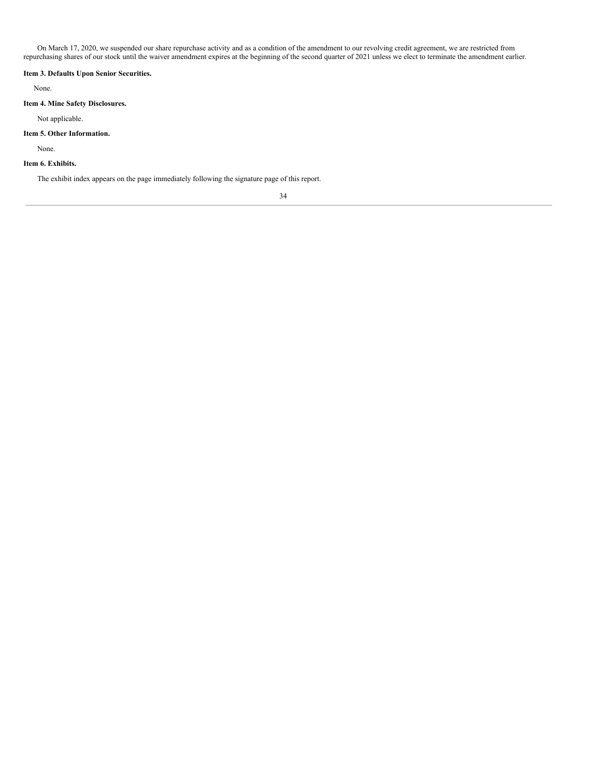On March 17, 2020, we suspended our share repurchase activity and as a condition of the amendment to our revolving credit agreement, we are restricted from repurchasing shares of our stock until the waiver amendment expires at the beginning of the second quarter of 2021 unless we elect to terminate the amendment earlier.

**Item 3. Defaults Upon Senior Securities.**

None.

**Item 4. Mine Safety Disclosures.**

Not applicable.

**Item 5. Other Information.**

None.

**Item 6. Exhibits.**

The exhibit index appears on the page immediately following the signature page of this report.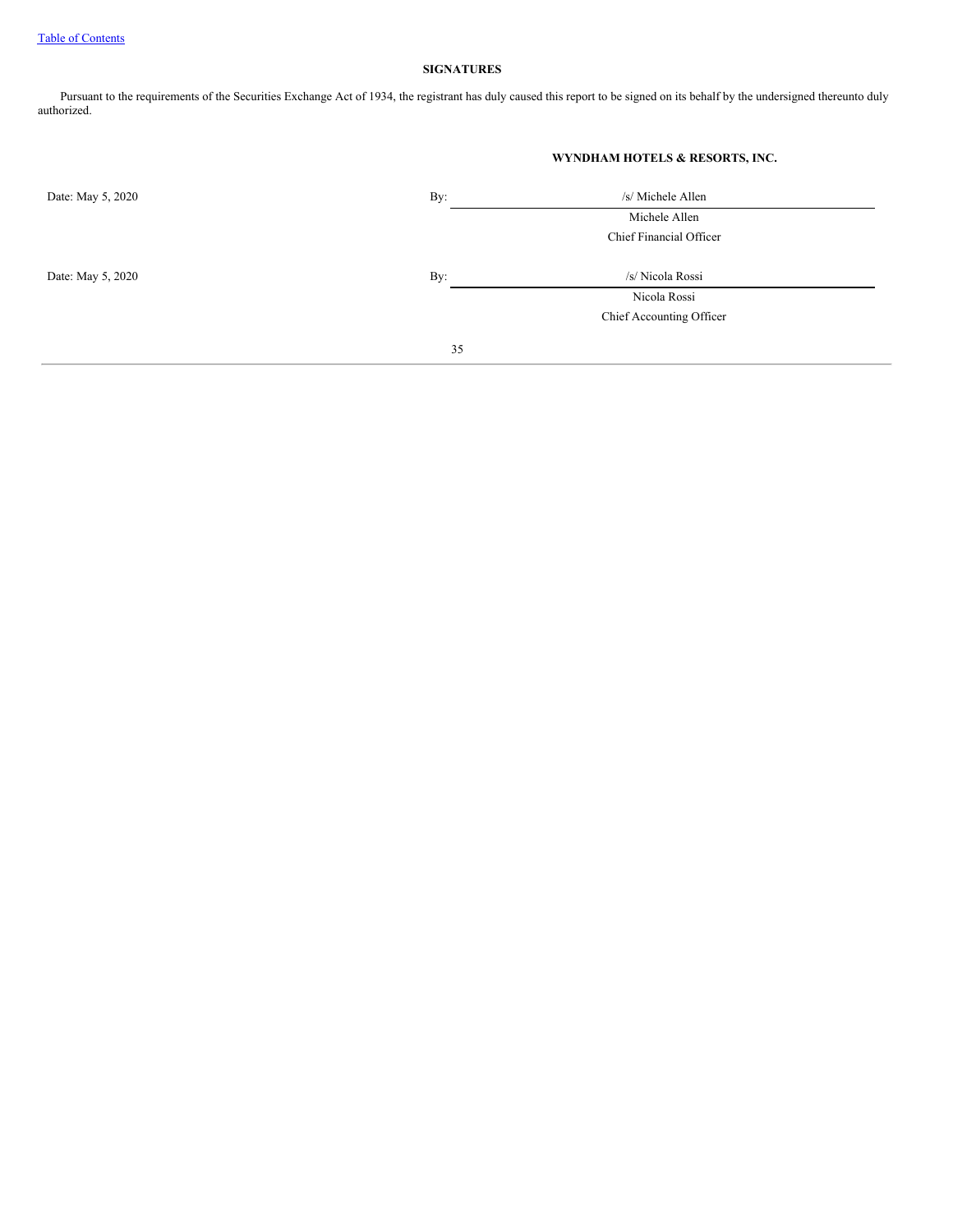## SIGNATURES

Pursuant to the requirements of the Securities Exchange Act of 1934, the registrant has duly caused this report to be signed on its behalf by the undersigned thereunto duly authorized.

**WYNDHAM HOTELS & RESORTS, INC.**

| | | |
|---|---|---|
| Date: May 5, 2020 | By: | /s/ Michele Allen |
| | | Michele Allen |
| | | Chief Financial Officer |
| Date: May 5, 2020 | By: | /s/ Nicola Rossi |
| | | Nicola Rossi |
| | | Chief Accounting Officer |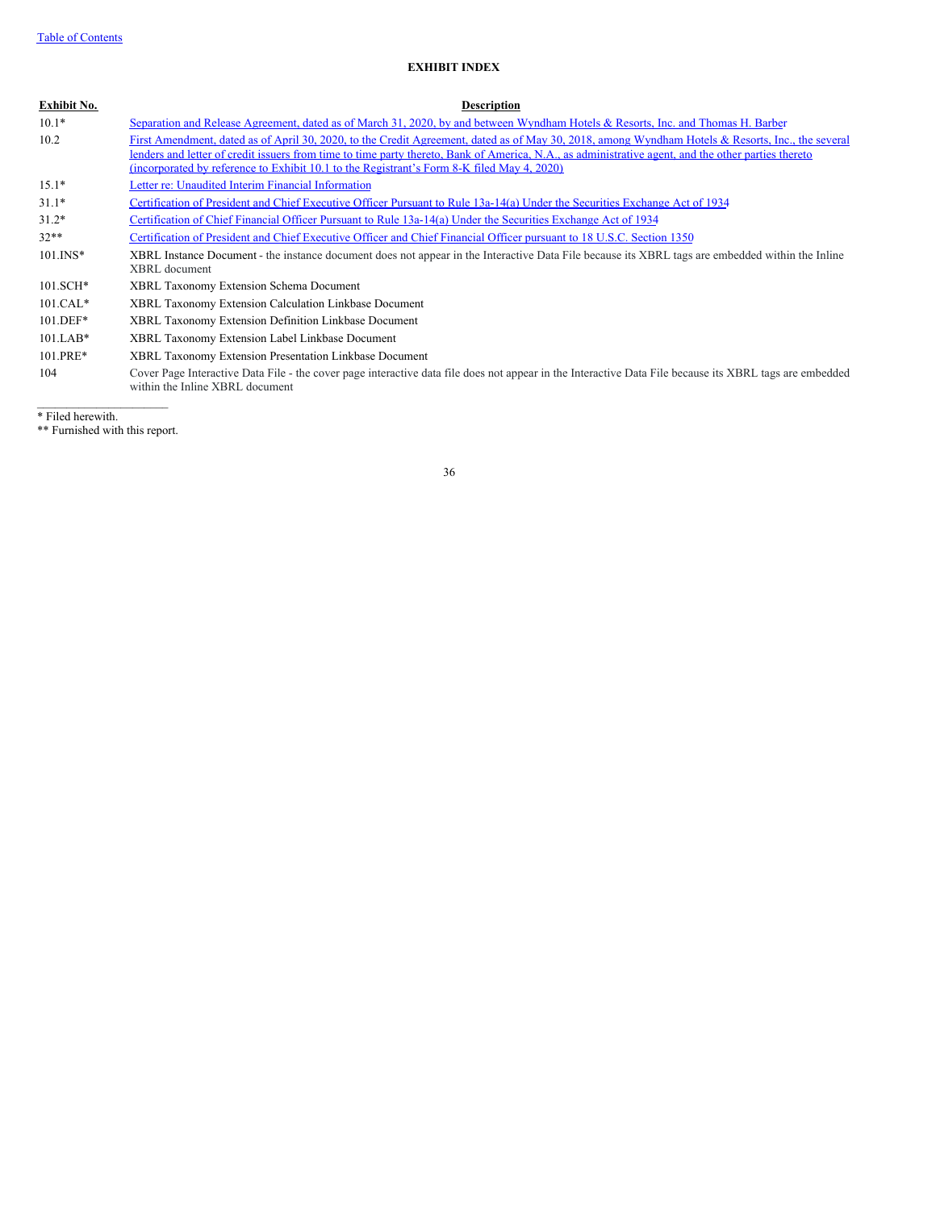[Table of Contents]

## EXHIBIT INDEX

| Exhibit No. | Description |
|---|---|
| 10.1* | Separation and Release Agreement, dated as of March 31, 2020, by and between Wyndham Hotels & Resorts, Inc. and Thomas H. Barber |
| 10.2 | First Amendment, dated as of April 30, 2020, to the Credit Agreement, dated as of May 30, 2018, among Wyndham Hotels & Resorts, Inc., the several lenders and letter of credit issuers from time to time party thereto, Bank of America, N.A., as administrative agent, and the other parties thereto (incorporated by reference to Exhibit 10.1 to the Registrant's Form 8-K filed May 4, 2020) |
| 15.1* | Letter re: Unaudited Interim Financial Information |
| 31.1* | Certification of President and Chief Executive Officer Pursuant to Rule 13a-14(a) Under the Securities Exchange Act of 1934 |
| 31.2* | Certification of Chief Financial Officer Pursuant to Rule 13a-14(a) Under the Securities Exchange Act of 1934 |
| 32** | Certification of President and Chief Executive Officer and Chief Financial Officer pursuant to 18 U.S.C. Section 1350 |
| 101.INS* | XBRL Instance Document - the instance document does not appear in the Interactive Data File because its XBRL tags are embedded within the Inline XBRL document |
| 101.SCH* | XBRL Taxonomy Extension Schema Document |
| 101.CAL* | XBRL Taxonomy Extension Calculation Linkbase Document |
| 101.DEF* | XBRL Taxonomy Extension Definition Linkbase Document |
| 101.LAB* | XBRL Taxonomy Extension Label Linkbase Document |
| 101.PRE* | XBRL Taxonomy Extension Presentation Linkbase Document |
| 104 | Cover Page Interactive Data File - the cover page interactive data file does not appear in the Interactive Data File because its XBRL tags are embedded within the Inline XBRL document |

* Filed herewith.

** Furnished with this report.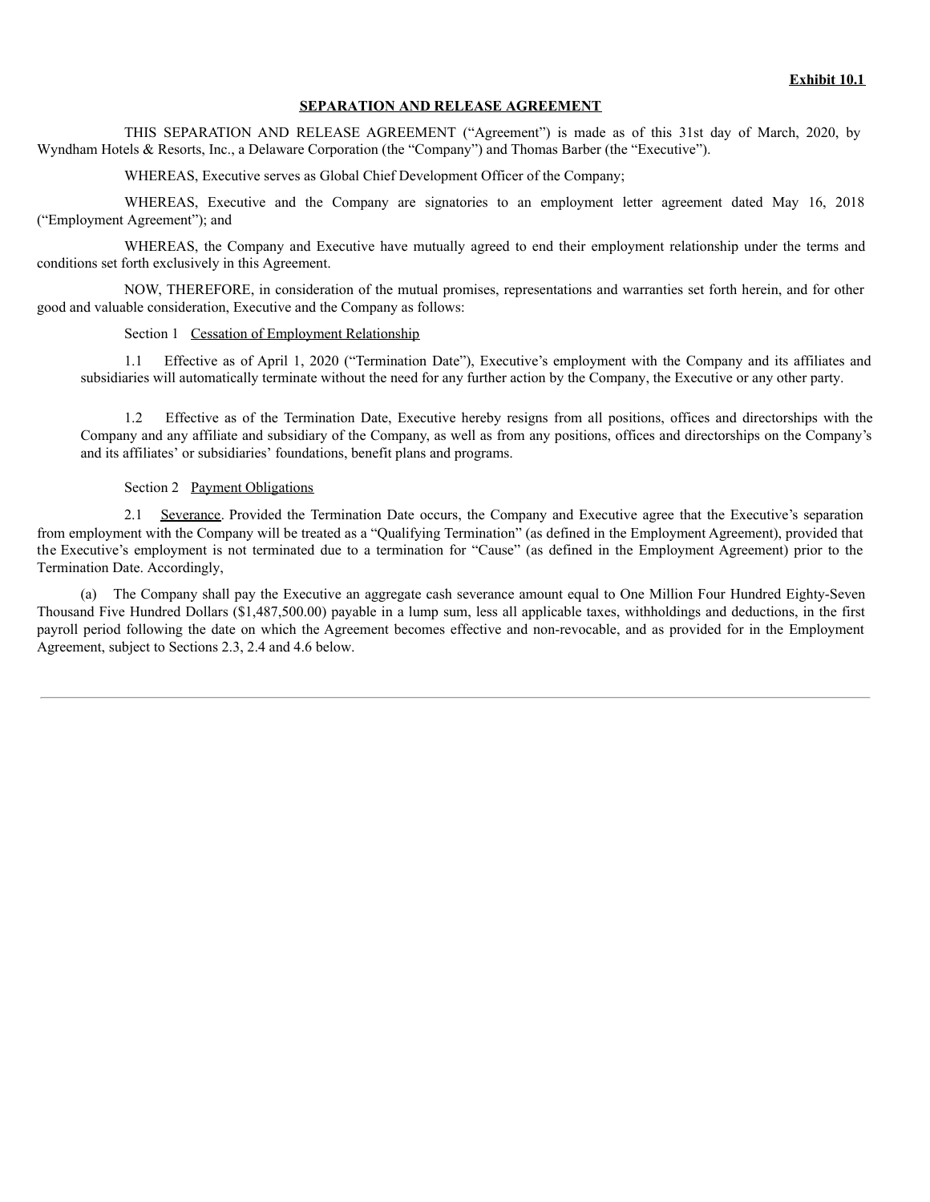**Exhibit 10.1**

**SEPARATION AND RELEASE AGREEMENT**

THIS SEPARATION AND RELEASE AGREEMENT ("Agreement") is made as of this 31st day of March, 2020, by Wyndham Hotels & Resorts, Inc., a Delaware Corporation (the "Company") and Thomas Barber (the "Executive").

WHEREAS, Executive serves as Global Chief Development Officer of the Company;

WHEREAS, Executive and the Company are signatories to an employment letter agreement dated May 16, 2018 ("Employment Agreement"); and

WHEREAS, the Company and Executive have mutually agreed to end their employment relationship under the terms and conditions set forth exclusively in this Agreement.

NOW, THEREFORE, in consideration of the mutual promises, representations and warranties set forth herein, and for other good and valuable consideration, Executive and the Company as follows:

Section 1 Cessation of Employment Relationship

1.1 Effective as of April 1, 2020 ("Termination Date"), Executive's employment with the Company and its affiliates and subsidiaries will automatically terminate without the need for any further action by the Company, the Executive or any other party.

1.2 Effective as of the Termination Date, Executive hereby resigns from all positions, offices and directorships with the Company and any affiliate and subsidiary of the Company, as well as from any positions, offices and directorships on the Company's and its affiliates' or subsidiaries' foundations, benefit plans and programs.

Section 2 Payment Obligations

2.1 Severance. Provided the Termination Date occurs, the Company and Executive agree that the Executive's separation from employment with the Company will be treated as a "Qualifying Termination" (as defined in the Employment Agreement), provided that the Executive's employment is not terminated due to a termination for "Cause" (as defined in the Employment Agreement) prior to the Termination Date. Accordingly,

(a) The Company shall pay the Executive an aggregate cash severance amount equal to One Million Four Hundred Eighty-Seven Thousand Five Hundred Dollars ($1,487,500.00) payable in a lump sum, less all applicable taxes, withholdings and deductions, in the first payroll period following the date on which the Agreement becomes effective and non-revocable, and as provided for in the Employment Agreement, subject to Sections 2.3, 2.4 and 4.6 below.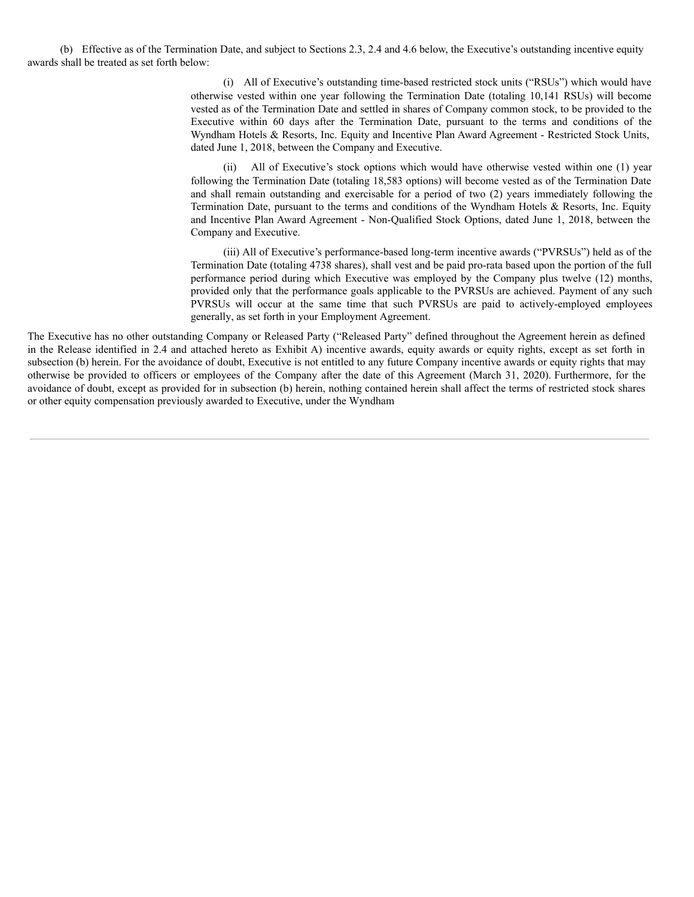(b) Effective as of the Termination Date, and subject to Sections 2.3, 2.4 and 4.6 below, the Executive's outstanding incentive equity awards shall be treated as set forth below:

> (i) All of Executive's outstanding time-based restricted stock units ("RSUs") which would have otherwise vested within one year following the Termination Date (totaling 10,141 RSUs) will become vested as of the Termination Date and settled in shares of Company common stock, to be provided to the Executive within 60 days after the Termination Date, pursuant to the terms and conditions of the Wyndham Hotels & Resorts, Inc. Equity and Incentive Plan Award Agreement - Restricted Stock Units, dated June 1, 2018, between the Company and Executive.
>
> (ii) All of Executive's stock options which would have otherwise vested within one (1) year following the Termination Date (totaling 18,583 options) will become vested as of the Termination Date and shall remain outstanding and exercisable for a period of two (2) years immediately following the Termination Date, pursuant to the terms and conditions of the Wyndham Hotels & Resorts, Inc. Equity and Incentive Plan Award Agreement - Non-Qualified Stock Options, dated June 1, 2018, between the Company and Executive.
>
> (iii) All of Executive's performance-based long-term incentive awards ("PVRSUs") held as of the Termination Date (totaling 4738 shares), shall vest and be paid pro-rata based upon the portion of the full performance period during which Executive was employed by the Company plus twelve (12) months, provided only that the performance goals applicable to the PVRSUs are achieved. Payment of any such PVRSUs will occur at the same time that such PVRSUs are paid to actively-employed employees generally, as set forth in your Employment Agreement.

The Executive has no other outstanding Company or Released Party ("Released Party" defined throughout the Agreement herein as defined in the Release identified in 2.4 and attached hereto as Exhibit A) incentive awards, equity awards or equity rights, except as set forth in subsection (b) herein. For the avoidance of doubt, Executive is not entitled to any future Company incentive awards or equity rights that may otherwise be provided to officers or employees of the Company after the date of this Agreement (March 31, 2020). Furthermore, for the avoidance of doubt, except as provided for in subsection (b) herein, nothing contained herein shall affect the terms of restricted stock shares or other equity compensation previously awarded to Executive, under the Wyndham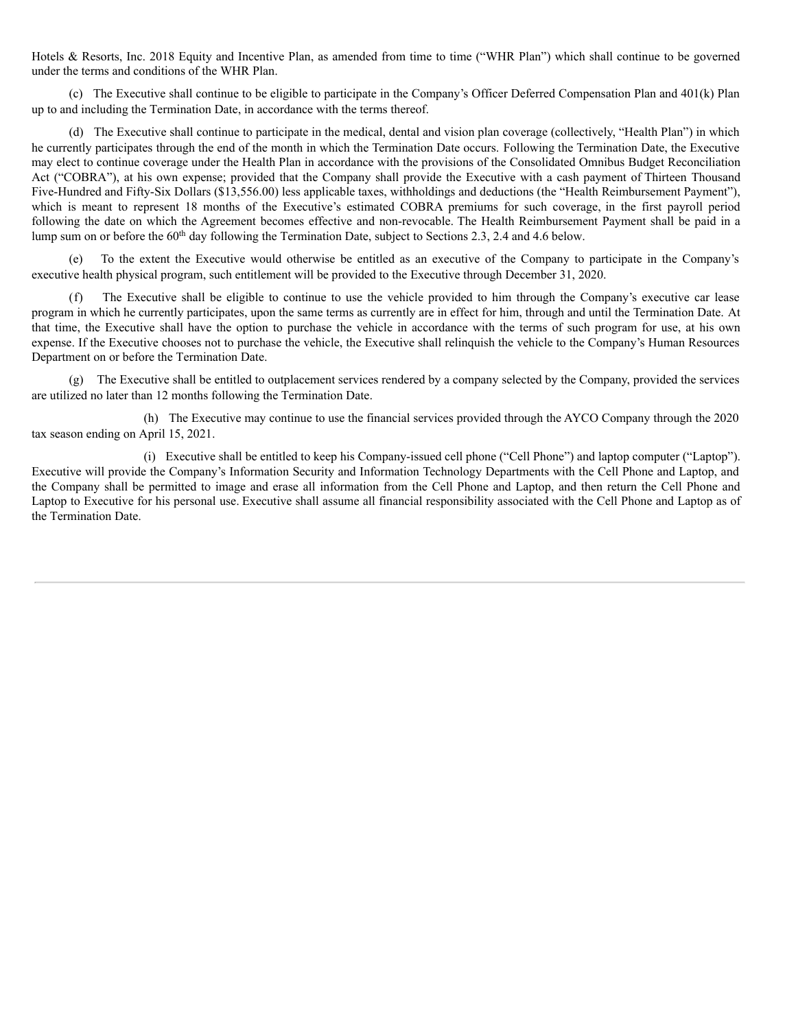Hotels & Resorts, Inc. 2018 Equity and Incentive Plan, as amended from time to time ("WHR Plan") which shall continue to be governed under the terms and conditions of the WHR Plan.

(c) The Executive shall continue to be eligible to participate in the Company's Officer Deferred Compensation Plan and 401(k) Plan up to and including the Termination Date, in accordance with the terms thereof.

(d) The Executive shall continue to participate in the medical, dental and vision plan coverage (collectively, "Health Plan") in which he currently participates through the end of the month in which the Termination Date occurs. Following the Termination Date, the Executive may elect to continue coverage under the Health Plan in accordance with the provisions of the Consolidated Omnibus Budget Reconciliation Act ("COBRA"), at his own expense; provided that the Company shall provide the Executive with a cash payment of Thirteen Thousand Five-Hundred and Fifty-Six Dollars ($13,556.00) less applicable taxes, withholdings and deductions (the "Health Reimbursement Payment"), which is meant to represent 18 months of the Executive's estimated COBRA premiums for such coverage, in the first payroll period following the date on which the Agreement becomes effective and non-revocable. The Health Reimbursement Payment shall be paid in a lump sum on or before the 60th day following the Termination Date, subject to Sections 2.3, 2.4 and 4.6 below.

(e) To the extent the Executive would otherwise be entitled as an executive of the Company to participate in the Company's executive health physical program, such entitlement will be provided to the Executive through December 31, 2020.

(f) The Executive shall be eligible to continue to use the vehicle provided to him through the Company's executive car lease program in which he currently participates, upon the same terms as currently are in effect for him, through and until the Termination Date. At that time, the Executive shall have the option to purchase the vehicle in accordance with the terms of such program for use, at his own expense. If the Executive chooses not to purchase the vehicle, the Executive shall relinquish the vehicle to the Company's Human Resources Department on or before the Termination Date.

(g) The Executive shall be entitled to outplacement services rendered by a company selected by the Company, provided the services are utilized no later than 12 months following the Termination Date.

(h) The Executive may continue to use the financial services provided through the AYCO Company through the 2020 tax season ending on April 15, 2021.

(i) Executive shall be entitled to keep his Company-issued cell phone ("Cell Phone") and laptop computer ("Laptop"). Executive will provide the Company's Information Security and Information Technology Departments with the Cell Phone and Laptop, and the Company shall be permitted to image and erase all information from the Cell Phone and Laptop, and then return the Cell Phone and Laptop to Executive for his personal use. Executive shall assume all financial responsibility associated with the Cell Phone and Laptop as of the Termination Date.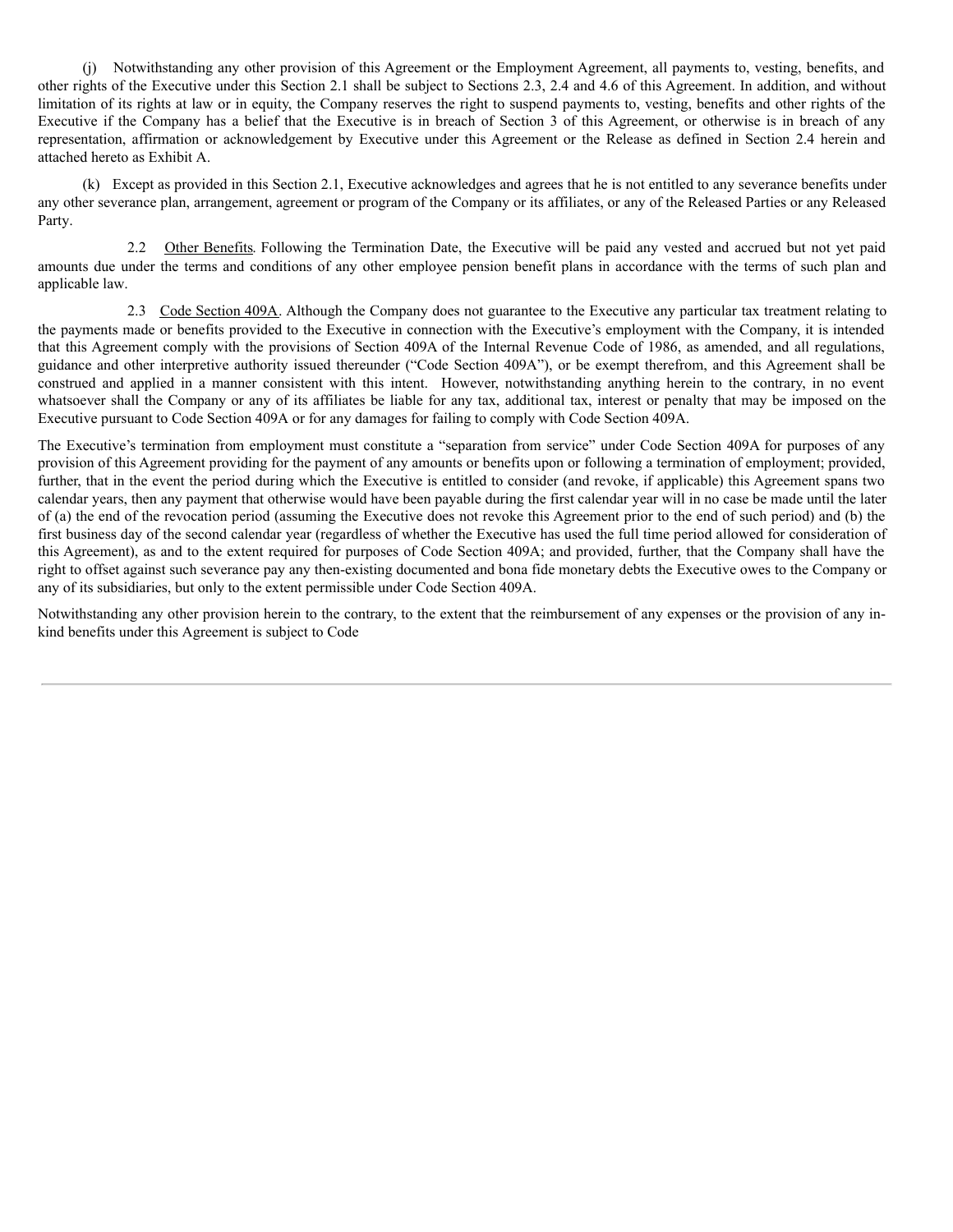(j) Notwithstanding any other provision of this Agreement or the Employment Agreement, all payments to, vesting, benefits, and other rights of the Executive under this Section 2.1 shall be subject to Sections 2.3, 2.4 and 4.6 of this Agreement. In addition, and without limitation of its rights at law or in equity, the Company reserves the right to suspend payments to, vesting, benefits and other rights of the Executive if the Company has a belief that the Executive is in breach of Section 3 of this Agreement, or otherwise is in breach of any representation, affirmation or acknowledgement by Executive under this Agreement or the Release as defined in Section 2.4 herein and attached hereto as Exhibit A.

(k) Except as provided in this Section 2.1, Executive acknowledges and agrees that he is not entitled to any severance benefits under any other severance plan, arrangement, agreement or program of the Company or its affiliates, or any of the Released Parties or any Released Party.

2.2 Other Benefits. Following the Termination Date, the Executive will be paid any vested and accrued but not yet paid amounts due under the terms and conditions of any other employee pension benefit plans in accordance with the terms of such plan and applicable law.

2.3 Code Section 409A. Although the Company does not guarantee to the Executive any particular tax treatment relating to the payments made or benefits provided to the Executive in connection with the Executive's employment with the Company, it is intended that this Agreement comply with the provisions of Section 409A of the Internal Revenue Code of 1986, as amended, and all regulations, guidance and other interpretive authority issued thereunder ("Code Section 409A"), or be exempt therefrom, and this Agreement shall be construed and applied in a manner consistent with this intent. However, notwithstanding anything herein to the contrary, in no event whatsoever shall the Company or any of its affiliates be liable for any tax, additional tax, interest or penalty that may be imposed on the Executive pursuant to Code Section 409A or for any damages for failing to comply with Code Section 409A.

The Executive's termination from employment must constitute a "separation from service" under Code Section 409A for purposes of any provision of this Agreement providing for the payment of any amounts or benefits upon or following a termination of employment; provided, further, that in the event the period during which the Executive is entitled to consider (and revoke, if applicable) this Agreement spans two calendar years, then any payment that otherwise would have been payable during the first calendar year will in no case be made until the later of (a) the end of the revocation period (assuming the Executive does not revoke this Agreement prior to the end of such period) and (b) the first business day of the second calendar year (regardless of whether the Executive has used the full time period allowed for consideration of this Agreement), as and to the extent required for purposes of Code Section 409A; and provided, further, that the Company shall have the right to offset against such severance pay any then-existing documented and bona fide monetary debts the Executive owes to the Company or any of its subsidiaries, but only to the extent permissible under Code Section 409A.

Notwithstanding any other provision herein to the contrary, to the extent that the reimbursement of any expenses or the provision of any in-kind benefits under this Agreement is subject to Code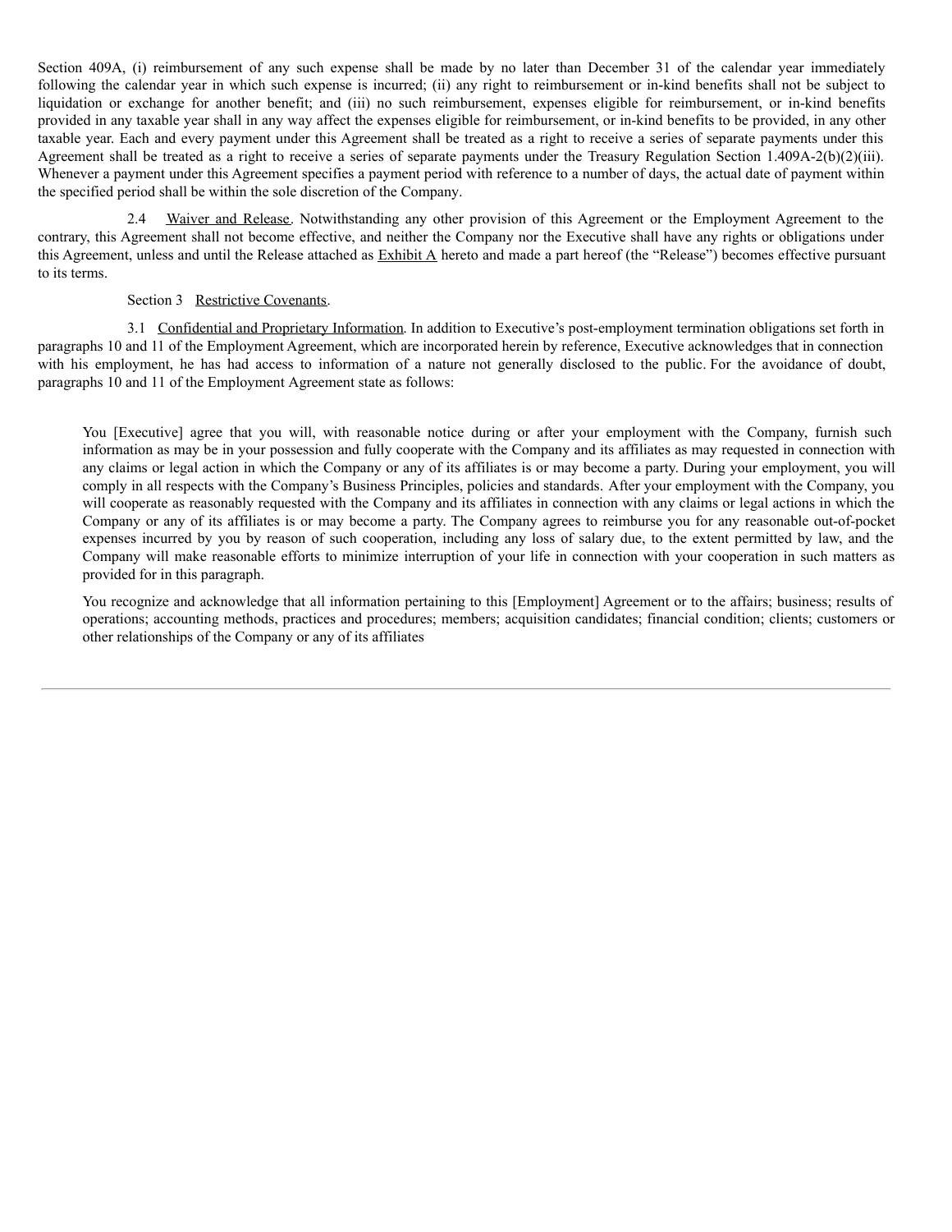Section 409A, (i) reimbursement of any such expense shall be made by no later than December 31 of the calendar year immediately following the calendar year in which such expense is incurred; (ii) any right to reimbursement or in-kind benefits shall not be subject to liquidation or exchange for another benefit; and (iii) no such reimbursement, expenses eligible for reimbursement, or in-kind benefits provided in any taxable year shall in any way affect the expenses eligible for reimbursement, or in-kind benefits to be provided, in any other taxable year. Each and every payment under this Agreement shall be treated as a right to receive a series of separate payments under this Agreement shall be treated as a right to receive a series of separate payments under the Treasury Regulation Section 1.409A-2(b)(2)(iii). Whenever a payment under this Agreement specifies a payment period with reference to a number of days, the actual date of payment within the specified period shall be within the sole discretion of the Company.

2.4 Waiver and Release. Notwithstanding any other provision of this Agreement or the Employment Agreement to the contrary, this Agreement shall not become effective, and neither the Company nor the Executive shall have any rights or obligations under this Agreement, unless and until the Release attached as Exhibit A hereto and made a part hereof (the "Release") becomes effective pursuant to its terms.

Section 3 Restrictive Covenants.

3.1 Confidential and Proprietary Information. In addition to Executive's post-employment termination obligations set forth in paragraphs 10 and 11 of the Employment Agreement, which are incorporated herein by reference, Executive acknowledges that in connection with his employment, he has had access to information of a nature not generally disclosed to the public. For the avoidance of doubt, paragraphs 10 and 11 of the Employment Agreement state as follows:

> You [Executive] agree that you will, with reasonable notice during or after your employment with the Company, furnish such information as may be in your possession and fully cooperate with the Company and its affiliates as may requested in connection with any claims or legal action in which the Company or any of its affiliates is or may become a party. During your employment, you will comply in all respects with the Company's Business Principles, policies and standards. After your employment with the Company, you will cooperate as reasonably requested with the Company and its affiliates in connection with any claims or legal actions in which the Company or any of its affiliates is or may become a party. The Company agrees to reimburse you for any reasonable out-of-pocket expenses incurred by you by reason of such cooperation, including any loss of salary due, to the extent permitted by law, and the Company will make reasonable efforts to minimize interruption of your life in connection with your cooperation in such matters as provided for in this paragraph.
>
> You recognize and acknowledge that all information pertaining to this [Employment] Agreement or to the affairs; business; results of operations; accounting methods, practices and procedures; members; acquisition candidates; financial condition; clients; customers or other relationships of the Company or any of its affiliates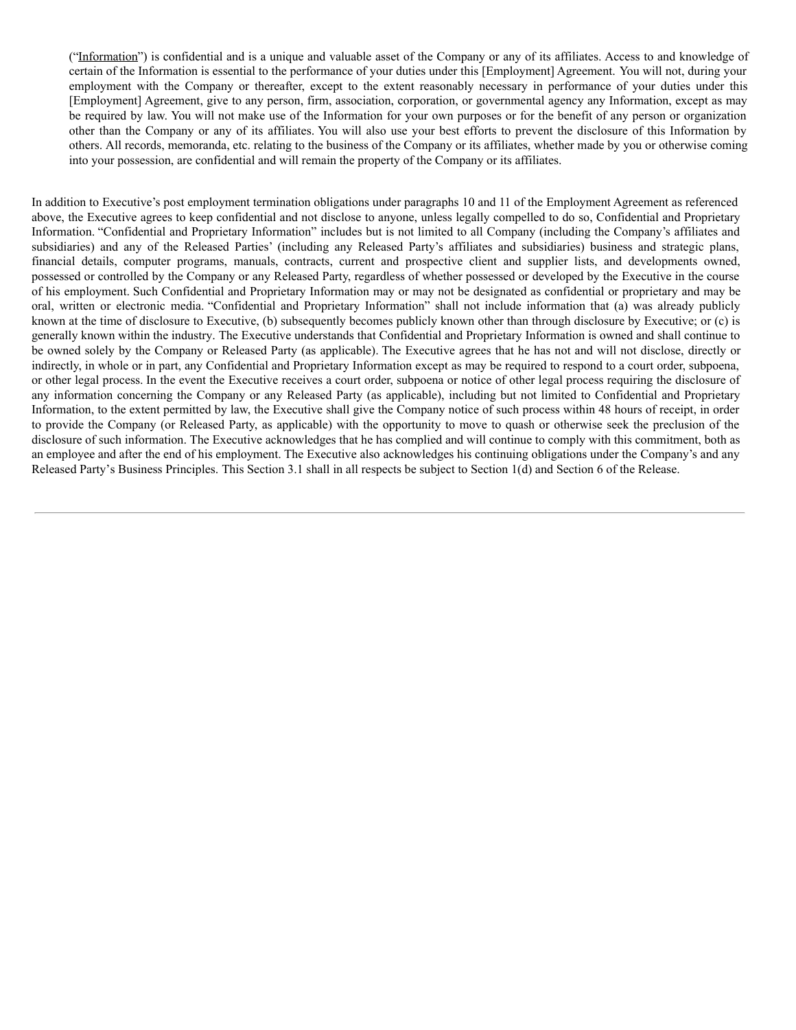> (“Information”) is confidential and is a unique and valuable asset of the Company or any of its affiliates. Access to and knowledge of certain of the Information is essential to the performance of your duties under this [Employment] Agreement. You will not, during your employment with the Company or thereafter, except to the extent reasonably necessary in performance of your duties under this [Employment] Agreement, give to any person, firm, association, corporation, or governmental agency any Information, except as may be required by law. You will not make use of the Information for your own purposes or for the benefit of any person or organization other than the Company or any of its affiliates. You will also use your best efforts to prevent the disclosure of this Information by others. All records, memoranda, etc. relating to the business of the Company or its affiliates, whether made by you or otherwise coming into your possession, are confidential and will remain the property of the Company or its affiliates.

In addition to Executive’s post employment termination obligations under paragraphs 10 and 11 of the Employment Agreement as referenced above, the Executive agrees to keep confidential and not disclose to anyone, unless legally compelled to do so, Confidential and Proprietary Information. “Confidential and Proprietary Information” includes but is not limited to all Company (including the Company’s affiliates and subsidiaries) and any of the Released Parties’ (including any Released Party’s affiliates and subsidiaries) business and strategic plans, financial details, computer programs, manuals, contracts, current and prospective client and supplier lists, and developments owned, possessed or controlled by the Company or any Released Party, regardless of whether possessed or developed by the Executive in the course of his employment. Such Confidential and Proprietary Information may or may not be designated as confidential or proprietary and may be oral, written or electronic media. “Confidential and Proprietary Information” shall not include information that (a) was already publicly known at the time of disclosure to Executive, (b) subsequently becomes publicly known other than through disclosure by Executive; or (c) is generally known within the industry. The Executive understands that Confidential and Proprietary Information is owned and shall continue to be owned solely by the Company or Released Party (as applicable). The Executive agrees that he has not and will not disclose, directly or indirectly, in whole or in part, any Confidential and Proprietary Information except as may be required to respond to a court order, subpoena, or other legal process. In the event the Executive receives a court order, subpoena or notice of other legal process requiring the disclosure of any information concerning the Company or any Released Party (as applicable), including but not limited to Confidential and Proprietary Information, to the extent permitted by law, the Executive shall give the Company notice of such process within 48 hours of receipt, in order to provide the Company (or Released Party, as applicable) with the opportunity to move to quash or otherwise seek the preclusion of the disclosure of such information. The Executive acknowledges that he has complied and will continue to comply with this commitment, both as an employee and after the end of his employment. The Executive also acknowledges his continuing obligations under the Company’s and any Released Party’s Business Principles. This Section 3.1 shall in all respects be subject to Section 1(d) and Section 6 of the Release.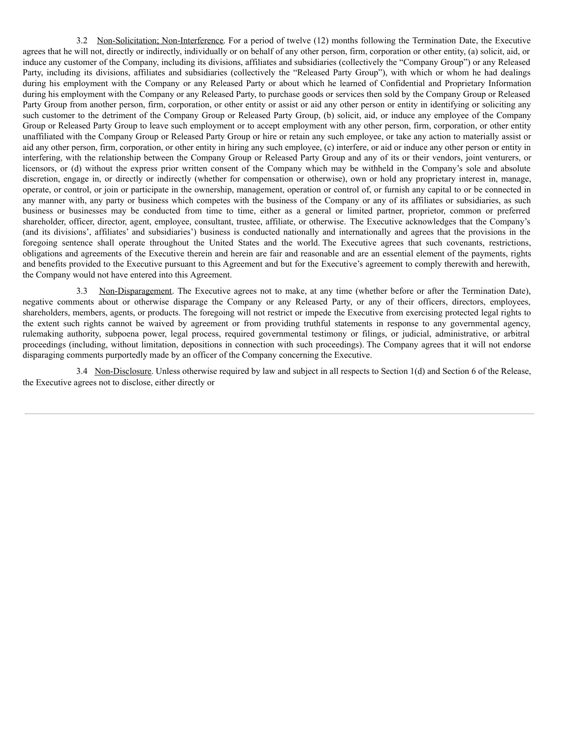3.2 Non-Solicitation; Non-Interference. For a period of twelve (12) months following the Termination Date, the Executive agrees that he will not, directly or indirectly, individually or on behalf of any other person, firm, corporation or other entity, (a) solicit, aid, or induce any customer of the Company, including its divisions, affiliates and subsidiaries (collectively the "Company Group") or any Released Party, including its divisions, affiliates and subsidiaries (collectively the "Released Party Group"), with which or whom he had dealings during his employment with the Company or any Released Party or about which he learned of Confidential and Proprietary Information during his employment with the Company or any Released Party, to purchase goods or services then sold by the Company Group or Released Party Group from another person, firm, corporation, or other entity or assist or aid any other person or entity in identifying or soliciting any such customer to the detriment of the Company Group or Released Party Group, (b) solicit, aid, or induce any employee of the Company Group or Released Party Group to leave such employment or to accept employment with any other person, firm, corporation, or other entity unaffiliated with the Company Group or Released Party Group or hire or retain any such employee, or take any action to materially assist or aid any other person, firm, corporation, or other entity in hiring any such employee, (c) interfere, or aid or induce any other person or entity in interfering, with the relationship between the Company Group or Released Party Group and any of its or their vendors, joint venturers, or licensors, or (d) without the express prior written consent of the Company which may be withheld in the Company's sole and absolute discretion, engage in, or directly or indirectly (whether for compensation or otherwise), own or hold any proprietary interest in, manage, operate, or control, or join or participate in the ownership, management, operation or control of, or furnish any capital to or be connected in any manner with, any party or business which competes with the business of the Company or any of its affiliates or subsidiaries, as such business or businesses may be conducted from time to time, either as a general or limited partner, proprietor, common or preferred shareholder, officer, director, agent, employee, consultant, trustee, affiliate, or otherwise. The Executive acknowledges that the Company's (and its divisions', affiliates' and subsidiaries') business is conducted nationally and internationally and agrees that the provisions in the foregoing sentence shall operate throughout the United States and the world. The Executive agrees that such covenants, restrictions, obligations and agreements of the Executive therein and herein are fair and reasonable and are an essential element of the payments, rights and benefits provided to the Executive pursuant to this Agreement and but for the Executive's agreement to comply therewith and herewith, the Company would not have entered into this Agreement.

3.3 Non-Disparagement. The Executive agrees not to make, at any time (whether before or after the Termination Date), negative comments about or otherwise disparage the Company or any Released Party, or any of their officers, directors, employees, shareholders, members, agents, or products. The foregoing will not restrict or impede the Executive from exercising protected legal rights to the extent such rights cannot be waived by agreement or from providing truthful statements in response to any governmental agency, rulemaking authority, subpoena power, legal process, required governmental testimony or filings, or judicial, administrative, or arbitral proceedings (including, without limitation, depositions in connection with such proceedings). The Company agrees that it will not endorse disparaging comments purportedly made by an officer of the Company concerning the Executive.

3.4 Non-Disclosure. Unless otherwise required by law and subject in all respects to Section 1(d) and Section 6 of the Release, the Executive agrees not to disclose, either directly or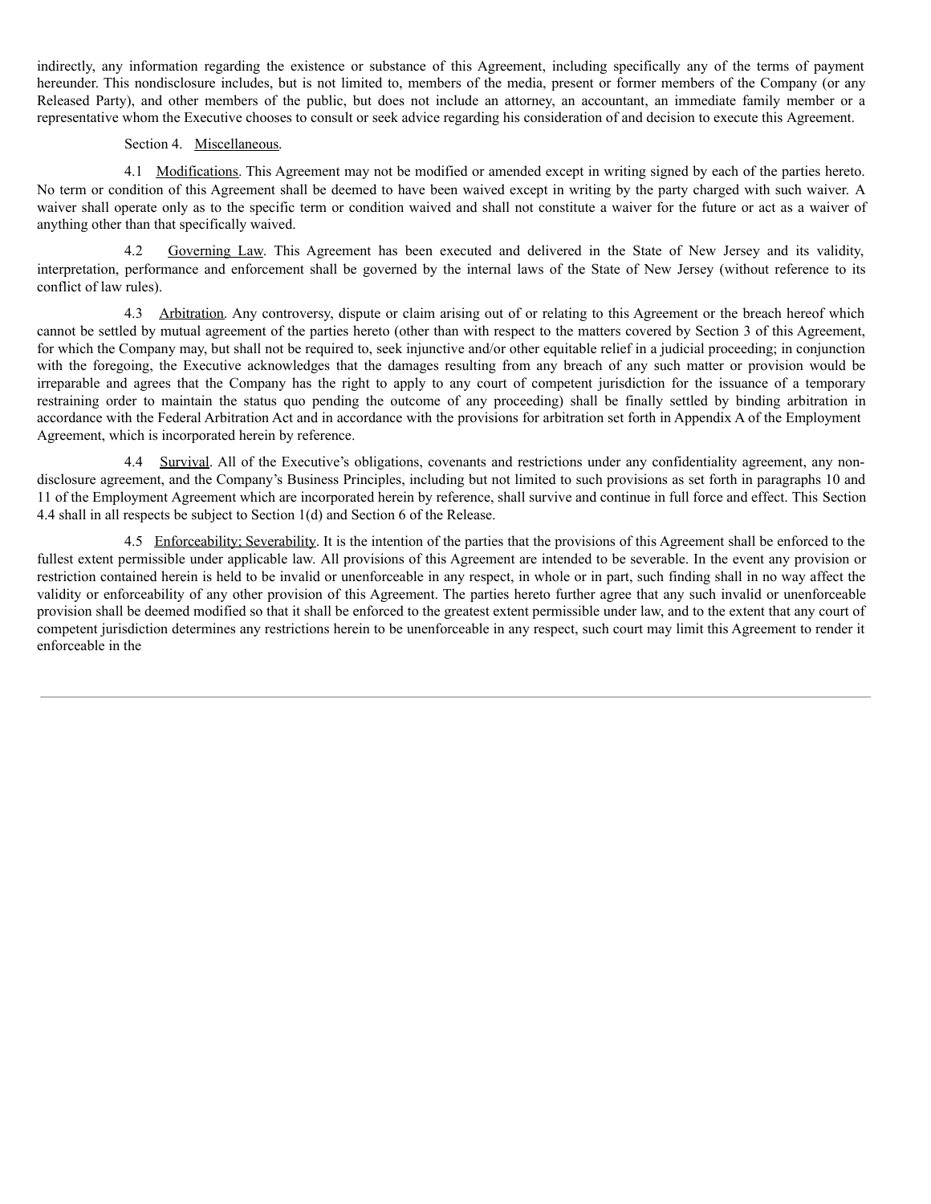indirectly, any information regarding the existence or substance of this Agreement, including specifically any of the terms of payment hereunder. This nondisclosure includes, but is not limited to, members of the media, present or former members of the Company (or any Released Party), and other members of the public, but does not include an attorney, an accountant, an immediate family member or a representative whom the Executive chooses to consult or seek advice regarding his consideration of and decision to execute this Agreement.

Section 4. Miscellaneous.

4.1 Modifications. This Agreement may not be modified or amended except in writing signed by each of the parties hereto. No term or condition of this Agreement shall be deemed to have been waived except in writing by the party charged with such waiver. A waiver shall operate only as to the specific term or condition waived and shall not constitute a waiver for the future or act as a waiver of anything other than that specifically waived.

4.2 Governing Law. This Agreement has been executed and delivered in the State of New Jersey and its validity, interpretation, performance and enforcement shall be governed by the internal laws of the State of New Jersey (without reference to its conflict of law rules).

4.3 Arbitration. Any controversy, dispute or claim arising out of or relating to this Agreement or the breach hereof which cannot be settled by mutual agreement of the parties hereto (other than with respect to the matters covered by Section 3 of this Agreement, for which the Company may, but shall not be required to, seek injunctive and/or other equitable relief in a judicial proceeding; in conjunction with the foregoing, the Executive acknowledges that the damages resulting from any breach of any such matter or provision would be irreparable and agrees that the Company has the right to apply to any court of competent jurisdiction for the issuance of a temporary restraining order to maintain the status quo pending the outcome of any proceeding) shall be finally settled by binding arbitration in accordance with the Federal Arbitration Act and in accordance with the provisions for arbitration set forth in Appendix A of the Employment Agreement, which is incorporated herein by reference.

4.4 Survival. All of the Executive's obligations, covenants and restrictions under any confidentiality agreement, any non-disclosure agreement, and the Company's Business Principles, including but not limited to such provisions as set forth in paragraphs 10 and 11 of the Employment Agreement which are incorporated herein by reference, shall survive and continue in full force and effect. This Section 4.4 shall in all respects be subject to Section 1(d) and Section 6 of the Release.

4.5 Enforceability; Severability. It is the intention of the parties that the provisions of this Agreement shall be enforced to the fullest extent permissible under applicable law. All provisions of this Agreement are intended to be severable. In the event any provision or restriction contained herein is held to be invalid or unenforceable in any respect, in whole or in part, such finding shall in no way affect the validity or enforceability of any other provision of this Agreement. The parties hereto further agree that any such invalid or unenforceable provision shall be deemed modified so that it shall be enforced to the greatest extent permissible under law, and to the extent that any court of competent jurisdiction determines any restrictions herein to be unenforceable in any respect, such court may limit this Agreement to render it enforceable in the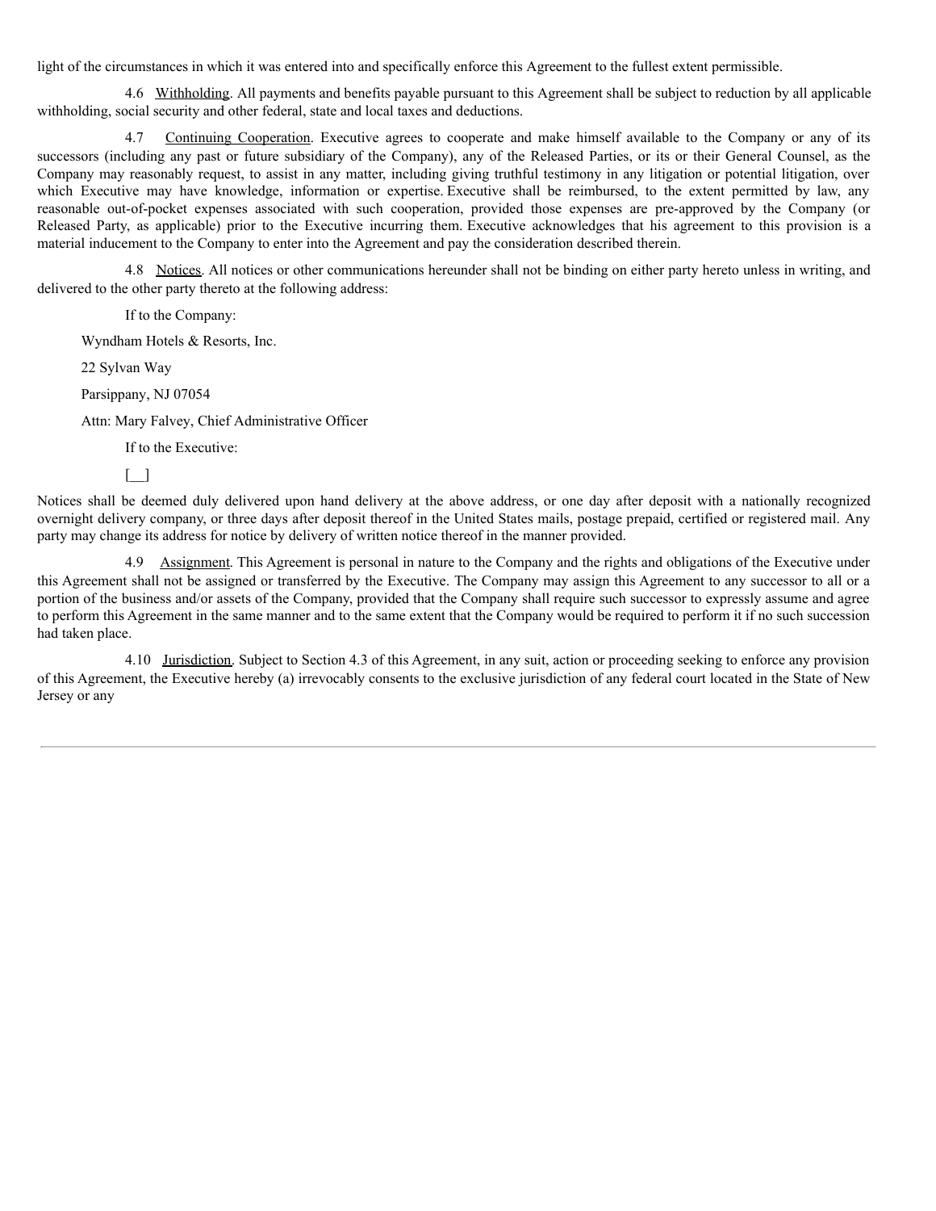light of the circumstances in which it was entered into and specifically enforce this Agreement to the fullest extent permissible.

4.6 Withholding. All payments and benefits payable pursuant to this Agreement shall be subject to reduction by all applicable withholding, social security and other federal, state and local taxes and deductions.

4.7 Continuing Cooperation. Executive agrees to cooperate and make himself available to the Company or any of its successors (including any past or future subsidiary of the Company), any of the Released Parties, or its or their General Counsel, as the Company may reasonably request, to assist in any matter, including giving truthful testimony in any litigation or potential litigation, over which Executive may have knowledge, information or expertise. Executive shall be reimbursed, to the extent permitted by law, any reasonable out-of-pocket expenses associated with such cooperation, provided those expenses are pre-approved by the Company (or Released Party, as applicable) prior to the Executive incurring them. Executive acknowledges that his agreement to this provision is a material inducement to the Company to enter into the Agreement and pay the consideration described therein.

4.8 Notices. All notices or other communications hereunder shall not be binding on either party hereto unless in writing, and delivered to the other party thereto at the following address:

If to the Company:

Wyndham Hotels & Resorts, Inc.

22 Sylvan Way

Parsippany, NJ 07054

Attn: Mary Falvey, Chief Administrative Officer

If to the Executive:

[__]

Notices shall be deemed duly delivered upon hand delivery at the above address, or one day after deposit with a nationally recognized overnight delivery company, or three days after deposit thereof in the United States mails, postage prepaid, certified or registered mail. Any party may change its address for notice by delivery of written notice thereof in the manner provided.

4.9 Assignment. This Agreement is personal in nature to the Company and the rights and obligations of the Executive under this Agreement shall not be assigned or transferred by the Executive. The Company may assign this Agreement to any successor to all or a portion of the business and/or assets of the Company, provided that the Company shall require such successor to expressly assume and agree to perform this Agreement in the same manner and to the same extent that the Company would be required to perform it if no such succession had taken place.

4.10 Jurisdiction. Subject to Section 4.3 of this Agreement, in any suit, action or proceeding seeking to enforce any provision of this Agreement, the Executive hereby (a) irrevocably consents to the exclusive jurisdiction of any federal court located in the State of New Jersey or any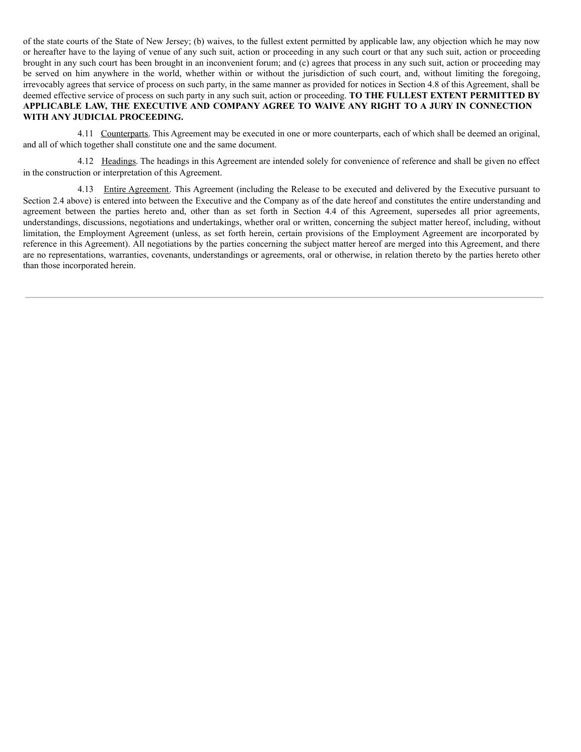of the state courts of the State of New Jersey; (b) waives, to the fullest extent permitted by applicable law, any objection which he may now or hereafter have to the laying of venue of any such suit, action or proceeding in any such court or that any such suit, action or proceeding brought in any such court has been brought in an inconvenient forum; and (c) agrees that process in any such suit, action or proceeding may be served on him anywhere in the world, whether within or without the jurisdiction of such court, and, without limiting the foregoing, irrevocably agrees that service of process on such party, in the same manner as provided for notices in Section 4.8 of this Agreement, shall be deemed effective service of process on such party in any such suit, action or proceeding. **TO THE FULLEST EXTENT PERMITTED BY APPLICABLE LAW, THE EXECUTIVE AND COMPANY AGREE TO WAIVE ANY RIGHT TO A JURY IN CONNECTION WITH ANY JUDICIAL PROCEEDING.**

4.11 Counterparts. This Agreement may be executed in one or more counterparts, each of which shall be deemed an original, and all of which together shall constitute one and the same document.

4.12 Headings. The headings in this Agreement are intended solely for convenience of reference and shall be given no effect in the construction or interpretation of this Agreement.

4.13 Entire Agreement. This Agreement (including the Release to be executed and delivered by the Executive pursuant to Section 2.4 above) is entered into between the Executive and the Company as of the date hereof and constitutes the entire understanding and agreement between the parties hereto and, other than as set forth in Section 4.4 of this Agreement, supersedes all prior agreements, understandings, discussions, negotiations and undertakings, whether oral or written, concerning the subject matter hereof, including, without limitation, the Employment Agreement (unless, as set forth herein, certain provisions of the Employment Agreement are incorporated by reference in this Agreement). All negotiations by the parties concerning the subject matter hereof are merged into this Agreement, and there are no representations, warranties, covenants, understandings or agreements, oral or otherwise, in relation thereto by the parties hereto other than those incorporated herein.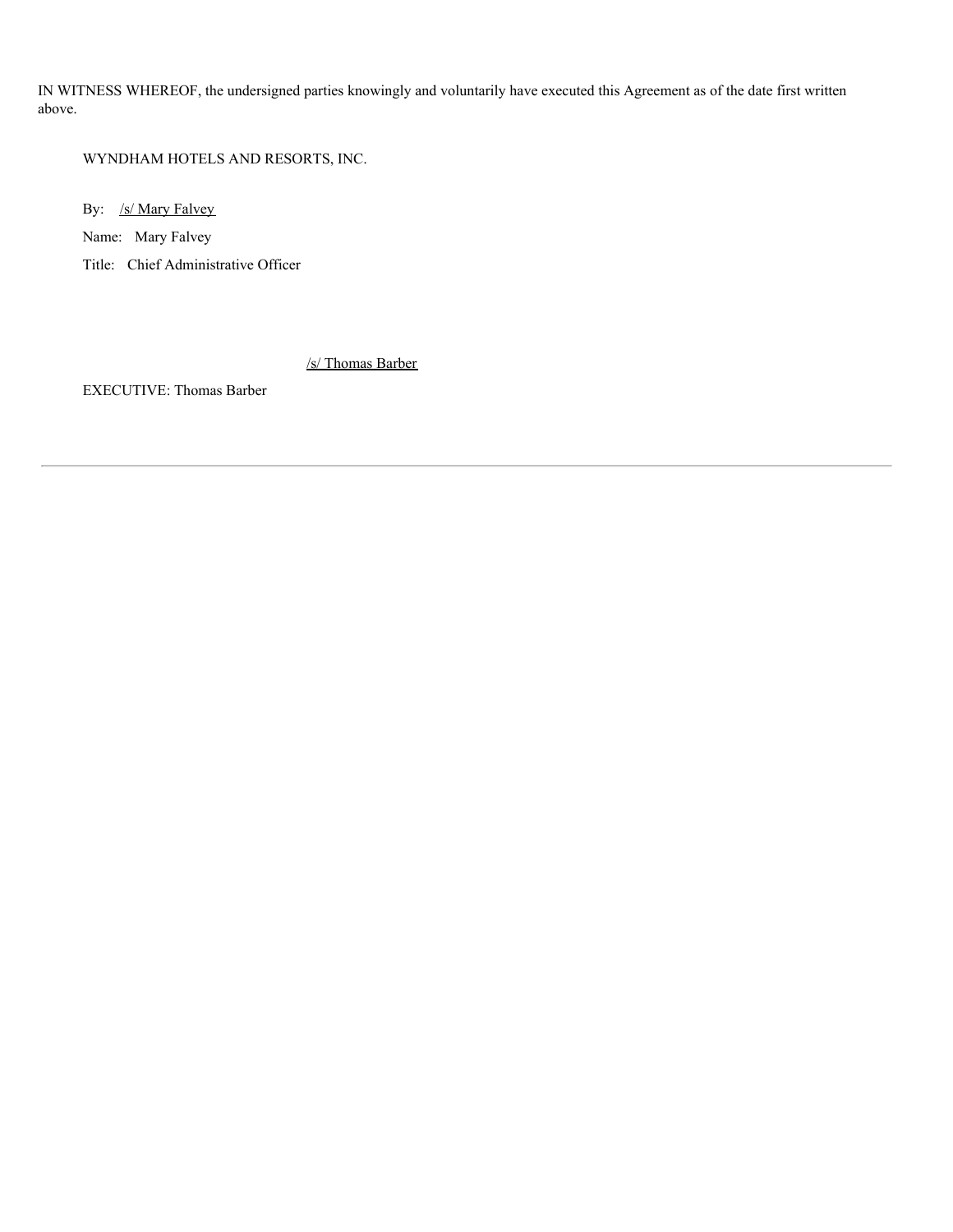IN WITNESS WHEREOF, the undersigned parties knowingly and voluntarily have executed this Agreement as of the date first written above.

WYNDHAM HOTELS AND RESORTS, INC.

By: /s/ Mary Falvey

Name: Mary Falvey

Title: Chief Administrative Officer

/s/ Thomas Barber

EXECUTIVE: Thomas Barber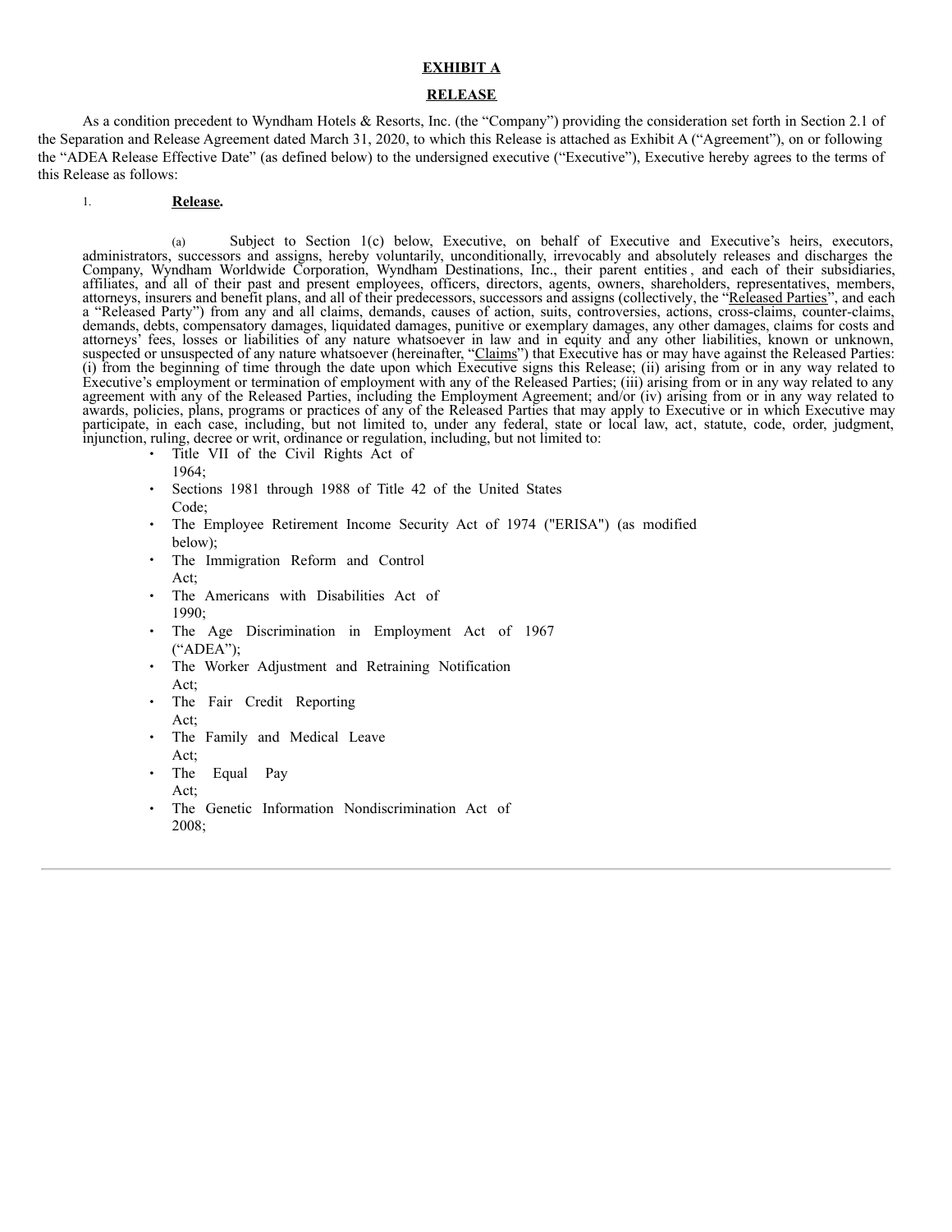**EXHIBIT A**

**RELEASE**

As a condition precedent to Wyndham Hotels & Resorts, Inc. (the "Company") providing the consideration set forth in Section 2.1 of the Separation and Release Agreement dated March 31, 2020, to which this Release is attached as Exhibit A ("Agreement"), on or following the "ADEA Release Effective Date" (as defined below) to the undersigned executive ("Executive"), Executive hereby agrees to the terms of this Release as follows:

1. **Release.**

(a) Subject to Section 1(c) below, Executive, on behalf of Executive and Executive's heirs, executors, administrators, successors and assigns, hereby voluntarily, unconditionally, irrevocably and absolutely releases and discharges the Company, Wyndham Worldwide Corporation, Wyndham Destinations, Inc., their parent entities, and each of their subsidiaries, affiliates, and all of their past and present employees, officers, directors, agents, owners, shareholders, representatives, members, attorneys, insurers and benefit plans, and all of their predecessors, successors and assigns (collectively, the "Released Parties", and each a "Released Party") from any and all claims, demands, causes of action, suits, controversies, actions, cross-claims, counter-claims, demands, debts, compensatory damages, liquidated damages, punitive or exemplary damages, any other damages, claims for costs and attorneys' fees, losses or liabilities of any nature whatsoever in law and in equity and any other liabilities, known or unknown, suspected or unsuspected of any nature whatsoever (hereinafter, "Claims") that Executive has or may have against the Released Parties: (i) from the beginning of time through the date upon which Executive signs this Release; (ii) arising from or in any way related to Executive's employment or termination of employment with any of the Released Parties; (iii) arising from or in any way related to any agreement with any of the Released Parties, including the Employment Agreement; and/or (iv) arising from or in any way related to awards, policies, plans, programs or practices of any of the Released Parties that may apply to Executive or in which Executive may participate, in each case, including, but not limited to, under any federal, state or local law, act, statute, code, order, judgment, injunction, ruling, decree or writ, ordinance or regulation, including, but not limited to:

- Title VII of the Civil Rights Act of 1964;
- Sections 1981 through 1988 of Title 42 of the United States Code;
- The Employee Retirement Income Security Act of 1974 ("ERISA") (as modified below);
- The Immigration Reform and Control Act;
- The Americans with Disabilities Act of 1990;
- The Age Discrimination in Employment Act of 1967 ("ADEA");
- The Worker Adjustment and Retraining Notification Act;
- The Fair Credit Reporting Act;
- The Family and Medical Leave Act;
- The Equal Pay Act;
- The Genetic Information Nondiscrimination Act of 2008;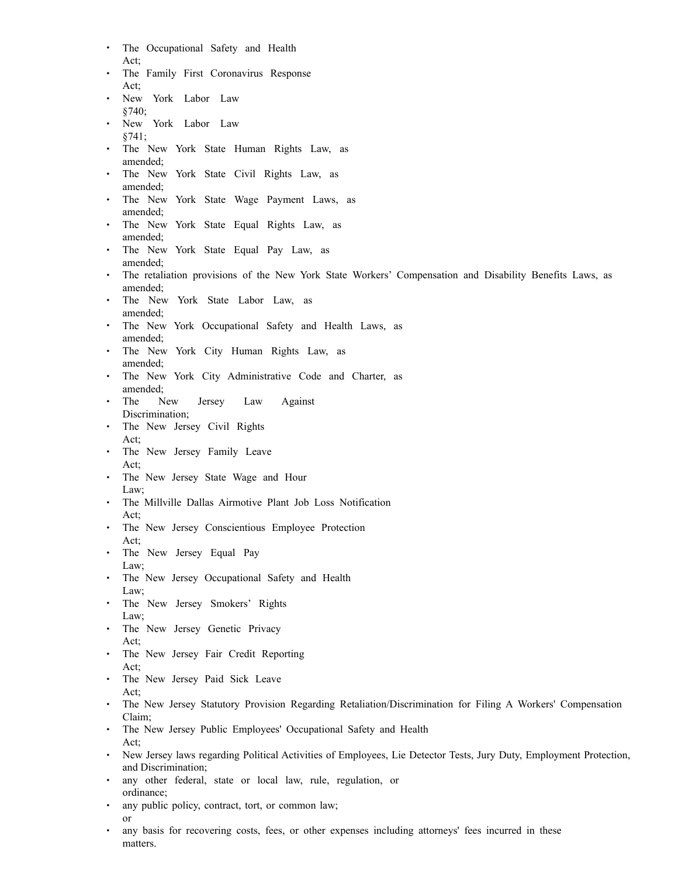- The Occupational Safety and Health Act;
- The Family First Coronavirus Response Act;
- New York Labor Law §740;
- New York Labor Law §741;
- The New York State Human Rights Law, as amended;
- The New York State Civil Rights Law, as amended;
- The New York State Wage Payment Laws, as amended;
- The New York State Equal Rights Law, as amended;
- The New York State Equal Pay Law, as amended;
- The retaliation provisions of the New York State Workers' Compensation and Disability Benefits Laws, as amended;
- The New York State Labor Law, as amended;
- The New York Occupational Safety and Health Laws, as amended;
- The New York City Human Rights Law, as amended;
- The New York City Administrative Code and Charter, as amended;
- The New Jersey Law Against Discrimination;
- The New Jersey Civil Rights Act;
- The New Jersey Family Leave Act;
- The New Jersey State Wage and Hour Law;
- The Millville Dallas Airmotive Plant Job Loss Notification Act;
- The New Jersey Conscientious Employee Protection Act;
- The New Jersey Equal Pay Law;
- The New Jersey Occupational Safety and Health Law;
- The New Jersey Smokers' Rights Law;
- The New Jersey Genetic Privacy Act;
- The New Jersey Fair Credit Reporting Act;
- The New Jersey Paid Sick Leave Act;
- The New Jersey Statutory Provision Regarding Retaliation/Discrimination for Filing A Workers' Compensation Claim;
- The New Jersey Public Employees' Occupational Safety and Health Act;
- New Jersey laws regarding Political Activities of Employees, Lie Detector Tests, Jury Duty, Employment Protection, and Discrimination;
- any other federal, state or local law, rule, regulation, or ordinance;
- any public policy, contract, tort, or common law; or
- any basis for recovering costs, fees, or other expenses including attorneys' fees incurred in these matters.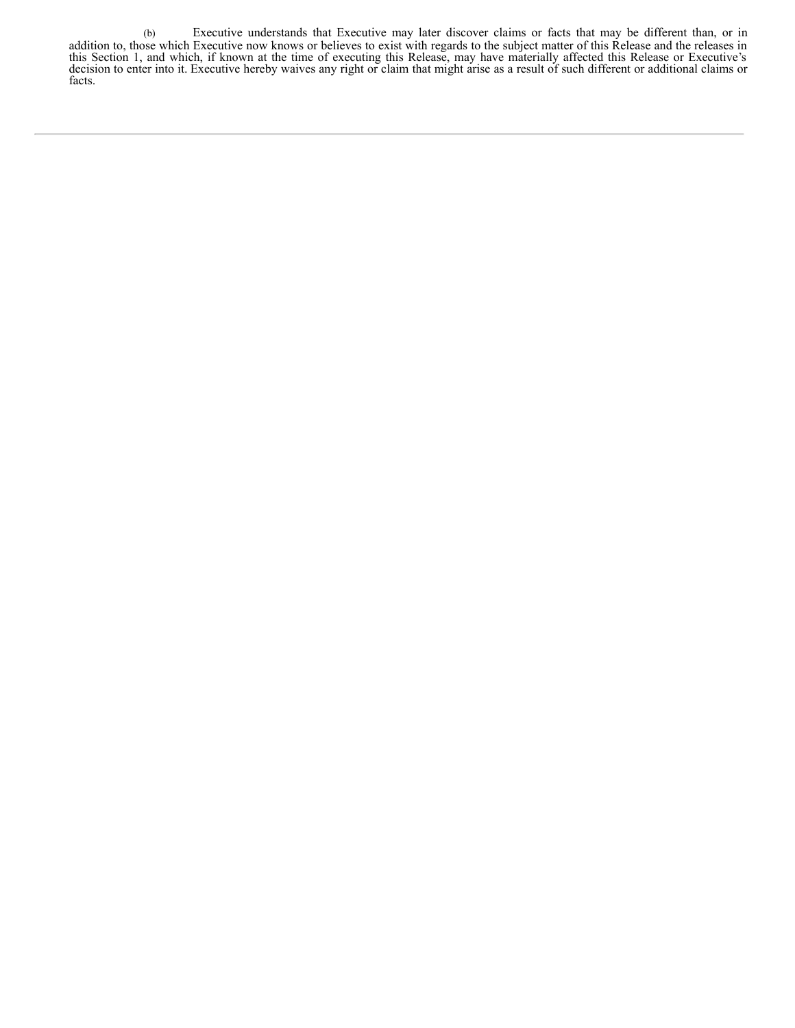(b) Executive understands that Executive may later discover claims or facts that may be different than, or in addition to, those which Executive now knows or believes to exist with regards to the subject matter of this Release and the releases in this Section 1, and which, if known at the time of executing this Release, may have materially affected this Release or Executive's decision to enter into it. Executive hereby waives any right or claim that might arise as a result of such different or additional claims or facts.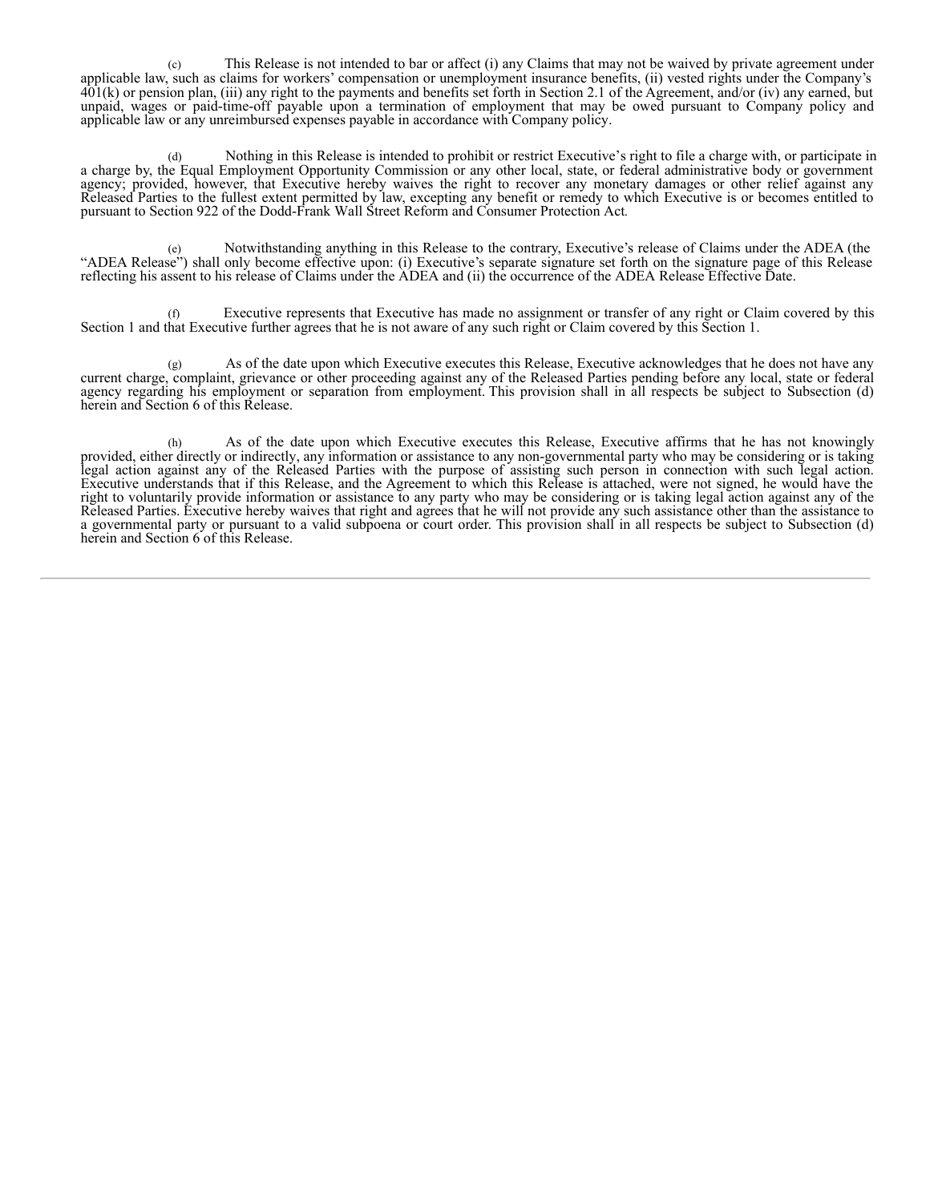(c) This Release is not intended to bar or affect (i) any Claims that may not be waived by private agreement under applicable law, such as claims for workers' compensation or unemployment insurance benefits, (ii) vested rights under the Company's 401(k) or pension plan, (iii) any right to the payments and benefits set forth in Section 2.1 of the Agreement, and/or (iv) any earned, but unpaid, wages or paid-time-off payable upon a termination of employment that may be owed pursuant to Company policy and applicable law or any unreimbursed expenses payable in accordance with Company policy.

(d) Nothing in this Release is intended to prohibit or restrict Executive's right to file a charge with, or participate in a charge by, the Equal Employment Opportunity Commission or any other local, state, or federal administrative body or government agency; provided, however, that Executive hereby waives the right to recover any monetary damages or other relief against any Released Parties to the fullest extent permitted by law, excepting any benefit or remedy to which Executive is or becomes entitled to pursuant to Section 922 of the Dodd-Frank Wall Street Reform and Consumer Protection Act.

(e) Notwithstanding anything in this Release to the contrary, Executive's release of Claims under the ADEA (the "ADEA Release") shall only become effective upon: (i) Executive's separate signature set forth on the signature page of this Release reflecting his assent to his release of Claims under the ADEA and (ii) the occurrence of the ADEA Release Effective Date.

(f) Executive represents that Executive has made no assignment or transfer of any right or Claim covered by this Section 1 and that Executive further agrees that he is not aware of any such right or Claim covered by this Section 1.

(g) As of the date upon which Executive executes this Release, Executive acknowledges that he does not have any current charge, complaint, grievance or other proceeding against any of the Released Parties pending before any local, state or federal agency regarding his employment or separation from employment. This provision shall in all respects be subject to Subsection (d) herein and Section 6 of this Release.

(h) As of the date upon which Executive executes this Release, Executive affirms that he has not knowingly provided, either directly or indirectly, any information or assistance to any non-governmental party who may be considering or is taking legal action against any of the Released Parties with the purpose of assisting such person in connection with such legal action. Executive understands that if this Release, and the Agreement to which this Release is attached, were not signed, he would have the right to voluntarily provide information or assistance to any party who may be considering or is taking legal action against any of the Released Parties. Executive hereby waives that right and agrees that he will not provide any such assistance other than the assistance to a governmental party or pursuant to a valid subpoena or court order. This provision shall in all respects be subject to Subsection (d) herein and Section 6 of this Release.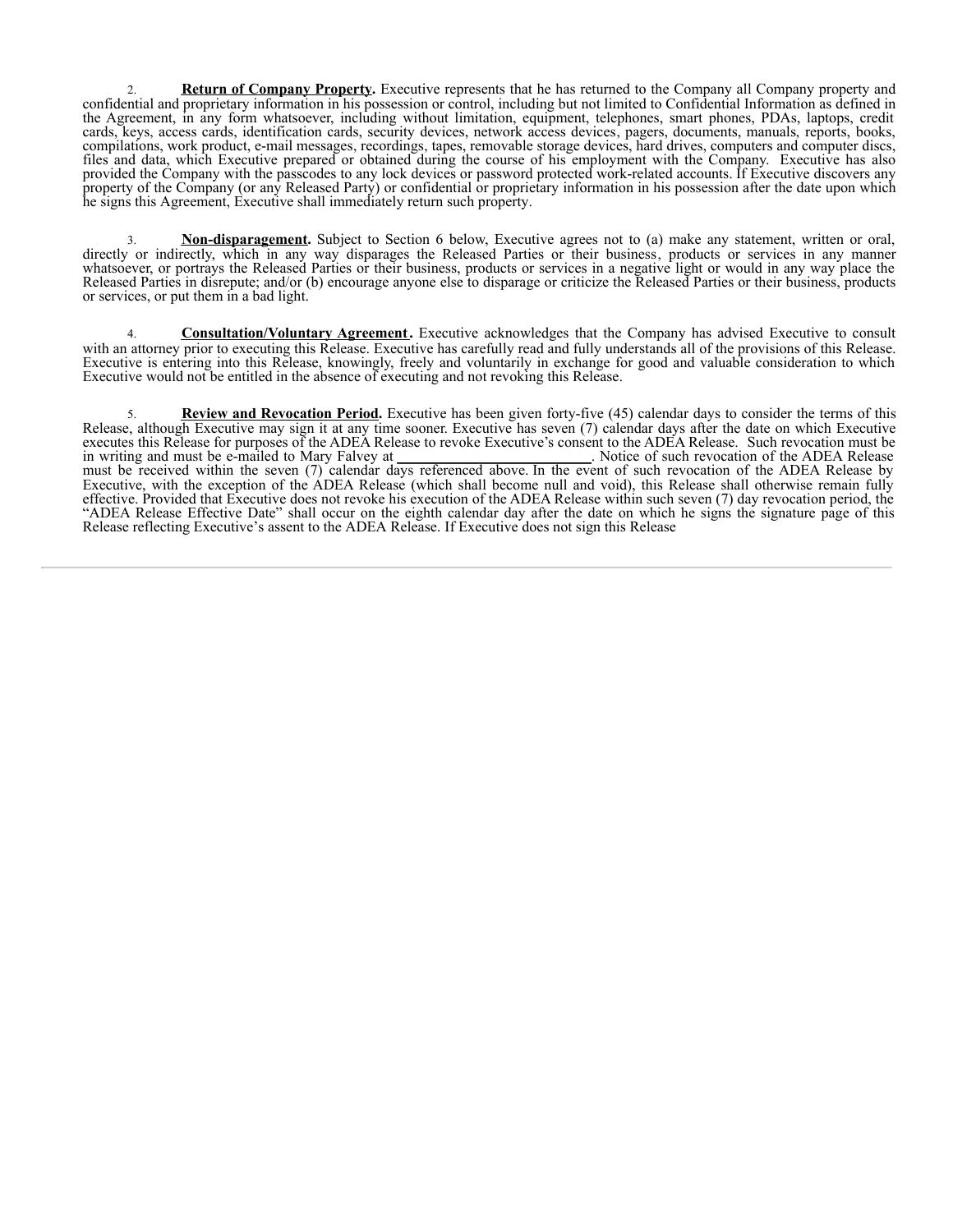2. **Return of Company Property.** Executive represents that he has returned to the Company all Company property and confidential and proprietary information in his possession or control, including but not limited to Confidential Information as defined in the Agreement, in any form whatsoever, including without limitation, equipment, telephones, smart phones, PDAs, laptops, credit cards, keys, access cards, identification cards, security devices, network access devices, pagers, documents, manuals, reports, books, compilations, work product, e-mail messages, recordings, tapes, removable storage devices, hard drives, computers and computer discs, files and data, which Executive prepared or obtained during the course of his employment with the Company. Executive has also provided the Company with the passcodes to any lock devices or password protected work-related accounts. If Executive discovers any property of the Company (or any Released Party) or confidential or proprietary information in his possession after the date upon which he signs this Agreement, Executive shall immediately return such property.

3. **Non-disparagement.** Subject to Section 6 below, Executive agrees not to (a) make any statement, written or oral, directly or indirectly, which in any way disparages the Released Parties or their business, products or services in any manner whatsoever, or portrays the Released Parties or their business, products or services in a negative light or would in any way place the Released Parties in disrepute; and/or (b) encourage anyone else to disparage or criticize the Released Parties or their business, products or services, or put them in a bad light.

4. **Consultation/Voluntary Agreement.** Executive acknowledges that the Company has advised Executive to consult with an attorney prior to executing this Release. Executive has carefully read and fully understands all of the provisions of this Release. Executive is entering into this Release, knowingly, freely and voluntarily in exchange for good and valuable consideration to which Executive would not be entitled in the absence of executing and not revoking this Release.

5. **Review and Revocation Period.** Executive has been given forty-five (45) calendar days to consider the terms of this Release, although Executive may sign it at any time sooner. Executive has seven (7) calendar days after the date on which Executive executes this Release for purposes of the ADEA Release to revoke Executive's consent to the ADEA Release. Such revocation must be in writing and must be e-mailed to Mary Falvey at \_\_\_\_\_\_\_\_\_\_\_\_\_\_\_\_\_\_\_\_\_\_\_\_\_\_. Notice of such revocation of the ADEA Release must be received within the seven (7) calendar days referenced above. In the event of such revocation of the ADEA Release by Executive, with the exception of the ADEA Release (which shall become null and void), this Release shall otherwise remain fully effective. Provided that Executive does not revoke his execution of the ADEA Release within such seven (7) day revocation period, the "ADEA Release Effective Date" shall occur on the eighth calendar day after the date on which he signs the signature page of this Release reflecting Executive's assent to the ADEA Release. If Executive does not sign this Release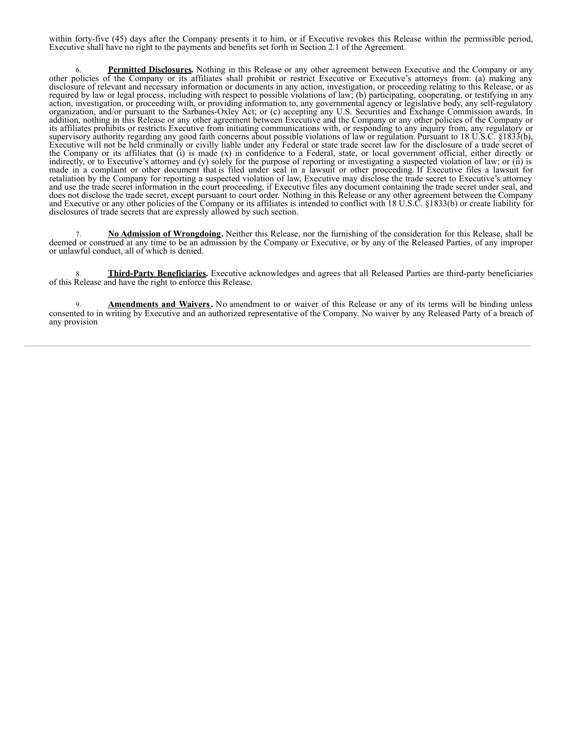within forty-five (45) days after the Company presents it to him, or if Executive revokes this Release within the permissible period, Executive shall have no right to the payments and benefits set forth in Section 2.1 of the Agreement.

6. **Permitted Disclosures.** Nothing in this Release or any other agreement between Executive and the Company or any other policies of the Company or its affiliates shall prohibit or restrict Executive or Executive's attorneys from: (a) making any disclosure of relevant and necessary information or documents in any action, investigation, or proceeding relating to this Release, or as required by law or legal process, including with respect to possible violations of law; (b) participating, cooperating, or testifying in any action, investigation, or proceeding with, or providing information to, any governmental agency or legislative body, any self-regulatory organization, and/or pursuant to the Sarbanes-Oxley Act; or (c) accepting any U.S. Securities and Exchange Commission awards. In addition, nothing in this Release or any other agreement between Executive and the Company or any other policies of the Company or its affiliates prohibits or restricts Executive from initiating communications with, or responding to any inquiry from, any regulatory or supervisory authority regarding any good faith concerns about possible violations of law or regulation. Pursuant to 18 U.S.C. §1833(b), Executive will not be held criminally or civilly liable under any Federal or state trade secret law for the disclosure of a trade secret of the Company or its affiliates that (i) is made (x) in confidence to a Federal, state, or local government official, either directly or indirectly, or to Executive's attorney and (y) solely for the purpose of reporting or investigating a suspected violation of law; or (ii) is made in a complaint or other document that is filed under seal in a lawsuit or other proceeding. If Executive files a lawsuit for retaliation by the Company for reporting a suspected violation of law, Executive may disclose the trade secret to Executive's attorney and use the trade secret information in the court proceeding, if Executive files any document containing the trade secret under seal, and does not disclose the trade secret, except pursuant to court order. Nothing in this Release or any other agreement between the Company and Executive or any other policies of the Company or its affiliates is intended to conflict with 18 U.S.C. §1833(b) or create liability for disclosures of trade secrets that are expressly allowed by such section.

7. **No Admission of Wrongdoing.** Neither this Release, nor the furnishing of the consideration for this Release, shall be deemed or construed at any time to be an admission by the Company or Executive, or by any of the Released Parties, of any improper or unlawful conduct, all of which is denied.

8. **Third-Party Beneficiaries.** Executive acknowledges and agrees that all Released Parties are third-party beneficiaries of this Release and have the right to enforce this Release.

9. **Amendments and Waivers.** No amendment to or waiver of this Release or any of its terms will be binding unless consented to in writing by Executive and an authorized representative of the Company. No waiver by any Released Party of a breach of any provision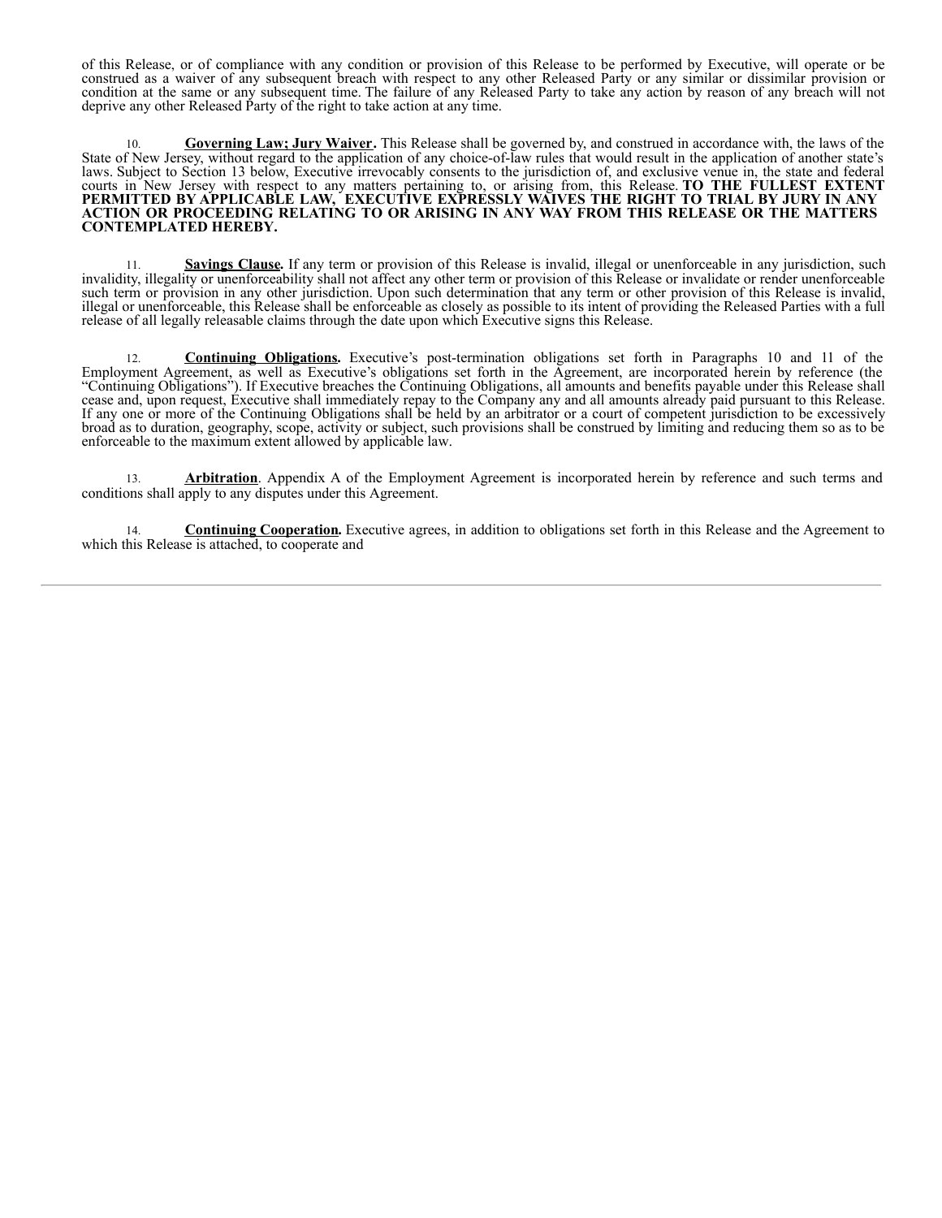of this Release, or of compliance with any condition or provision of this Release to be performed by Executive, will operate or be construed as a waiver of any subsequent breach with respect to any other Released Party or any similar or dissimilar provision or condition at the same or any subsequent time. The failure of any Released Party to take any action by reason of any breach will not deprive any other Released Party of the right to take action at any time.

10. **Governing Law; Jury Waiver.** This Release shall be governed by, and construed in accordance with, the laws of the State of New Jersey, without regard to the application of any choice-of-law rules that would result in the application of another state's laws. Subject to Section 13 below, Executive irrevocably consents to the jurisdiction of, and exclusive venue in, the state and federal courts in New Jersey with respect to any matters pertaining to, or arising from, this Release. **TO THE FULLEST EXTENT PERMITTED BY APPLICABLE LAW, EXECUTIVE EXPRESSLY WAIVES THE RIGHT TO TRIAL BY JURY IN ANY ACTION OR PROCEEDING RELATING TO OR ARISING IN ANY WAY FROM THIS RELEASE OR THE MATTERS CONTEMPLATED HEREBY.**

11. **Savings Clause.** If any term or provision of this Release is invalid, illegal or unenforceable in any jurisdiction, such invalidity, illegality or unenforceability shall not affect any other term or provision of this Release or invalidate or render unenforceable such term or provision in any other jurisdiction. Upon such determination that any term or other provision of this Release is invalid, illegal or unenforceable, this Release shall be enforceable as closely as possible to its intent of providing the Released Parties with a full release of all legally releasable claims through the date upon which Executive signs this Release.

12. **Continuing Obligations.** Executive's post-termination obligations set forth in Paragraphs 10 and 11 of the Employment Agreement, as well as Executive's obligations set forth in the Agreement, are incorporated herein by reference (the "Continuing Obligations"). If Executive breaches the Continuing Obligations, all amounts and benefits payable under this Release shall cease and, upon request, Executive shall immediately repay to the Company any and all amounts already paid pursuant to this Release. If any one or more of the Continuing Obligations shall be held by an arbitrator or a court of competent jurisdiction to be excessively broad as to duration, geography, scope, activity or subject, such provisions shall be construed by limiting and reducing them so as to be enforceable to the maximum extent allowed by applicable law.

13. **Arbitration**. Appendix A of the Employment Agreement is incorporated herein by reference and such terms and conditions shall apply to any disputes under this Agreement.

14. **Continuing Cooperation.** Executive agrees, in addition to obligations set forth in this Release and the Agreement to which this Release is attached, to cooperate and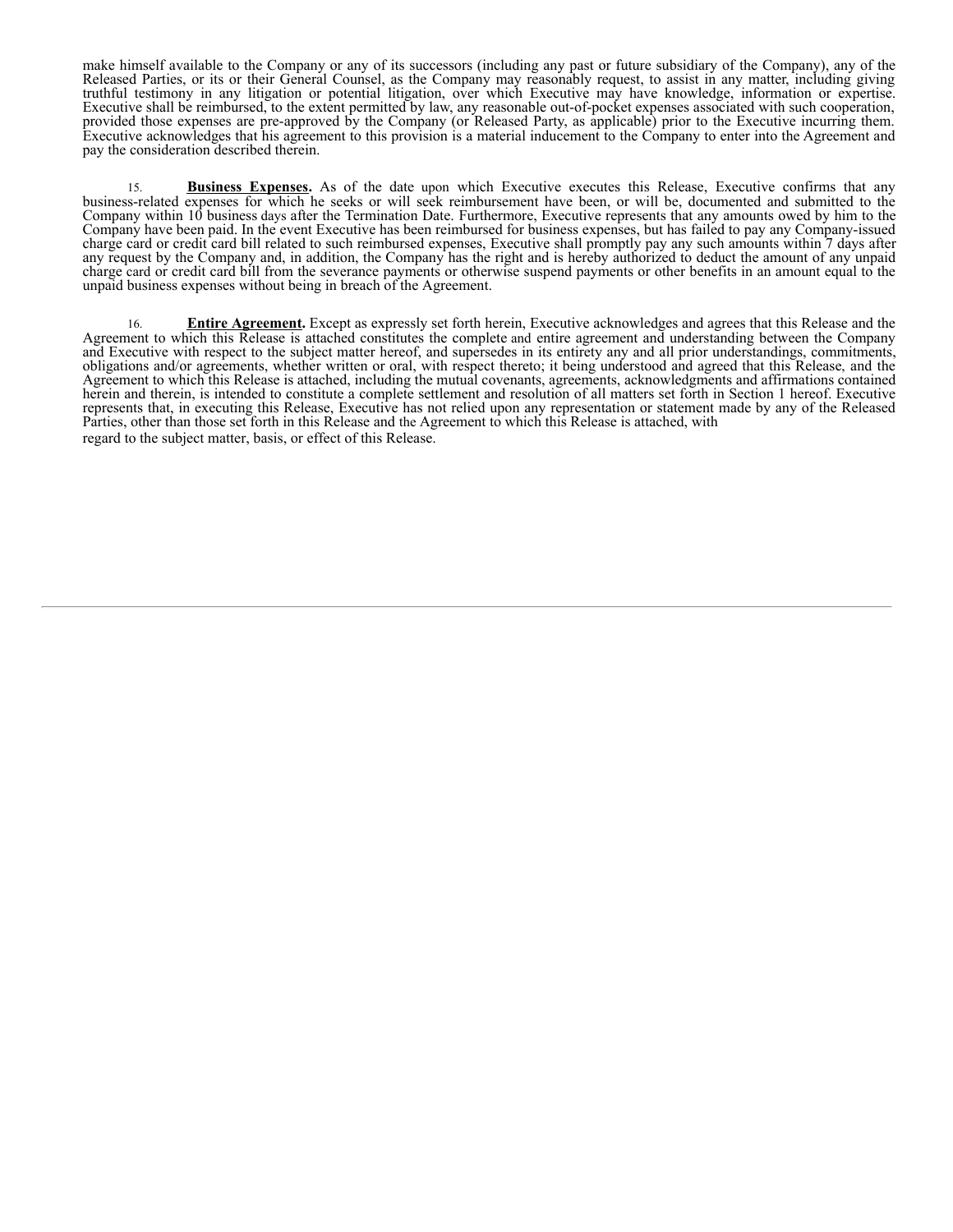make himself available to the Company or any of its successors (including any past or future subsidiary of the Company), any of the Released Parties, or its or their General Counsel, as the Company may reasonably request, to assist in any matter, including giving truthful testimony in any litigation or potential litigation, over which Executive may have knowledge, information or expertise. Executive shall be reimbursed, to the extent permitted by law, any reasonable out-of-pocket expenses associated with such cooperation, provided those expenses are pre-approved by the Company (or Released Party, as applicable) prior to the Executive incurring them. Executive acknowledges that his agreement to this provision is a material inducement to the Company to enter into the Agreement and pay the consideration described therein.

15. **Business Expenses.** As of the date upon which Executive executes this Release, Executive confirms that any business-related expenses for which he seeks or will seek reimbursement have been, or will be, documented and submitted to the Company within 10 business days after the Termination Date. Furthermore, Executive represents that any amounts owed by him to the Company have been paid. In the event Executive has been reimbursed for business expenses, but has failed to pay any Company-issued charge card or credit card bill related to such reimbursed expenses, Executive shall promptly pay any such amounts within 7 days after any request by the Company and, in addition, the Company has the right and is hereby authorized to deduct the amount of any unpaid charge card or credit card bill from the severance payments or otherwise suspend payments or other benefits in an amount equal to the unpaid business expenses without being in breach of the Agreement.

16. **Entire Agreement.** Except as expressly set forth herein, Executive acknowledges and agrees that this Release and the Agreement to which this Release is attached constitutes the complete and entire agreement and understanding between the Company and Executive with respect to the subject matter hereof, and supersedes in its entirety any and all prior understandings, commitments, obligations and/or agreements, whether written or oral, with respect thereto; it being understood and agreed that this Release, and the Agreement to which this Release is attached, including the mutual covenants, agreements, acknowledgments and affirmations contained herein and therein, is intended to constitute a complete settlement and resolution of all matters set forth in Section 1 hereof. Executive represents that, in executing this Release, Executive has not relied upon any representation or statement made by any of the Released Parties, other than those set forth in this Release and the Agreement to which this Release is attached, with regard to the subject matter, basis, or effect of this Release.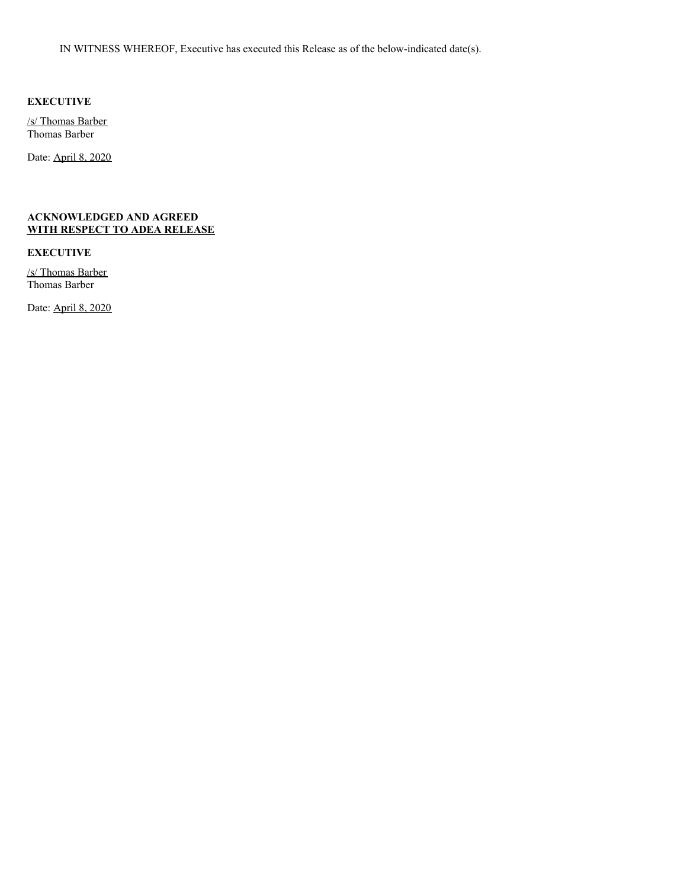IN WITNESS WHEREOF, Executive has executed this Release as of the below-indicated date(s).

**EXECUTIVE**

/s/ Thomas Barber
Thomas Barber

Date: April 8, 2020

**ACKNOWLEDGED AND AGREED**
**WITH RESPECT TO ADEA RELEASE**

**EXECUTIVE**

/s/ Thomas Barber
Thomas Barber

Date: April 8, 2020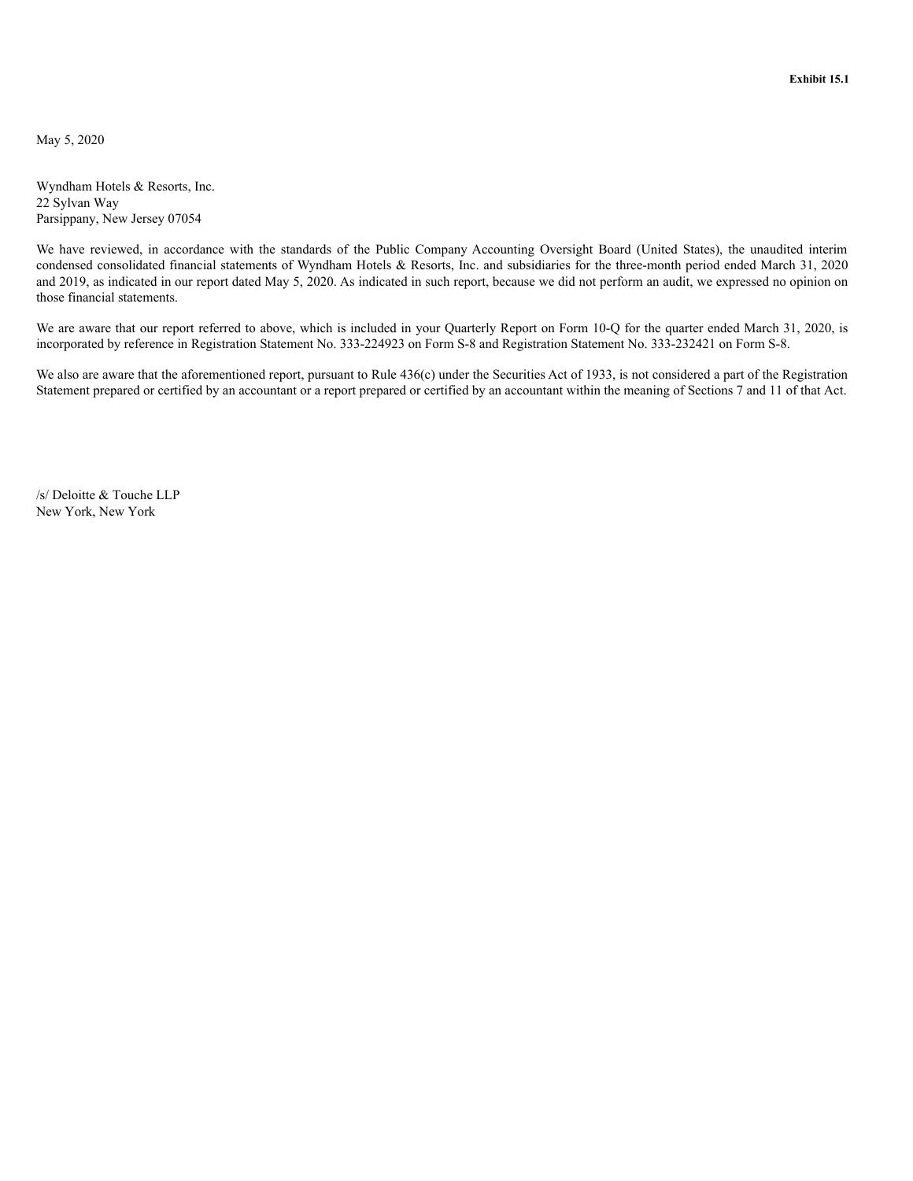**Exhibit 15.1**

May 5, 2020

Wyndham Hotels & Resorts, Inc.
22 Sylvan Way
Parsippany, New Jersey 07054

We have reviewed, in accordance with the standards of the Public Company Accounting Oversight Board (United States), the unaudited interim condensed consolidated financial statements of Wyndham Hotels & Resorts, Inc. and subsidiaries for the three-month period ended March 31, 2020 and 2019, as indicated in our report dated May 5, 2020. As indicated in such report, because we did not perform an audit, we expressed no opinion on those financial statements.

We are aware that our report referred to above, which is included in your Quarterly Report on Form 10-Q for the quarter ended March 31, 2020, is incorporated by reference in Registration Statement No. 333-224923 on Form S-8 and Registration Statement No. 333-232421 on Form S-8.

We also are aware that the aforementioned report, pursuant to Rule 436(c) under the Securities Act of 1933, is not considered a part of the Registration Statement prepared or certified by an accountant or a report prepared or certified by an accountant within the meaning of Sections 7 and 11 of that Act.

/s/ Deloitte & Touche LLP
New York, New York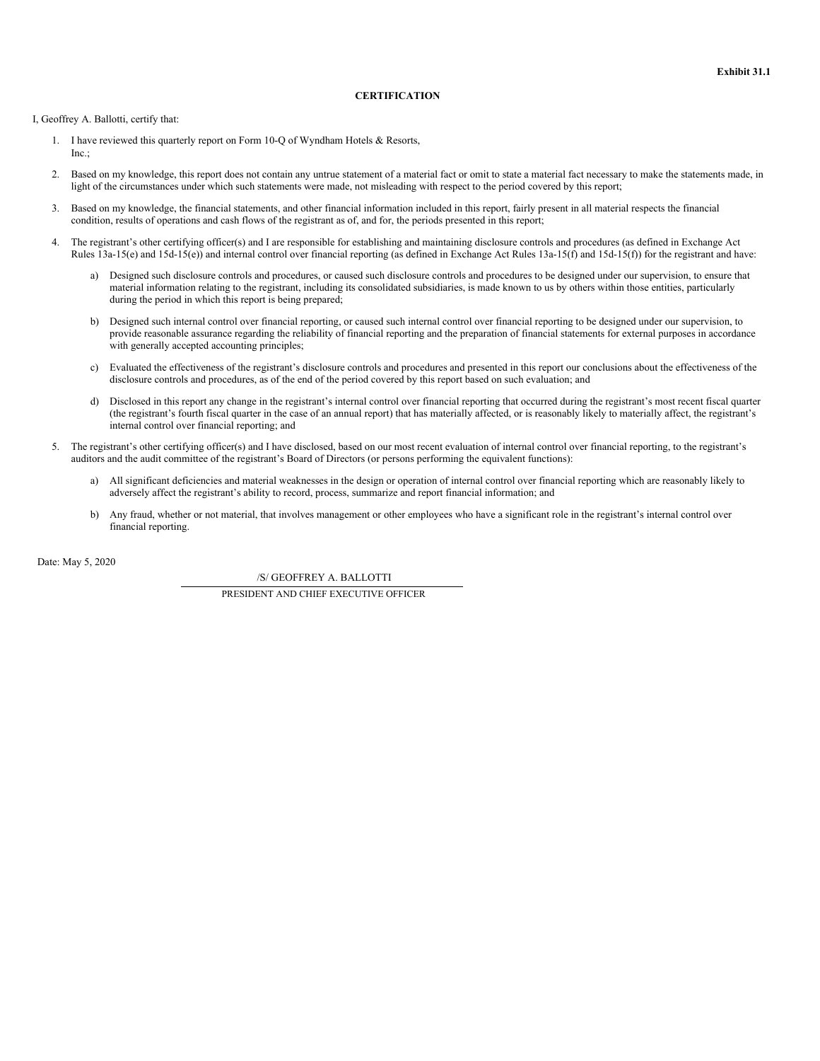**Exhibit 31.1**

**CERTIFICATION**

I, Geoffrey A. Ballotti, certify that:

1. I have reviewed this quarterly report on Form 10-Q of Wyndham Hotels & Resorts, Inc.;
2. Based on my knowledge, this report does not contain any untrue statement of a material fact or omit to state a material fact necessary to make the statements made, in light of the circumstances under which such statements were made, not misleading with respect to the period covered by this report;
3. Based on my knowledge, the financial statements, and other financial information included in this report, fairly present in all material respects the financial condition, results of operations and cash flows of the registrant as of, and for, the periods presented in this report;
4. The registrant's other certifying officer(s) and I are responsible for establishing and maintaining disclosure controls and procedures (as defined in Exchange Act Rules 13a-15(e) and 15d-15(e)) and internal control over financial reporting (as defined in Exchange Act Rules 13a-15(f) and 15d-15(f)) for the registrant and have:
   a) Designed such disclosure controls and procedures, or caused such disclosure controls and procedures to be designed under our supervision, to ensure that material information relating to the registrant, including its consolidated subsidiaries, is made known to us by others within those entities, particularly during the period in which this report is being prepared;
   b) Designed such internal control over financial reporting, or caused such internal control over financial reporting to be designed under our supervision, to provide reasonable assurance regarding the reliability of financial reporting and the preparation of financial statements for external purposes in accordance with generally accepted accounting principles;
   c) Evaluated the effectiveness of the registrant's disclosure controls and procedures and presented in this report our conclusions about the effectiveness of the disclosure controls and procedures, as of the end of the period covered by this report based on such evaluation; and
   d) Disclosed in this report any change in the registrant's internal control over financial reporting that occurred during the registrant's most recent fiscal quarter (the registrant's fourth fiscal quarter in the case of an annual report) that has materially affected, or is reasonably likely to materially affect, the registrant's internal control over financial reporting; and
5. The registrant's other certifying officer(s) and I have disclosed, based on our most recent evaluation of internal control over financial reporting, to the registrant's auditors and the audit committee of the registrant's Board of Directors (or persons performing the equivalent functions):
   a) All significant deficiencies and material weaknesses in the design or operation of internal control over financial reporting which are reasonably likely to adversely affect the registrant's ability to record, process, summarize and report financial information; and
   b) Any fraud, whether or not material, that involves management or other employees who have a significant role in the registrant's internal control over financial reporting.

Date: May 5, 2020

/S/ GEOFFREY A. BALLOTTI

PRESIDENT AND CHIEF EXECUTIVE OFFICER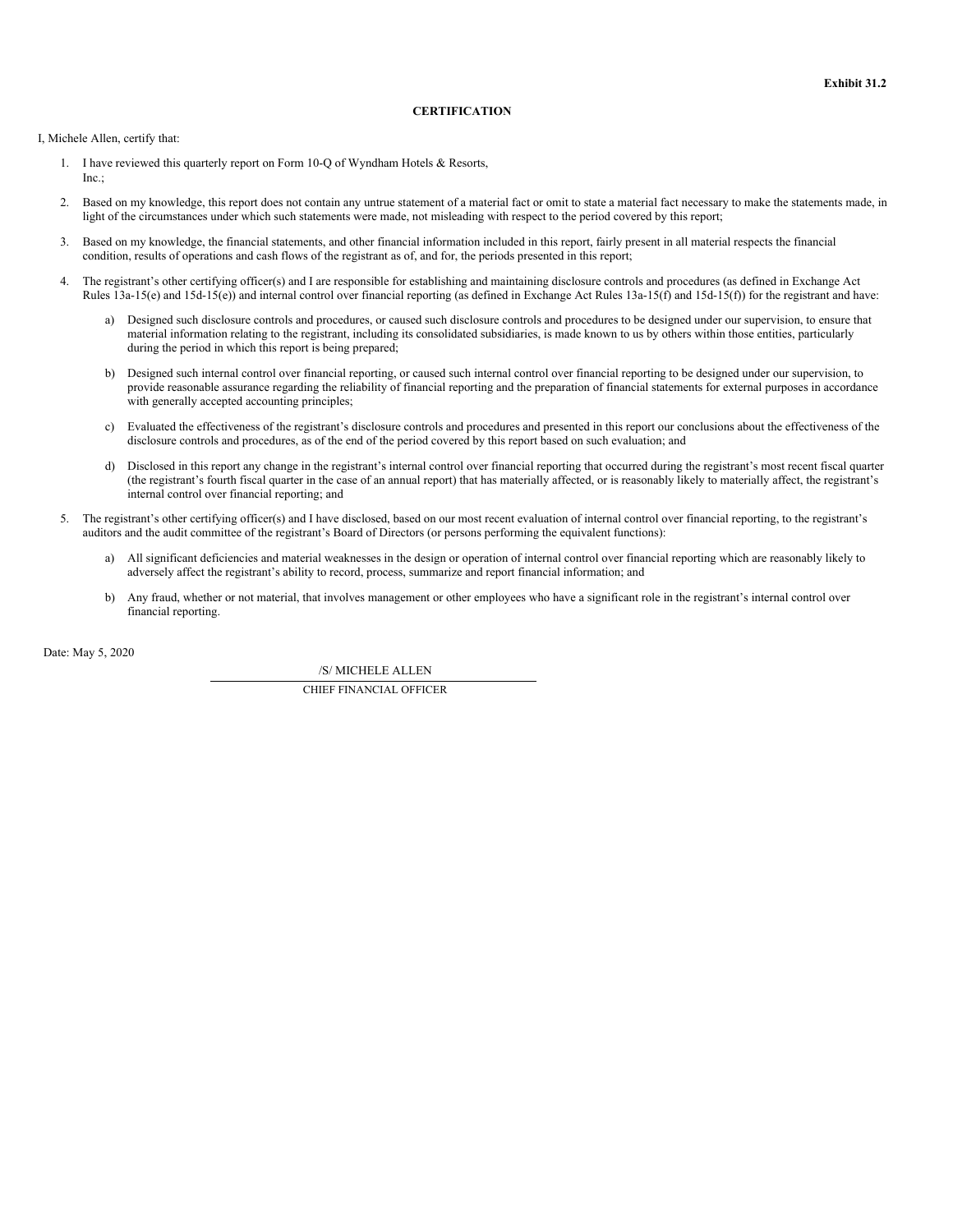**Exhibit 31.2**

**CERTIFICATION**

I, Michele Allen, certify that:

1. I have reviewed this quarterly report on Form 10-Q of Wyndham Hotels & Resorts, Inc.;
2. Based on my knowledge, this report does not contain any untrue statement of a material fact or omit to state a material fact necessary to make the statements made, in light of the circumstances under which such statements were made, not misleading with respect to the period covered by this report;
3. Based on my knowledge, the financial statements, and other financial information included in this report, fairly present in all material respects the financial condition, results of operations and cash flows of the registrant as of, and for, the periods presented in this report;
4. The registrant's other certifying officer(s) and I are responsible for establishing and maintaining disclosure controls and procedures (as defined in Exchange Act Rules 13a-15(e) and 15d-15(e)) and internal control over financial reporting (as defined in Exchange Act Rules 13a-15(f) and 15d-15(f)) for the registrant and have:
   a) Designed such disclosure controls and procedures, or caused such disclosure controls and procedures to be designed under our supervision, to ensure that material information relating to the registrant, including its consolidated subsidiaries, is made known to us by others within those entities, particularly during the period in which this report is being prepared;
   b) Designed such internal control over financial reporting, or caused such internal control over financial reporting to be designed under our supervision, to provide reasonable assurance regarding the reliability of financial reporting and the preparation of financial statements for external purposes in accordance with generally accepted accounting principles;
   c) Evaluated the effectiveness of the registrant's disclosure controls and procedures and presented in this report our conclusions about the effectiveness of the disclosure controls and procedures, as of the end of the period covered by this report based on such evaluation; and
   d) Disclosed in this report any change in the registrant's internal control over financial reporting that occurred during the registrant's most recent fiscal quarter (the registrant's fourth fiscal quarter in the case of an annual report) that has materially affected, or is reasonably likely to materially affect, the registrant's internal control over financial reporting; and
5. The registrant's other certifying officer(s) and I have disclosed, based on our most recent evaluation of internal control over financial reporting, to the registrant's auditors and the audit committee of the registrant's Board of Directors (or persons performing the equivalent functions):
   a) All significant deficiencies and material weaknesses in the design or operation of internal control over financial reporting which are reasonably likely to adversely affect the registrant's ability to record, process, summarize and report financial information; and
   b) Any fraud, whether or not material, that involves management or other employees who have a significant role in the registrant's internal control over financial reporting.

Date: May 5, 2020

/S/ MICHELE ALLEN

CHIEF FINANCIAL OFFICER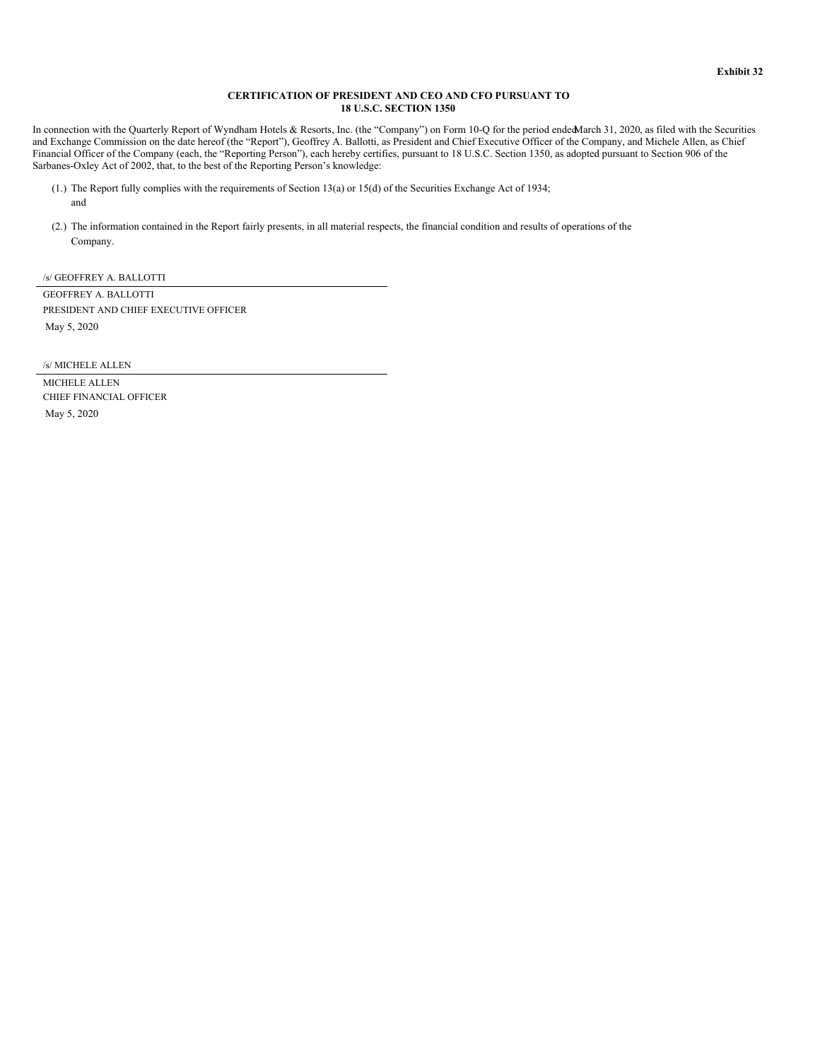**Exhibit 32**

**CERTIFICATION OF PRESIDENT AND CEO AND CFO PURSUANT TO 18 U.S.C. SECTION 1350**

In connection with the Quarterly Report of Wyndham Hotels & Resorts, Inc. (the "Company") on Form 10-Q for the period ended March 31, 2020, as filed with the Securities and Exchange Commission on the date hereof (the "Report"), Geoffrey A. Ballotti, as President and Chief Executive Officer of the Company, and Michele Allen, as Chief Financial Officer of the Company (each, the "Reporting Person"), each hereby certifies, pursuant to 18 U.S.C. Section 1350, as adopted pursuant to Section 906 of the Sarbanes-Oxley Act of 2002, that, to the best of the Reporting Person's knowledge:

(1.) The Report fully complies with the requirements of Section 13(a) or 15(d) of the Securities Exchange Act of 1934; and

(2.) The information contained in the Report fairly presents, in all material respects, the financial condition and results of operations of the Company.

/s/ GEOFFREY A. BALLOTTI

GEOFFREY A. BALLOTTI
PRESIDENT AND CHIEF EXECUTIVE OFFICER
May 5, 2020

/s/ MICHELE ALLEN

MICHELE ALLEN
CHIEF FINANCIAL OFFICER
May 5, 2020